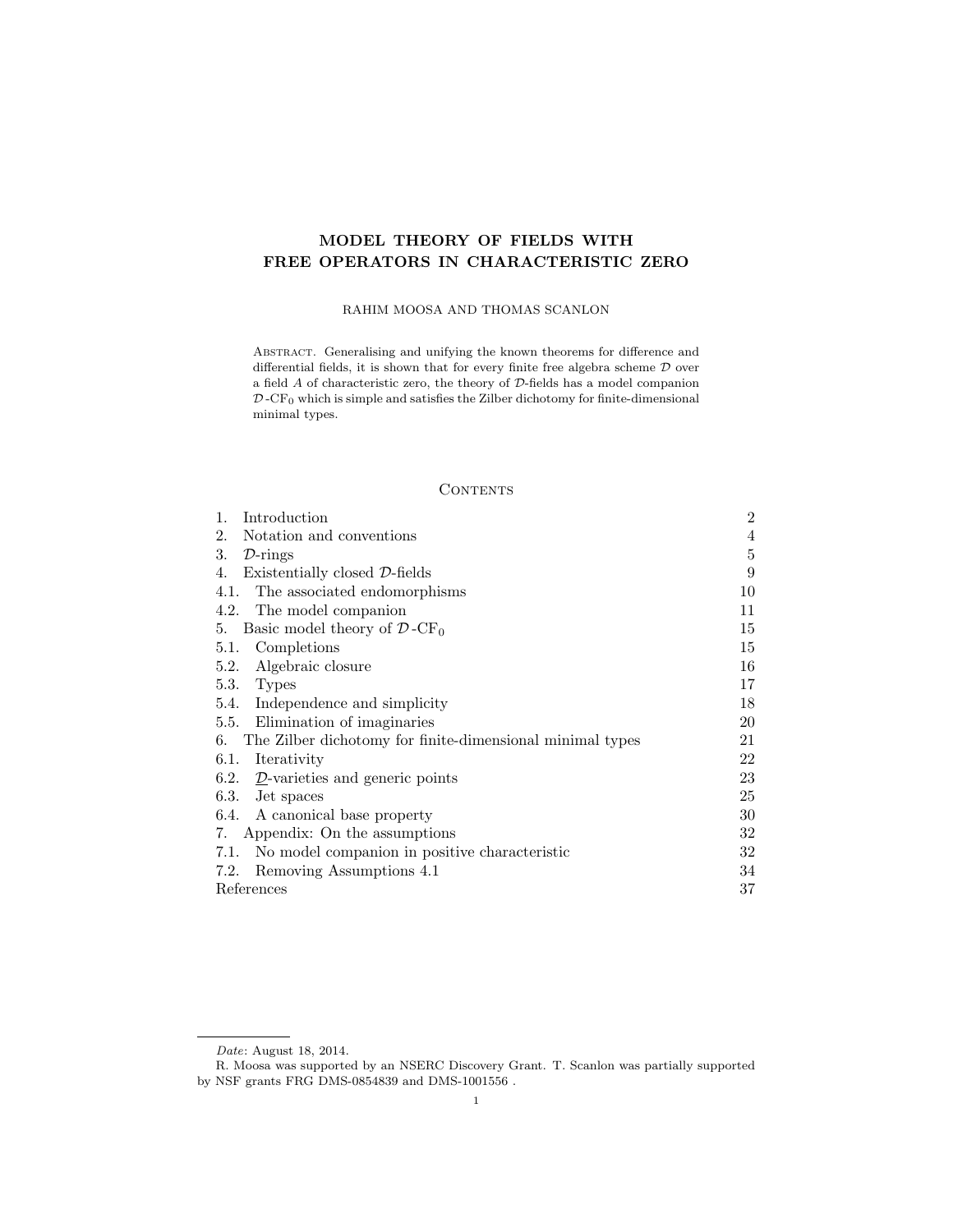# MODEL THEORY OF FIELDS WITH FREE OPERATORS IN CHARACTERISTIC ZERO

RAHIM MOOSA AND THOMAS SCANLON

Abstract. Generalising and unifying the known theorems for difference and differential fields, it is shown that for every finite free algebra scheme $\mathcal{D}$ over a field $A$ of characteristic zero, the theory of $\mathcal{D}$-fields has a model companion $\mathcal{D}$-$\mathrm{CF}_0$ which is simple and satisfies the Zilber dichotomy for finite-dimensional minimal types.

## Contents

| | |
|---|---|
| 1. Introduction | 2 |
| 2. Notation and conventions | 4 |
| 3. $\mathcal{D}$-rings | 5 |
| 4. Existentially closed $\mathcal{D}$-fields | 9 |
| 4.1. The associated endomorphisms | 10 |
| 4.2. The model companion | 11 |
| 5. Basic model theory of $\mathcal{D}$-$\mathrm{CF}_0$ | 15 |
| 5.1. Completions | 15 |
| 5.2. Algebraic closure | 16 |
| 5.3. Types | 17 |
| 5.4. Independence and simplicity | 18 |
| 5.5. Elimination of imaginaries | 20 |
| 6. The Zilber dichotomy for finite-dimensional minimal types | 21 |
| 6.1. Iterativity | 22 |
| 6.2. $\underline{\mathcal{D}}$-varieties and generic points | 23 |
| 6.3. Jet spaces | 25 |
| 6.4. A canonical base property | 30 |
| 7. Appendix: On the assumptions | 32 |
| 7.1. No model companion in positive characteristic | 32 |
| 7.2. Removing Assumptions 4.1 | 34 |
| References | 37 |

---

*Date*: August 18, 2014.

R. Moosa was supported by an NSERC Discovery Grant. T. Scanlon was partially supported by NSF grants FRG DMS-0854839 and DMS-1001556 .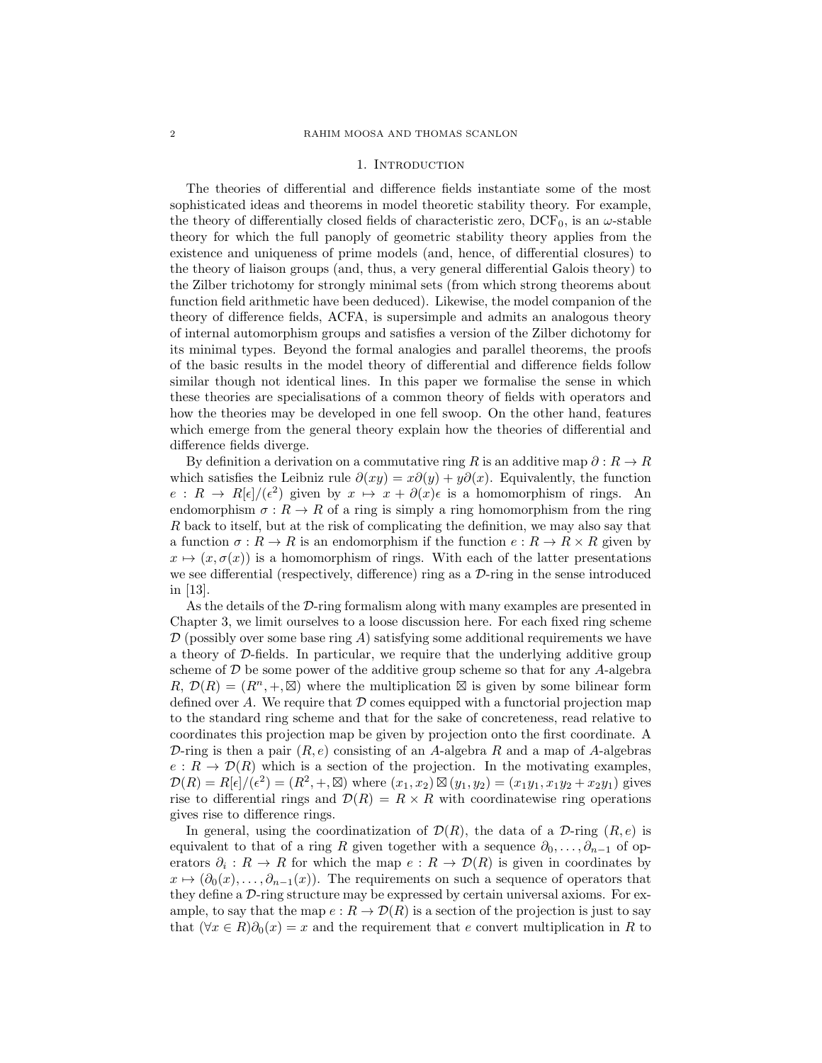## 1. Introduction

The theories of differential and difference fields instantiate some of the most sophisticated ideas and theorems in model theoretic stability theory. For example, the theory of differentially closed fields of characteristic zero, $\mathrm{DCF}_0$, is an $\omega$-stable theory for which the full panoply of geometric stability theory applies from the existence and uniqueness of prime models (and, hence, of differential closures) to the theory of liaison groups (and, thus, a very general differential Galois theory) to the Zilber trichotomy for strongly minimal sets (from which strong theorems about function field arithmetic have been deduced). Likewise, the model companion of the theory of difference fields, ACFA, is supersimple and admits an analogous theory of internal automorphism groups and satisfies a version of the Zilber dichotomy for its minimal types. Beyond the formal analogies and parallel theorems, the proofs of the basic results in the model theory of differential and difference fields follow similar though not identical lines. In this paper we formalise the sense in which these theories are specialisations of a common theory of fields with operators and how the theories may be developed in one fell swoop. On the other hand, features which emerge from the general theory explain how the theories of differential and difference fields diverge.

By definition a derivation on a commutative ring $R$ is an additive map $\partial : R \to R$ which satisfies the Leibniz rule $\partial(xy) = x\partial(y) + y\partial(x)$. Equivalently, the function $e : R \to R[\epsilon]/(\epsilon^2)$ given by $x \mapsto x + \partial(x)\epsilon$ is a homomorphism of rings. An endomorphism $\sigma : R \to R$ of a ring is simply a ring homomorphism from the ring $R$ back to itself, but at the risk of complicating the definition, we may also say that a function $\sigma : R \to R$ is an endomorphism if the function $e : R \to R \times R$ given by $x \mapsto (x, \sigma(x))$ is a homomorphism of rings. With each of the latter presentations we see differential (respectively, difference) ring as a $\mathcal{D}$-ring in the sense introduced in [13].

As the details of the $\mathcal{D}$-ring formalism along with many examples are presented in Chapter 3, we limit ourselves to a loose discussion here. For each fixed ring scheme $\mathcal{D}$ (possibly over some base ring $A$) satisfying some additional requirements we have a theory of $\mathcal{D}$-fields. In particular, we require that the underlying additive group scheme of $\mathcal{D}$ be some power of the additive group scheme so that for any $A$-algebra $R$, $\mathcal{D}(R) = (R^n, +, \boxtimes)$ where the multiplication $\boxtimes$ is given by some bilinear form defined over $A$. We require that $\mathcal{D}$ comes equipped with a functorial projection map to the standard ring scheme and that for the sake of concreteness, read relative to coordinates this projection map be given by projection onto the first coordinate. A $\mathcal{D}$-ring is then a pair $(R, e)$ consisting of an $A$-algebra $R$ and a map of $A$-algebras $e : R \to \mathcal{D}(R)$ which is a section of the projection. In the motivating examples, $\mathcal{D}(R) = R[\epsilon]/(\epsilon^2) = (R^2, +, \boxtimes)$ where $(x_1, x_2) \boxtimes (y_1, y_2) = (x_1y_1, x_1y_2 + x_2y_1)$ gives rise to differential rings and $\mathcal{D}(R) = R \times R$ with coordinatewise ring operations gives rise to difference rings.

In general, using the coordinatization of $\mathcal{D}(R)$, the data of a $\mathcal{D}$-ring $(R, e)$ is equivalent to that of a ring $R$ given together with a sequence $\partial_0, \ldots, \partial_{n-1}$ of operators $\partial_i : R \to R$ for which the map $e : R \to \mathcal{D}(R)$ is given in coordinates by $x \mapsto (\partial_0(x), \ldots, \partial_{n-1}(x))$. The requirements on such a sequence of operators that they define a $\mathcal{D}$-ring structure may be expressed by certain universal axioms. For example, to say that the map $e : R \to \mathcal{D}(R)$ is a section of the projection is just to say that $(\forall x \in R)\partial_0(x) = x$ and the requirement that $e$ convert multiplication in $R$ to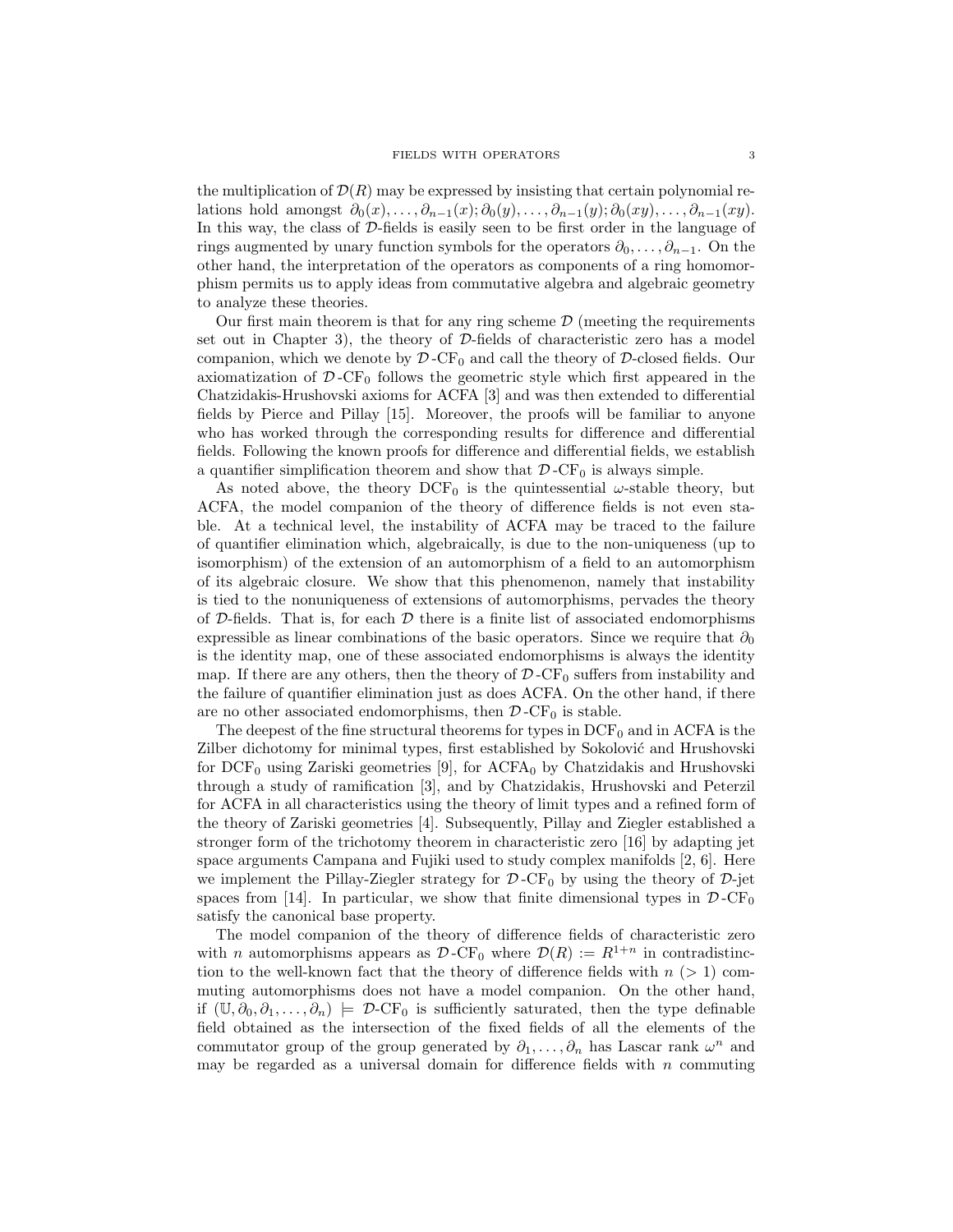the multiplication of $\mathcal{D}(R)$ may be expressed by insisting that certain polynomial relations hold amongst $\partial_0(x), \ldots, \partial_{n-1}(x); \partial_0(y), \ldots, \partial_{n-1}(y); \partial_0(xy), \ldots, \partial_{n-1}(xy)$. In this way, the class of $\mathcal{D}$-fields is easily seen to be first order in the language of rings augmented by unary function symbols for the operators $\partial_0, \ldots, \partial_{n-1}$. On the other hand, the interpretation of the operators as components of a ring homomorphism permits us to apply ideas from commutative algebra and algebraic geometry to analyze these theories.

Our first main theorem is that for any ring scheme $\mathcal{D}$ (meeting the requirements set out in Chapter 3), the theory of $\mathcal{D}$-fields of characteristic zero has a model companion, which we denote by $\mathcal{D}\text{-CF}_0$ and call the theory of $\mathcal{D}$-closed fields. Our axiomatization of $\mathcal{D}\text{-CF}_0$ follows the geometric style which first appeared in the Chatzidakis-Hrushovski axioms for ACFA [3] and was then extended to differential fields by Pierce and Pillay [15]. Moreover, the proofs will be familiar to anyone who has worked through the corresponding results for difference and differential fields. Following the known proofs for difference and differential fields, we establish a quantifier simplification theorem and show that $\mathcal{D}\text{-CF}_0$ is always simple.

As noted above, the theory $\text{DCF}_0$ is the quintessential $\omega$-stable theory, but ACFA, the model companion of the theory of difference fields is not even stable. At a technical level, the instability of ACFA may be traced to the failure of quantifier elimination which, algebraically, is due to the non-uniqueness (up to isomorphism) of the extension of an automorphism of a field to an automorphism of its algebraic closure. We show that this phenomenon, namely that instability is tied to the nonuniqueness of extensions of automorphisms, pervades the theory of $\mathcal{D}$-fields. That is, for each $\mathcal{D}$ there is a finite list of associated endomorphisms expressible as linear combinations of the basic operators. Since we require that $\partial_0$ is the identity map, one of these associated endomorphisms is always the identity map. If there are any others, then the theory of $\mathcal{D}\text{-CF}_0$ suffers from instability and the failure of quantifier elimination just as does ACFA. On the other hand, if there are no other associated endomorphisms, then $\mathcal{D}\text{-CF}_0$ is stable.

The deepest of the fine structural theorems for types in $\text{DCF}_0$ and in ACFA is the Zilber dichotomy for minimal types, first established by Sokolović and Hrushovski for $\text{DCF}_0$ using Zariski geometries [9], for $\text{ACFA}_0$ by Chatzidakis and Hrushovski through a study of ramification [3], and by Chatzidakis, Hrushovski and Peterzil for ACFA in all characteristics using the theory of limit types and a refined form of the theory of Zariski geometries [4]. Subsequently, Pillay and Ziegler established a stronger form of the trichotomy theorem in characteristic zero [16] by adapting jet space arguments Campana and Fujiki used to study complex manifolds [2, 6]. Here we implement the Pillay-Ziegler strategy for $\mathcal{D}\text{-CF}_0$ by using the theory of $\mathcal{D}$-jet spaces from [14]. In particular, we show that finite dimensional types in $\mathcal{D}\text{-CF}_0$ satisfy the canonical base property.

The model companion of the theory of difference fields of characteristic zero with $n$ automorphisms appears as $\mathcal{D}\text{-CF}_0$ where $\mathcal{D}(R) := R^{1+n}$ in contradistinction to the well-known fact that the theory of difference fields with $n$ ($> 1$) commuting automorphisms does not have a model companion. On the other hand, if $(\mathbb{U}, \partial_0, \partial_1, \ldots, \partial_n) \models \mathcal{D}\text{-CF}_0$ is sufficiently saturated, then the type definable field obtained as the intersection of the fixed fields of all the elements of the commutator group of the group generated by $\partial_1, \ldots, \partial_n$ has Lascar rank $\omega^n$ and may be regarded as a universal domain for difference fields with $n$ commuting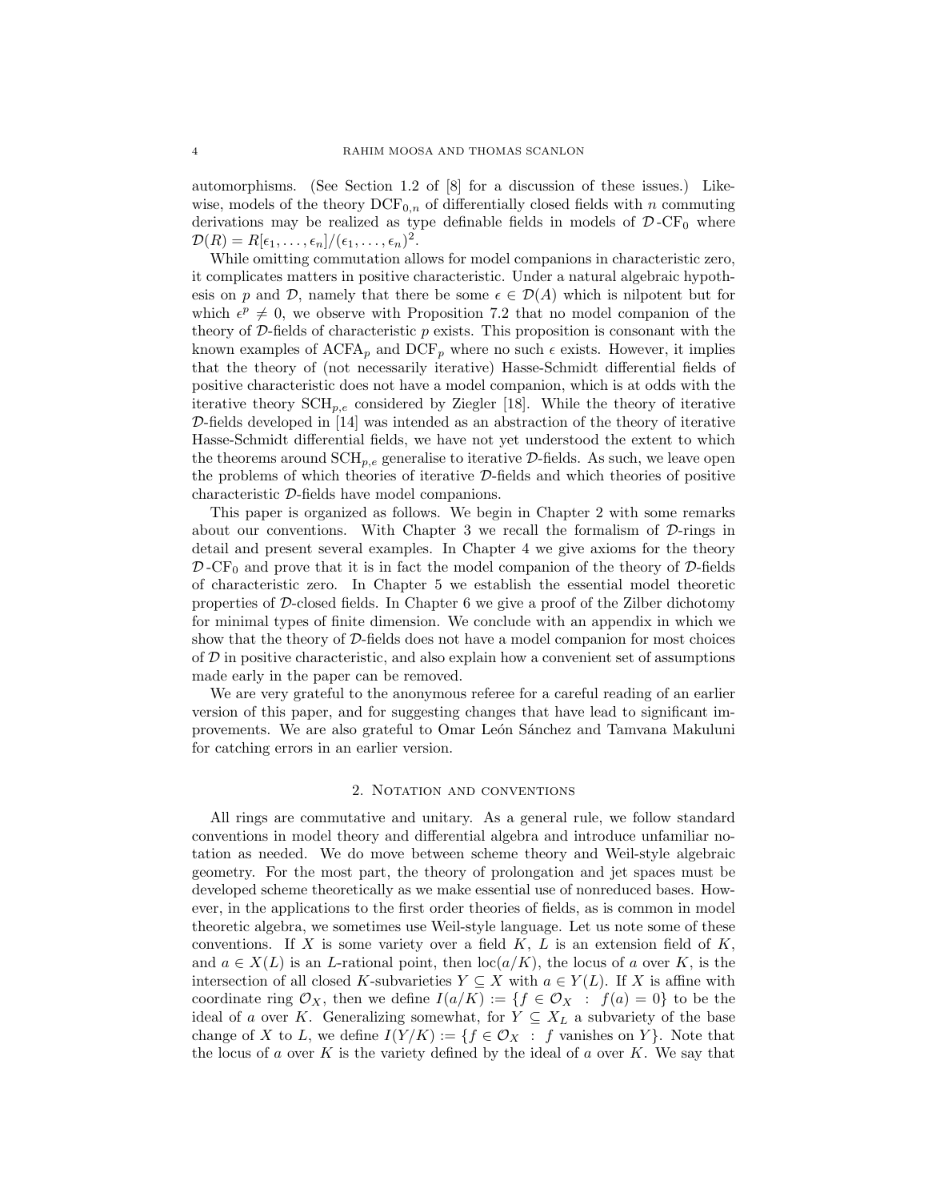automorphisms. (See Section 1.2 of [8] for a discussion of these issues.) Likewise, models of the theory $\mathrm{DCF}_{0,n}$ of differentially closed fields with $n$ commuting derivations may be realized as type definable fields in models of $\mathcal{D}\text{-}\mathrm{CF}_0$ where $\mathcal{D}(R) = R[\epsilon_1, \ldots, \epsilon_n]/(\epsilon_1, \ldots, \epsilon_n)^2$.

While omitting commutation allows for model companions in characteristic zero, it complicates matters in positive characteristic. Under a natural algebraic hypothesis on $p$ and $\mathcal{D}$, namely that there be some $\epsilon \in \mathcal{D}(A)$ which is nilpotent but for which $\epsilon^p \neq 0$, we observe with Proposition 7.2 that no model companion of the theory of $\mathcal{D}$-fields of characteristic $p$ exists. This proposition is consonant with the known examples of $\mathrm{ACFA}_p$ and $\mathrm{DCF}_p$ where no such $\epsilon$ exists. However, it implies that the theory of (not necessarily iterative) Hasse-Schmidt differential fields of positive characteristic does not have a model companion, which is at odds with the iterative theory $\mathrm{SCH}_{p,e}$ considered by Ziegler [18]. While the theory of iterative $\mathcal{D}$-fields developed in [14] was intended as an abstraction of the theory of iterative Hasse-Schmidt differential fields, we have not yet understood the extent to which the theorems around $\mathrm{SCH}_{p,e}$ generalise to iterative $\mathcal{D}$-fields. As such, we leave open the problems of which theories of iterative $\mathcal{D}$-fields and which theories of positive characteristic $\mathcal{D}$-fields have model companions.

This paper is organized as follows. We begin in Chapter 2 with some remarks about our conventions. With Chapter 3 we recall the formalism of $\mathcal{D}$-rings in detail and present several examples. In Chapter 4 we give axioms for the theory $\mathcal{D}\text{-}\mathrm{CF}_0$ and prove that it is in fact the model companion of the theory of $\mathcal{D}$-fields of characteristic zero. In Chapter 5 we establish the essential model theoretic properties of $\mathcal{D}$-closed fields. In Chapter 6 we give a proof of the Zilber dichotomy for minimal types of finite dimension. We conclude with an appendix in which we show that the theory of $\mathcal{D}$-fields does not have a model companion for most choices of $\mathcal{D}$ in positive characteristic, and also explain how a convenient set of assumptions made early in the paper can be removed.

We are very grateful to the anonymous referee for a careful reading of an earlier version of this paper, and for suggesting changes that have lead to significant improvements. We are also grateful to Omar León Sánchez and Tamvana Makuluni for catching errors in an earlier version.

## 2. Notation and conventions

All rings are commutative and unitary. As a general rule, we follow standard conventions in model theory and differential algebra and introduce unfamiliar notation as needed. We do move between scheme theory and Weil-style algebraic geometry. For the most part, the theory of prolongation and jet spaces must be developed scheme theoretically as we make essential use of nonreduced bases. However, in the applications to the first order theories of fields, as is common in model theoretic algebra, we sometimes use Weil-style language. Let us note some of these conventions. If $X$ is some variety over a field $K$, $L$ is an extension field of $K$, and $a \in X(L)$ is an $L$-rational point, then $\mathrm{loc}(a/K)$, the locus of $a$ over $K$, is the intersection of all closed $K$-subvarieties $Y \subseteq X$ with $a \in Y(L)$. If $X$ is affine with coordinate ring $\mathcal{O}_X$, then we define $I(a/K) := \{f \in \mathcal{O}_X \ : \ f(a) = 0\}$ to be the ideal of $a$ over $K$. Generalizing somewhat, for $Y \subseteq X_L$ a subvariety of the base change of $X$ to $L$, we define $I(Y/K) := \{f \in \mathcal{O}_X \ : \ f \text{ vanishes on } Y\}$. Note that the locus of $a$ over $K$ is the variety defined by the ideal of $a$ over $K$. We say that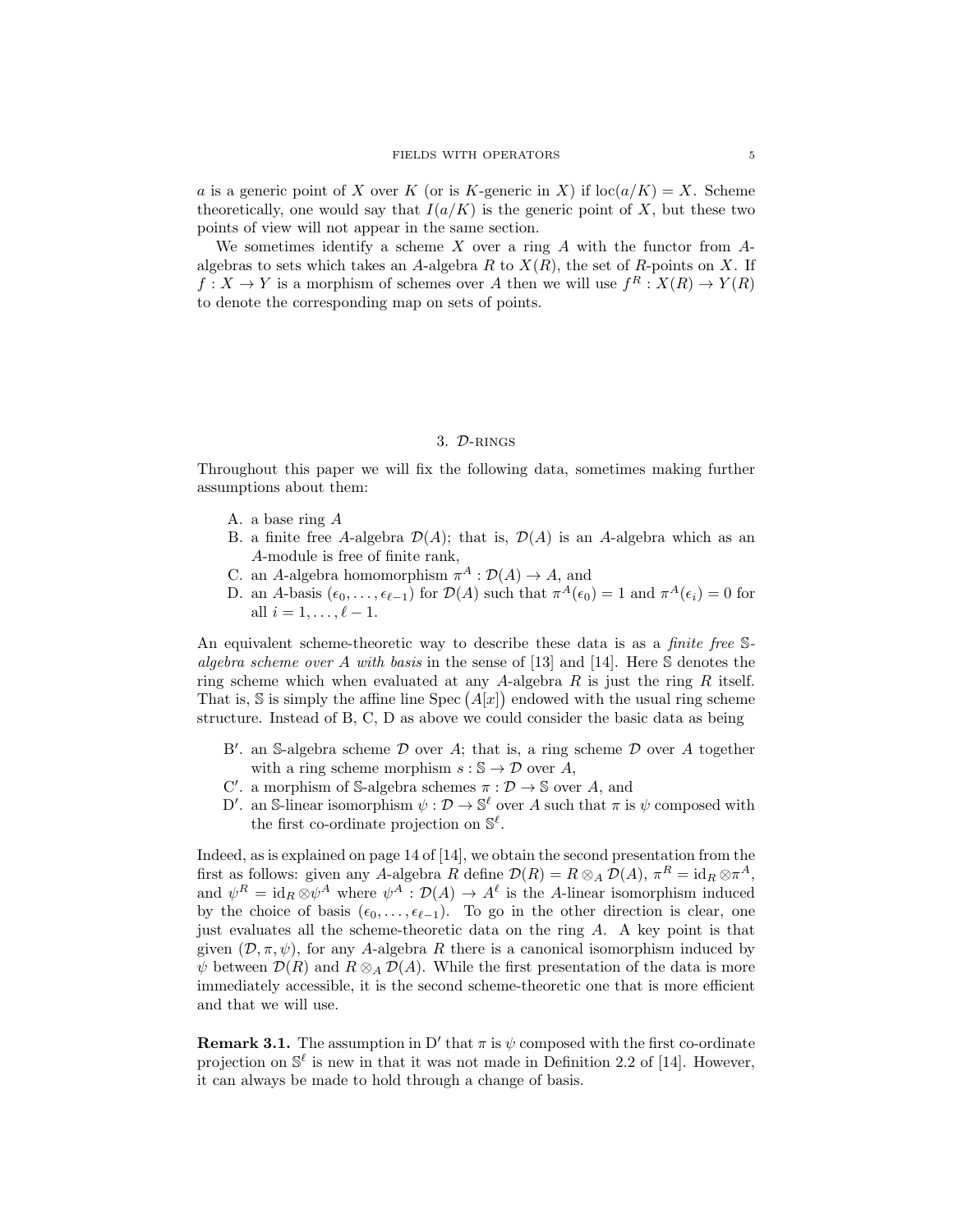$a$ is a generic point of $X$ over $K$ (or is $K$-generic in $X$) if $\operatorname{loc}(a/K) = X$. Scheme theoretically, one would say that $I(a/K)$ is the generic point of $X$, but these two points of view will not appear in the same section.

We sometimes identify a scheme $X$ over a ring $A$ with the functor from $A$-algebras to sets which takes an $A$-algebra $R$ to $X(R)$, the set of $R$-points on $X$. If $f : X \to Y$ is a morphism of schemes over $A$ then we will use $f^R : X(R) \to Y(R)$ to denote the corresponding map on sets of points.

## 3. $\mathcal{D}$-rings

Throughout this paper we will fix the following data, sometimes making further assumptions about them:

A. a base ring $A$

B. a finite free $A$-algebra $\mathcal{D}(A)$; that is, $\mathcal{D}(A)$ is an $A$-algebra which as an $A$-module is free of finite rank,

C. an $A$-algebra homomorphism $\pi^A : \mathcal{D}(A) \to A$, and

D. an $A$-basis $(\epsilon_0, \ldots, \epsilon_{\ell-1})$ for $\mathcal{D}(A)$ such that $\pi^A(\epsilon_0) = 1$ and $\pi^A(\epsilon_i) = 0$ for all $i = 1, \ldots, \ell - 1$.

An equivalent scheme-theoretic way to describe these data is as a *finite free $\mathbb{S}$-algebra scheme over $A$ with basis* in the sense of [13] and [14]. Here $\mathbb{S}$ denotes the ring scheme which when evaluated at any $A$-algebra $R$ is just the ring $R$ itself. That is, $\mathbb{S}$ is simply the affine line $\operatorname{Spec}\big(A[x]\big)$ endowed with the usual ring scheme structure. Instead of B, C, D as above we could consider the basic data as being

B′. an $\mathbb{S}$-algebra scheme $\mathcal{D}$ over $A$; that is, a ring scheme $\mathcal{D}$ over $A$ together with a ring scheme morphism $s : \mathbb{S} \to \mathcal{D}$ over $A$,

C′. a morphism of $\mathbb{S}$-algebra schemes $\pi : \mathcal{D} \to \mathbb{S}$ over $A$, and

D′. an $\mathbb{S}$-linear isomorphism $\psi : \mathcal{D} \to \mathbb{S}^\ell$ over $A$ such that $\pi$ is $\psi$ composed with the first co-ordinate projection on $\mathbb{S}^\ell$.

Indeed, as is explained on page 14 of [14], we obtain the second presentation from the first as follows: given any $A$-algebra $R$ define $\mathcal{D}(R) = R \otimes_A \mathcal{D}(A)$, $\pi^R = \mathrm{id}_R \otimes \pi^A$, and $\psi^R = \mathrm{id}_R \otimes \psi^A$ where $\psi^A : \mathcal{D}(A) \to A^\ell$ is the $A$-linear isomorphism induced by the choice of basis $(\epsilon_0, \ldots, \epsilon_{\ell-1})$. To go in the other direction is clear, one just evaluates all the scheme-theoretic data on the ring $A$. A key point is that given $(\mathcal{D}, \pi, \psi)$, for any $A$-algebra $R$ there is a canonical isomorphism induced by $\psi$ between $\mathcal{D}(R)$ and $R \otimes_A \mathcal{D}(A)$. While the first presentation of the data is more immediately accessible, it is the second scheme-theoretic one that is more efficient and that we will use.

**Remark 3.1.** The assumption in D′ that $\pi$ is $\psi$ composed with the first co-ordinate projection on $\mathbb{S}^\ell$ is new in that it was not made in Definition 2.2 of [14]. However, it can always be made to hold through a change of basis.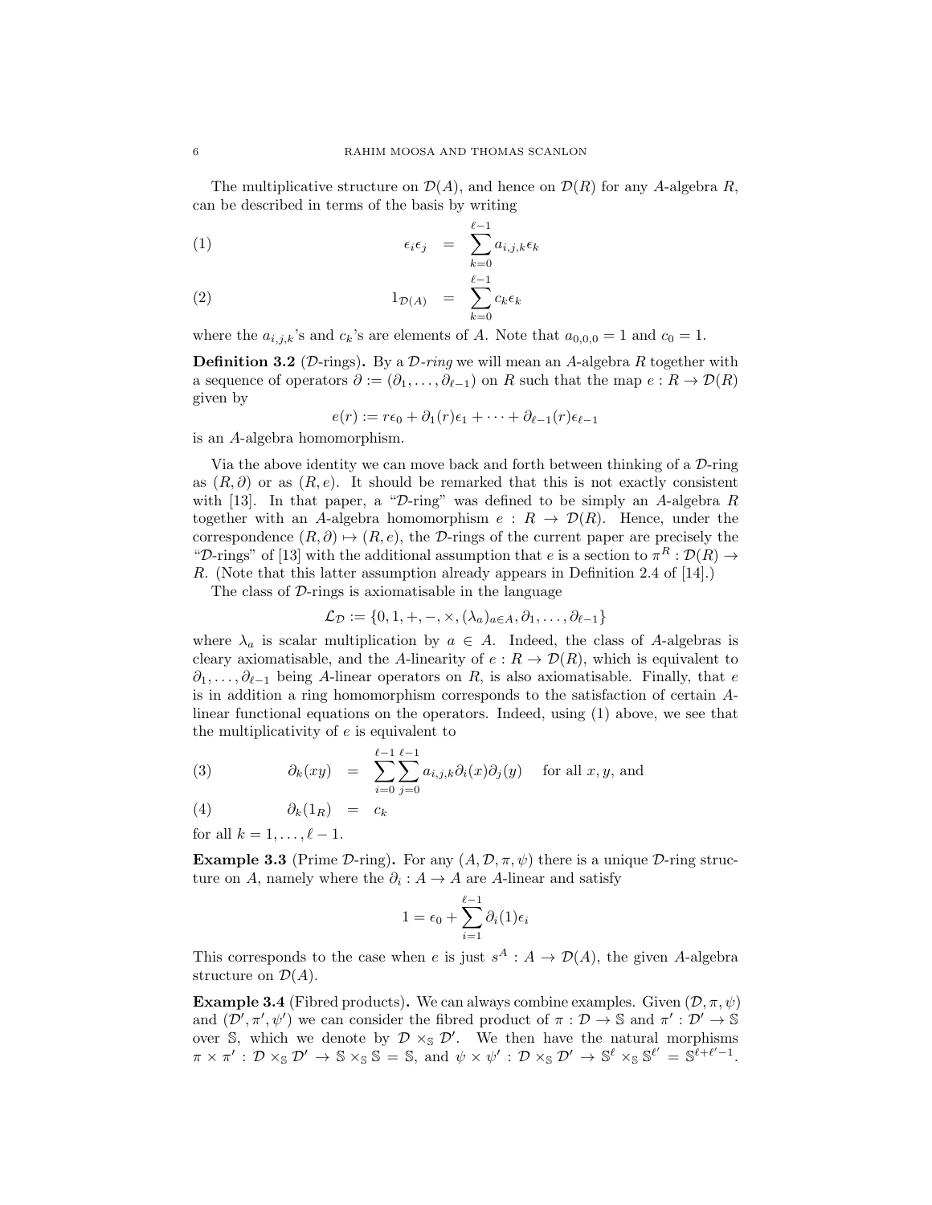The multiplicative structure on $\mathcal{D}(A)$, and hence on $\mathcal{D}(R)$ for any $A$-algebra $R$, can be described in terms of the basis by writing

$$\epsilon_i \epsilon_j = \sum_{k=0}^{\ell-1} a_{i,j,k}\epsilon_k \tag{1}$$

$$1_{\mathcal{D}(A)} = \sum_{k=0}^{\ell-1} c_k \epsilon_k \tag{2}$$

where the $a_{i,j,k}$'s and $c_k$'s are elements of $A$. Note that $a_{0,0,0} = 1$ and $c_0 = 1$.

**Definition 3.2** ($\mathcal{D}$-rings)**.** By a *$\mathcal{D}$-ring* we will mean an $A$-algebra $R$ together with a sequence of operators $\partial := (\partial_1, \ldots, \partial_{\ell-1})$ on $R$ such that the map $e : R \to \mathcal{D}(R)$ given by

$$e(r) := r\epsilon_0 + \partial_1(r)\epsilon_1 + \cdots + \partial_{\ell-1}(r)\epsilon_{\ell-1}$$

is an $A$-algebra homomorphism.

Via the above identity we can move back and forth between thinking of a $\mathcal{D}$-ring as $(R, \partial)$ or as $(R, e)$. It should be remarked that this is not exactly consistent with [13]. In that paper, a "$\mathcal{D}$-ring" was defined to be simply an $A$-algebra $R$ together with an $A$-algebra homomorphism $e : R \to \mathcal{D}(R)$. Hence, under the correspondence $(R, \partial) \mapsto (R, e)$, the $\mathcal{D}$-rings of the current paper are precisely the "$\mathcal{D}$-rings" of [13] with the additional assumption that $e$ is a section to $\pi^R : \mathcal{D}(R) \to R$. (Note that this latter assumption already appears in Definition 2.4 of [14].)

The class of $\mathcal{D}$-rings is axiomatisable in the language

$$\mathcal{L}_{\mathcal{D}} := \{0, 1, +, -, \times, (\lambda_a)_{a \in A}, \partial_1, \ldots, \partial_{\ell-1}\}$$

where $\lambda_a$ is scalar multiplication by $a \in A$. Indeed, the class of $A$-algebras is cleary axiomatisable, and the $A$-linearity of $e : R \to \mathcal{D}(R)$, which is equivalent to $\partial_1, \ldots, \partial_{\ell-1}$ being $A$-linear operators on $R$, is also axiomatisable. Finally, that $e$ is in addition a ring homomorphism corresponds to the satisfaction of certain $A$-linear functional equations on the operators. Indeed, using (1) above, we see that the multiplicativity of $e$ is equivalent to

$$\partial_k(xy) = \sum_{i=0}^{\ell-1}\sum_{j=0}^{\ell-1} a_{i,j,k}\partial_i(x)\partial_j(y) \quad \text{for all } x, y, \text{ and} \tag{3}$$

$$\partial_k(1_R) = c_k \tag{4}$$

for all $k = 1, \ldots, \ell - 1$.

**Example 3.3** (Prime $\mathcal{D}$-ring)**.** For any $(A, \mathcal{D}, \pi, \psi)$ there is a unique $\mathcal{D}$-ring structure on $A$, namely where the $\partial_i : A \to A$ are $A$-linear and satisfy

$$1 = \epsilon_0 + \sum_{i=1}^{\ell-1} \partial_i(1)\epsilon_i$$

This corresponds to the case when $e$ is just $s^A : A \to \mathcal{D}(A)$, the given $A$-algebra structure on $\mathcal{D}(A)$.

**Example 3.4** (Fibred products)**.** We can always combine examples. Given $(\mathcal{D}, \pi, \psi)$ and $(\mathcal{D}', \pi', \psi')$ we can consider the fibred product of $\pi : \mathcal{D} \to \mathbb{S}$ and $\pi' : \mathcal{D}' \to \mathbb{S}$ over $\mathbb{S}$, which we denote by $\mathcal{D} \times_{\mathbb{S}} \mathcal{D}'$. We then have the natural morphisms $\pi \times \pi' : \mathcal{D} \times_{\mathbb{S}} \mathcal{D}' \to \mathbb{S} \times_{\mathbb{S}} \mathbb{S} = \mathbb{S}$, and $\psi \times \psi' : \mathcal{D} \times_{\mathbb{S}} \mathcal{D}' \to \mathbb{S}^\ell \times_{\mathbb{S}} \mathbb{S}^{\ell'} = \mathbb{S}^{\ell+\ell'-1}$.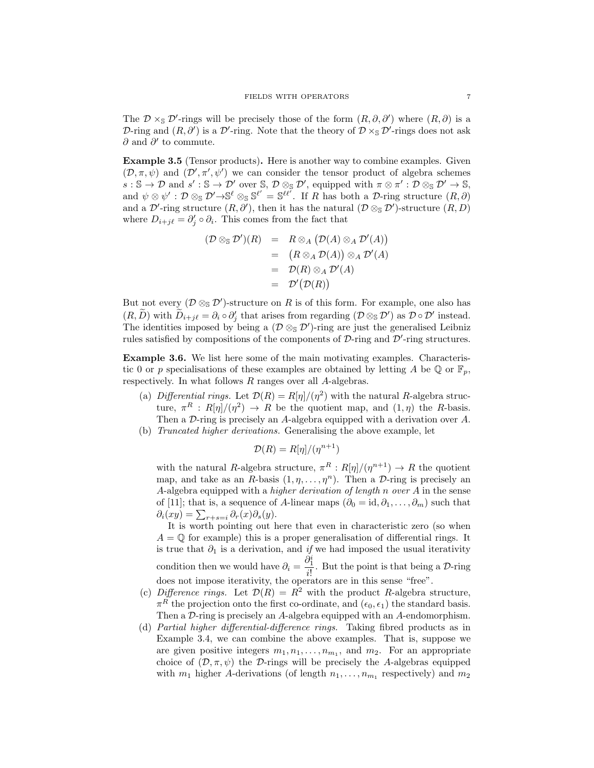The $\mathcal{D} \times_{\mathbb{S}} \mathcal{D}'$-rings will be precisely those of the form $(R, \partial, \partial')$ where $(R, \partial)$ is a $\mathcal{D}$-ring and $(R, \partial')$ is a $\mathcal{D}'$-ring. Note that the theory of $\mathcal{D} \times_{\mathbb{S}} \mathcal{D}'$-rings does not ask $\partial$ and $\partial'$ to commute.

**Example 3.5** (Tensor products)**.** Here is another way to combine examples. Given $(\mathcal{D}, \pi, \psi)$ and $(\mathcal{D}', \pi', \psi')$ we can consider the tensor product of algebra schemes $s : \mathbb{S} \to \mathcal{D}$ and $s' : \mathbb{S} \to \mathcal{D}'$ over $\mathbb{S}$, $\mathcal{D} \otimes_{\mathbb{S}} \mathcal{D}'$, equipped with $\pi \otimes \pi' : \mathcal{D} \otimes_{\mathbb{S}} \mathcal{D}' \to \mathbb{S}$, and $\psi \otimes \psi' : \mathcal{D} \otimes_{\mathbb{S}} \mathcal{D}' \to \mathbb{S}^{\ell} \otimes_{\mathbb{S}} \mathbb{S}^{\ell'} = \mathbb{S}^{\ell\ell'}$. If $R$ has both a $\mathcal{D}$-ring structure $(R, \partial)$ and a $\mathcal{D}'$-ring structure $(R, \partial')$, then it has the natural $(\mathcal{D} \otimes_{\mathbb{S}} \mathcal{D}')$-structure $(R, D)$ where $D_{i+j\ell} = \partial'_j \circ \partial_i$. This comes from the fact that

$$
\begin{aligned}
(\mathcal{D} \otimes_{\mathbb{S}} \mathcal{D}')(R) &= R \otimes_A \big(\mathcal{D}(A) \otimes_A \mathcal{D}'(A)\big) \\
&= \big(R \otimes_A \mathcal{D}(A)\big) \otimes_A \mathcal{D}'(A) \\
&= \mathcal{D}(R) \otimes_A \mathcal{D}'(A) \\
&= \mathcal{D}'\big(\mathcal{D}(R)\big)
\end{aligned}
$$

But not every $(\mathcal{D} \otimes_{\mathbb{S}} \mathcal{D}')$-structure on $R$ is of this form. For example, one also has $(R, \widetilde{D})$ with $\widetilde{D}_{i+j\ell} = \partial_i \circ \partial'_j$ that arises from regarding $(\mathcal{D} \otimes_{\mathbb{S}} \mathcal{D}')$ as $\mathcal{D} \circ \mathcal{D}'$ instead. The identities imposed by being a $(\mathcal{D} \otimes_{\mathbb{S}} \mathcal{D}')$-ring are just the generalised Leibniz rules satisfied by compositions of the components of $\mathcal{D}$-ring and $\mathcal{D}'$-ring structures.

**Example 3.6.** We list here some of the main motivating examples. Characteristic 0 or $p$ specialisations of these examples are obtained by letting $A$ be $\mathbb{Q}$ or $\mathbb{F}_p$, respectively. In what follows $R$ ranges over all $A$-algebras.

(a) *Differential rings.* Let $\mathcal{D}(R) = R[\eta]/(\eta^2)$ with the natural $R$-algebra structure, $\pi^R : R[\eta]/(\eta^2) \to R$ be the quotient map, and $(1, \eta)$ the $R$-basis. Then a $\mathcal{D}$-ring is precisely an $A$-algebra equipped with a derivation over $A$.

(b) *Truncated higher derivations.* Generalising the above example, let

$$\mathcal{D}(R) = R[\eta]/(\eta^{n+1})$$

with the natural $R$-algebra structure, $\pi^R : R[\eta]/(\eta^{n+1}) \to R$ the quotient map, and take as an $R$-basis $(1, \eta, \dots, \eta^n)$. Then a $\mathcal{D}$-ring is precisely an $A$-algebra equipped with a *higher derivation of length* $n$ *over* $A$ in the sense of [11]; that is, a sequence of $A$-linear maps $(\partial_0 = \mathrm{id}, \partial_1, \dots, \partial_m)$ such that $\partial_i(xy) = \sum_{r+s=i} \partial_r(x)\partial_s(y)$.

It is worth pointing out here that even in characteristic zero (so when $A = \mathbb{Q}$ for example) this is a proper generalisation of differential rings. It is true that $\partial_1$ is a derivation, and *if* we had imposed the usual iterativity condition then we would have $\partial_i = \dfrac{\partial_1^i}{i!}$. But the point is that being a $\mathcal{D}$-ring does not impose iterativity, the operators are in this sense "free".

(c) *Difference rings.* Let $\mathcal{D}(R) = R^2$ with the product $R$-algebra structure, $\pi^R$ the projection onto the first co-ordinate, and $(\epsilon_0, \epsilon_1)$ the standard basis. Then a $\mathcal{D}$-ring is precisely an $A$-algebra equipped with an $A$-endomorphism.

(d) *Partial higher differential-difference rings.* Taking fibred products as in Example 3.4, we can combine the above examples. That is, suppose we are given positive integers $m_1, n_1, \dots, n_{m_1}$, and $m_2$. For an appropriate choice of $(\mathcal{D}, \pi, \psi)$ the $\mathcal{D}$-rings will be precisely the $A$-algebras equipped with $m_1$ higher $A$-derivations (of length $n_1, \dots, n_{m_1}$ respectively) and $m_2$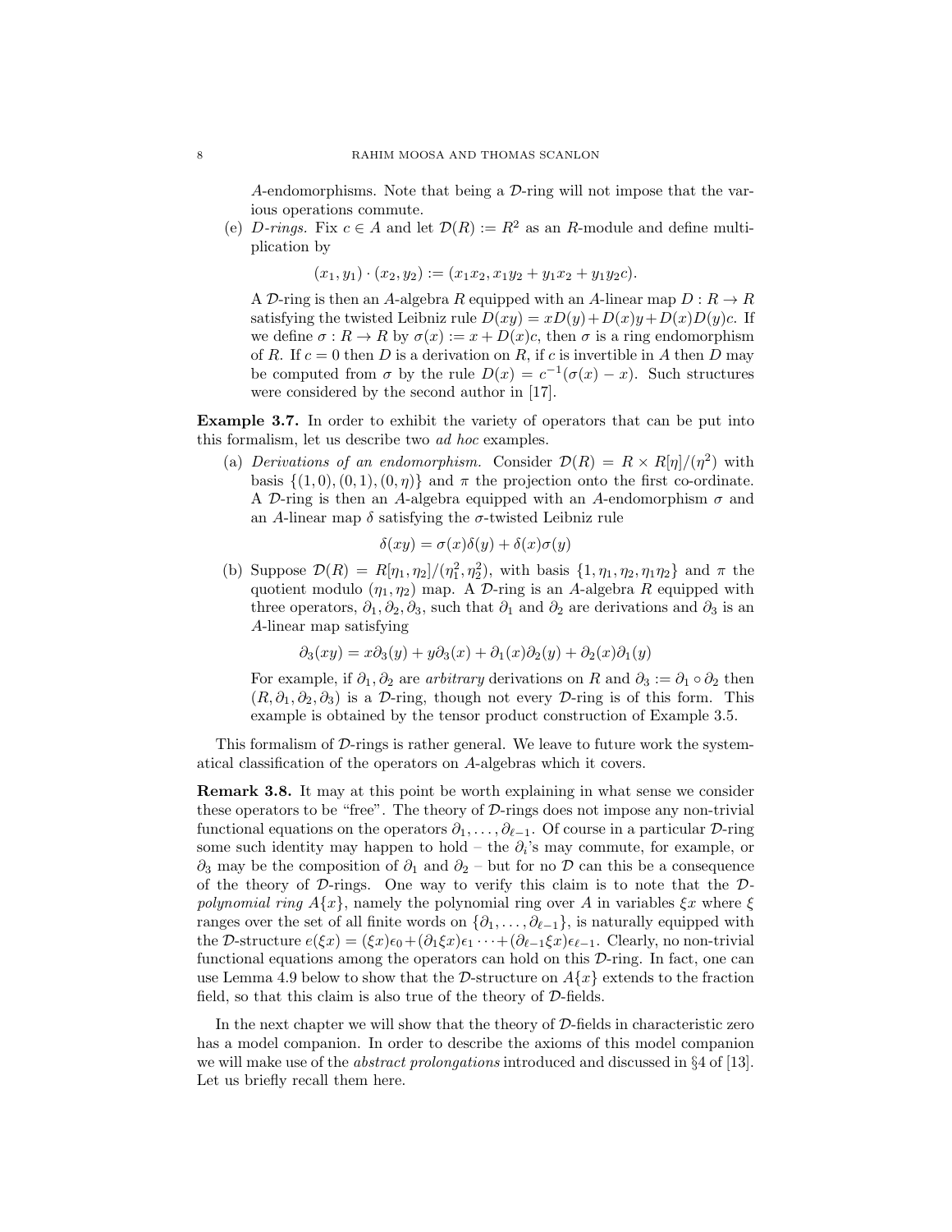$A$-endomorphisms. Note that being a $\mathcal{D}$-ring will not impose that the various operations commute.

(e) *D-rings.* Fix $c \in A$ and let $\mathcal{D}(R) := R^2$ as an $R$-module and define multiplication by

$$(x_1, y_1) \cdot (x_2, y_2) := (x_1 x_2, x_1 y_2 + y_1 x_2 + y_1 y_2 c).$$

A $\mathcal{D}$-ring is then an $A$-algebra $R$ equipped with an $A$-linear map $D : R \to R$ satisfying the twisted Leibniz rule $D(xy) = xD(y) + D(x)y + D(x)D(y)c$. If we define $\sigma : R \to R$ by $\sigma(x) := x + D(x)c$, then $\sigma$ is a ring endomorphism of $R$. If $c = 0$ then $D$ is a derivation on $R$, if $c$ is invertible in $A$ then $D$ may be computed from $\sigma$ by the rule $D(x) = c^{-1}(\sigma(x) - x)$. Such structures were considered by the second author in [17].

**Example 3.7.** In order to exhibit the variety of operators that can be put into this formalism, let us describe two *ad hoc* examples.

(a) *Derivations of an endomorphism.* Consider $\mathcal{D}(R) = R \times R[\eta]/(\eta^2)$ with basis $\{(1,0), (0,1), (0,\eta)\}$ and $\pi$ the projection onto the first co-ordinate. A $\mathcal{D}$-ring is then an $A$-algebra equipped with an $A$-endomorphism $\sigma$ and an $A$-linear map $\delta$ satisfying the $\sigma$-twisted Leibniz rule

$$\delta(xy) = \sigma(x)\delta(y) + \delta(x)\sigma(y)$$

(b) Suppose $\mathcal{D}(R) = R[\eta_1, \eta_2]/(\eta_1^2, \eta_2^2)$, with basis $\{1, \eta_1, \eta_2, \eta_1\eta_2\}$ and $\pi$ the quotient modulo $(\eta_1, \eta_2)$ map. A $\mathcal{D}$-ring is an $A$-algebra $R$ equipped with three operators, $\partial_1, \partial_2, \partial_3$, such that $\partial_1$ and $\partial_2$ are derivations and $\partial_3$ is an $A$-linear map satisfying

$$\partial_3(xy) = x\partial_3(y) + y\partial_3(x) + \partial_1(x)\partial_2(y) + \partial_2(x)\partial_1(y)$$

For example, if $\partial_1, \partial_2$ are *arbitrary* derivations on $R$ and $\partial_3 := \partial_1 \circ \partial_2$ then $(R, \partial_1, \partial_2, \partial_3)$ is a $\mathcal{D}$-ring, though not every $\mathcal{D}$-ring is of this form. This example is obtained by the tensor product construction of Example 3.5.

This formalism of $\mathcal{D}$-rings is rather general. We leave to future work the systematical classification of the operators on $A$-algebras which it covers.

**Remark 3.8.** It may at this point be worth explaining in what sense we consider these operators to be "free". The theory of $\mathcal{D}$-rings does not impose any non-trivial functional equations on the operators $\partial_1, \dots, \partial_{\ell-1}$. Of course in a particular $\mathcal{D}$-ring some such identity may happen to hold – the $\partial_i$'s may commute, for example, or $\partial_3$ may be the composition of $\partial_1$ and $\partial_2$ – but for no $\mathcal{D}$ can this be a consequence of the theory of $\mathcal{D}$-rings. One way to verify this claim is to note that the *$\mathcal{D}$-polynomial ring* $A\{x\}$, namely the polynomial ring over $A$ in variables $\xi x$ where $\xi$ ranges over the set of all finite words on $\{\partial_1, \dots, \partial_{\ell-1}\}$, is naturally equipped with the $\mathcal{D}$-structure $e(\xi x) = (\xi x)\epsilon_0 + (\partial_1 \xi x)\epsilon_1 \cdots + (\partial_{\ell-1}\xi x)\epsilon_{\ell-1}$. Clearly, no non-trivial functional equations among the operators can hold on this $\mathcal{D}$-ring. In fact, one can use Lemma 4.9 below to show that the $\mathcal{D}$-structure on $A\{x\}$ extends to the fraction field, so that this claim is also true of the theory of $\mathcal{D}$-fields.

In the next chapter we will show that the theory of $\mathcal{D}$-fields in characteristic zero has a model companion. In order to describe the axioms of this model companion we will make use of the *abstract prolongations* introduced and discussed in §4 of [13]. Let us briefly recall them here.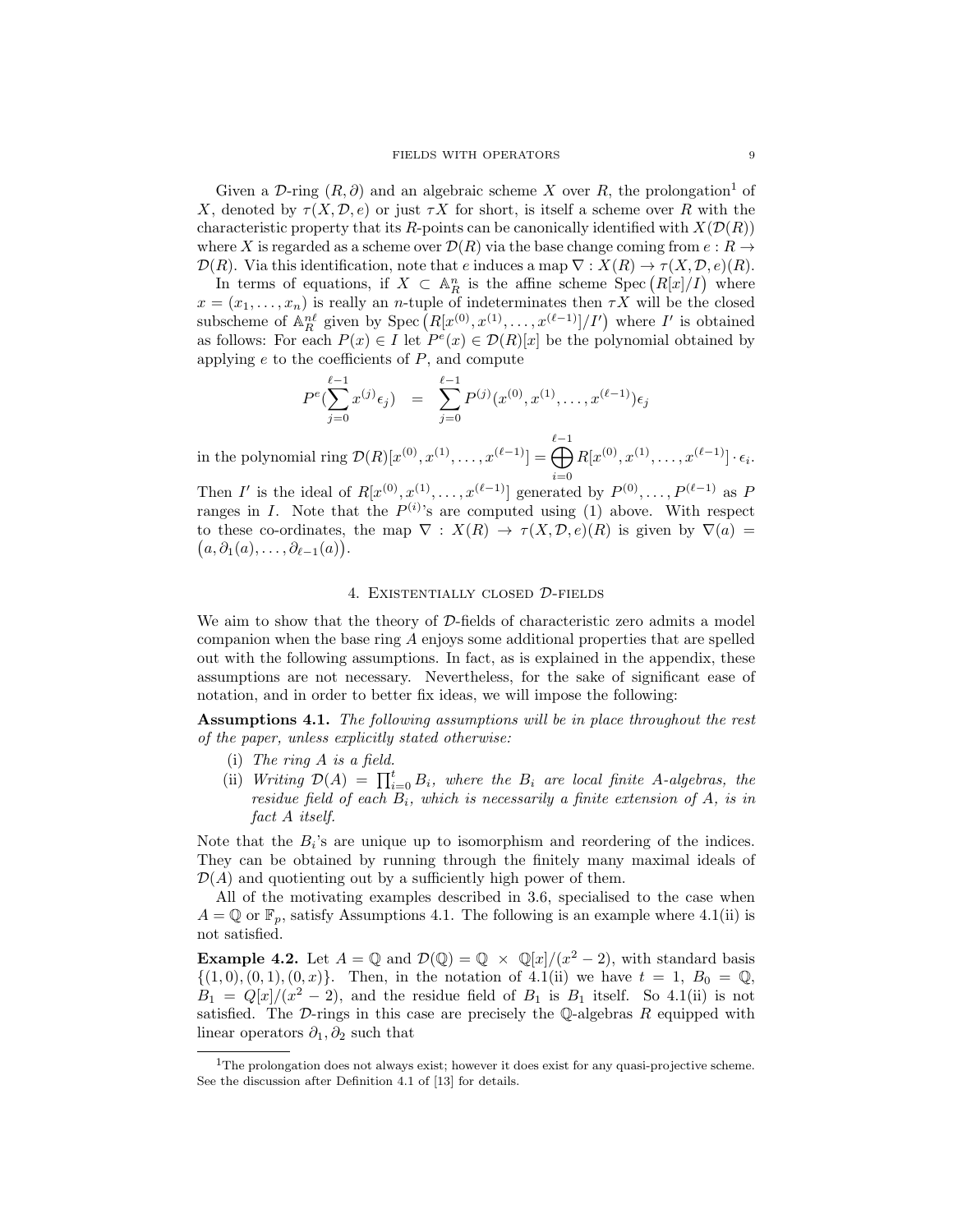Given a $\mathcal{D}$-ring $(R, \partial)$ and an algebraic scheme $X$ over $R$, the prolongation[1] of $X$, denoted by $\tau(X, \mathcal{D}, e)$ or just $\tau X$ for short, is itself a scheme over $R$ with the characteristic property that its $R$-points can be canonically identified with $X(\mathcal{D}(R))$ where $X$ is regarded as a scheme over $\mathcal{D}(R)$ via the base change coming from $e : R \to \mathcal{D}(R)$. Via this identification, note that $e$ induces a map $\nabla : X(R) \to \tau(X, \mathcal{D}, e)(R)$.

In terms of equations, if $X \subset \mathbb{A}^n_R$ is the affine scheme $\operatorname{Spec}\big(R[x]/I\big)$ where $x = (x_1, \ldots, x_n)$ is really an $n$-tuple of indeterminates then $\tau X$ will be the closed subscheme of $\mathbb{A}^{n\ell}_R$ given by $\operatorname{Spec}\big(R[x^{(0)}, x^{(1)}, \ldots, x^{(\ell-1)}]/I'\big)$ where $I'$ is obtained as follows: For each $P(x) \in I$ let $P^e(x) \in \mathcal{D}(R)[x]$ be the polynomial obtained by applying $e$ to the coefficients of $P$, and compute

$$P^e(\sum_{j=0}^{\ell-1} x^{(j)}\epsilon_j) \quad = \quad \sum_{j=0}^{\ell-1} P^{(j)}(x^{(0)}, x^{(1)}, \ldots, x^{(\ell-1)})\epsilon_j$$

in the polynomial ring $\mathcal{D}(R)[x^{(0)}, x^{(1)}, \ldots, x^{(\ell-1)}] = \displaystyle\bigoplus_{i=0}^{\ell-1} R[x^{(0)}, x^{(1)}, \ldots, x^{(\ell-1)}] \cdot \epsilon_i$.

Then $I'$ is the ideal of $R[x^{(0)}, x^{(1)}, \ldots, x^{(\ell-1)}]$ generated by $P^{(0)}, \ldots, P^{(\ell-1)}$ as $P$ ranges in $I$. Note that the $P^{(i)}$'s are computed using (1) above. With respect to these co-ordinates, the map $\nabla : X(R) \to \tau(X, \mathcal{D}, e)(R)$ is given by $\nabla(a) = \big(a, \partial_1(a), \ldots, \partial_{\ell-1}(a)\big)$.

## 4. Existentially closed $\mathcal{D}$-fields

We aim to show that the theory of $\mathcal{D}$-fields of characteristic zero admits a model companion when the base ring $A$ enjoys some additional properties that are spelled out with the following assumptions. In fact, as is explained in the appendix, these assumptions are not necessary. Nevertheless, for the sake of significant ease of notation, and in order to better fix ideas, we will impose the following:

**Assumptions 4.1.** *The following assumptions will be in place throughout the rest of the paper, unless explicitly stated otherwise:*

- (i) *The ring $A$ is a field.*
- (ii) *Writing $\mathcal{D}(A) = \prod_{i=0}^{t} B_i$, where the $B_i$ are local finite $A$-algebras, the residue field of each $B_i$, which is necessarily a finite extension of $A$, is in fact $A$ itself.*

Note that the $B_i$'s are unique up to isomorphism and reordering of the indices. They can be obtained by running through the finitely many maximal ideals of $\mathcal{D}(A)$ and quotienting out by a sufficiently high power of them.

All of the motivating examples described in 3.6, specialised to the case when $A = \mathbb{Q}$ or $\mathbb{F}_p$, satisfy Assumptions 4.1. The following is an example where 4.1(ii) is not satisfied.

**Example 4.2.** Let $A = \mathbb{Q}$ and $\mathcal{D}(\mathbb{Q}) = \mathbb{Q} \times \mathbb{Q}[x]/(x^2 - 2)$, with standard basis $\{(1, 0), (0, 1), (0, x)\}$. Then, in the notation of 4.1(ii) we have $t = 1$, $B_0 = \mathbb{Q}$, $B_1 = Q[x]/(x^2 - 2)$, and the residue field of $B_1$ is $B_1$ itself. So 4.1(ii) is not satisfied. The $\mathcal{D}$-rings in this case are precisely the $\mathbb{Q}$-algebras $R$ equipped with linear operators $\partial_1, \partial_2$ such that

[1] The prolongation does not always exist; however it does exist for any quasi-projective scheme. See the discussion after Definition 4.1 of [13] for details.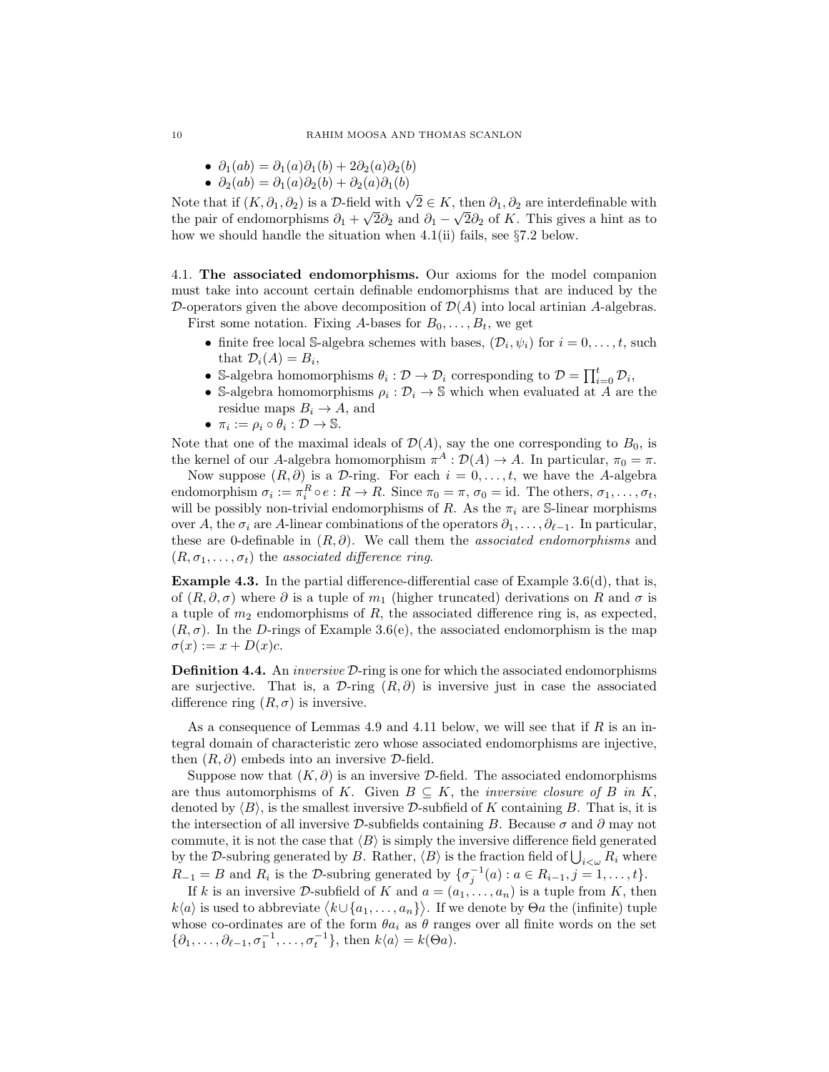- $\partial_1(ab) = \partial_1(a)\partial_1(b) + 2\partial_2(a)\partial_2(b)$
- $\partial_2(ab) = \partial_1(a)\partial_2(b) + \partial_2(a)\partial_1(b)$

Note that if $(K, \partial_1, \partial_2)$ is a $\mathcal{D}$-field with $\sqrt{2} \in K$, then $\partial_1, \partial_2$ are interdefinable with the pair of endomorphisms $\partial_1 + \sqrt{2}\partial_2$ and $\partial_1 - \sqrt{2}\partial_2$ of $K$. This gives a hint as to how we should handle the situation when 4.1(ii) fails, see §7.2 below.

## 4.1. The associated endomorphisms.

Our axioms for the model companion must take into account certain definable endomorphisms that are induced by the $\mathcal{D}$-operators given the above decomposition of $\mathcal{D}(A)$ into local artinian $A$-algebras.

First some notation. Fixing $A$-bases for $B_0, \ldots, B_t$, we get

- finite free local $\mathbb{S}$-algebra schemes with bases, $(\mathcal{D}_i, \psi_i)$ for $i = 0, \ldots, t$, such that $\mathcal{D}_i(A) = B_i$,
- $\mathbb{S}$-algebra homomorphisms $\theta_i : \mathcal{D} \to \mathcal{D}_i$ corresponding to $\mathcal{D} = \prod_{i=0}^{t} \mathcal{D}_i$,
- $\mathbb{S}$-algebra homomorphisms $\rho_i : \mathcal{D}_i \to \mathbb{S}$ which when evaluated at $A$ are the residue maps $B_i \to A$, and
- $\pi_i := \rho_i \circ \theta_i : \mathcal{D} \to \mathbb{S}$.

Note that one of the maximal ideals of $\mathcal{D}(A)$, say the one corresponding to $B_0$, is the kernel of our $A$-algebra homomorphism $\pi^A : \mathcal{D}(A) \to A$. In particular, $\pi_0 = \pi$.

Now suppose $(R, \partial)$ is a $\mathcal{D}$-ring. For each $i = 0, \ldots, t$, we have the $A$-algebra endomorphism $\sigma_i := \pi_i^R \circ e : R \to R$. Since $\pi_0 = \pi$, $\sigma_0 = \mathrm{id}$. The others, $\sigma_1, \ldots, \sigma_t$, will be possibly non-trivial endomorphisms of $R$. As the $\pi_i$ are $\mathbb{S}$-linear morphisms over $A$, the $\sigma_i$ are $A$-linear combinations of the operators $\partial_1, \ldots, \partial_{\ell-1}$. In particular, these are 0-definable in $(R, \partial)$. We call them the *associated endomorphisms* and $(R, \sigma_1, \ldots, \sigma_t)$ the *associated difference ring*.

**Example 4.3.** In the partial difference-differential case of Example 3.6(d), that is, of $(R, \partial, \sigma)$ where $\partial$ is a tuple of $m_1$ (higher truncated) derivations on $R$ and $\sigma$ is a tuple of $m_2$ endomorphisms of $R$, the associated difference ring is, as expected, $(R, \sigma)$. In the $D$-rings of Example 3.6(e), the associated endomorphism is the map $\sigma(x) := x + D(x)c$.

**Definition 4.4.** An *inversive* $\mathcal{D}$-ring is one for which the associated endomorphisms are surjective. That is, a $\mathcal{D}$-ring $(R, \partial)$ is inversive just in case the associated difference ring $(R, \sigma)$ is inversive.

As a consequence of Lemmas 4.9 and 4.11 below, we will see that if $R$ is an integral domain of characteristic zero whose associated endomorphisms are injective, then $(R, \partial)$ embeds into an inversive $\mathcal{D}$-field.

Suppose now that $(K, \partial)$ is an inversive $\mathcal{D}$-field. The associated endomorphisms are thus automorphisms of $K$. Given $B \subseteq K$, the *inversive closure of $B$ in $K$*, denoted by $\langle B \rangle$, is the smallest inversive $\mathcal{D}$-subfield of $K$ containing $B$. That is, it is the intersection of all inversive $\mathcal{D}$-subfields containing $B$. Because $\sigma$ and $\partial$ may not commute, it is not the case that $\langle B \rangle$ is simply the inversive difference field generated by the $\mathcal{D}$-subring generated by $B$. Rather, $\langle B \rangle$ is the fraction field of $\bigcup_{i<\omega} R_i$ where $R_{-1} = B$ and $R_i$ is the $\mathcal{D}$-subring generated by $\{\sigma_j^{-1}(a) : a \in R_{i-1}, j = 1, \ldots, t\}$.

If $k$ is an inversive $\mathcal{D}$-subfield of $K$ and $a = (a_1, \ldots, a_n)$ is a tuple from $K$, then $k\langle a \rangle$ is used to abbreviate $\langle k \cup \{a_1, \ldots, a_n\} \rangle$. If we denote by $\Theta a$ the (infinite) tuple whose co-ordinates are of the form $\theta a_i$ as $\theta$ ranges over all finite words on the set $\{\partial_1, \ldots, \partial_{\ell-1}, \sigma_1^{-1}, \ldots, \sigma_t^{-1}\}$, then $k\langle a \rangle = k(\Theta a)$.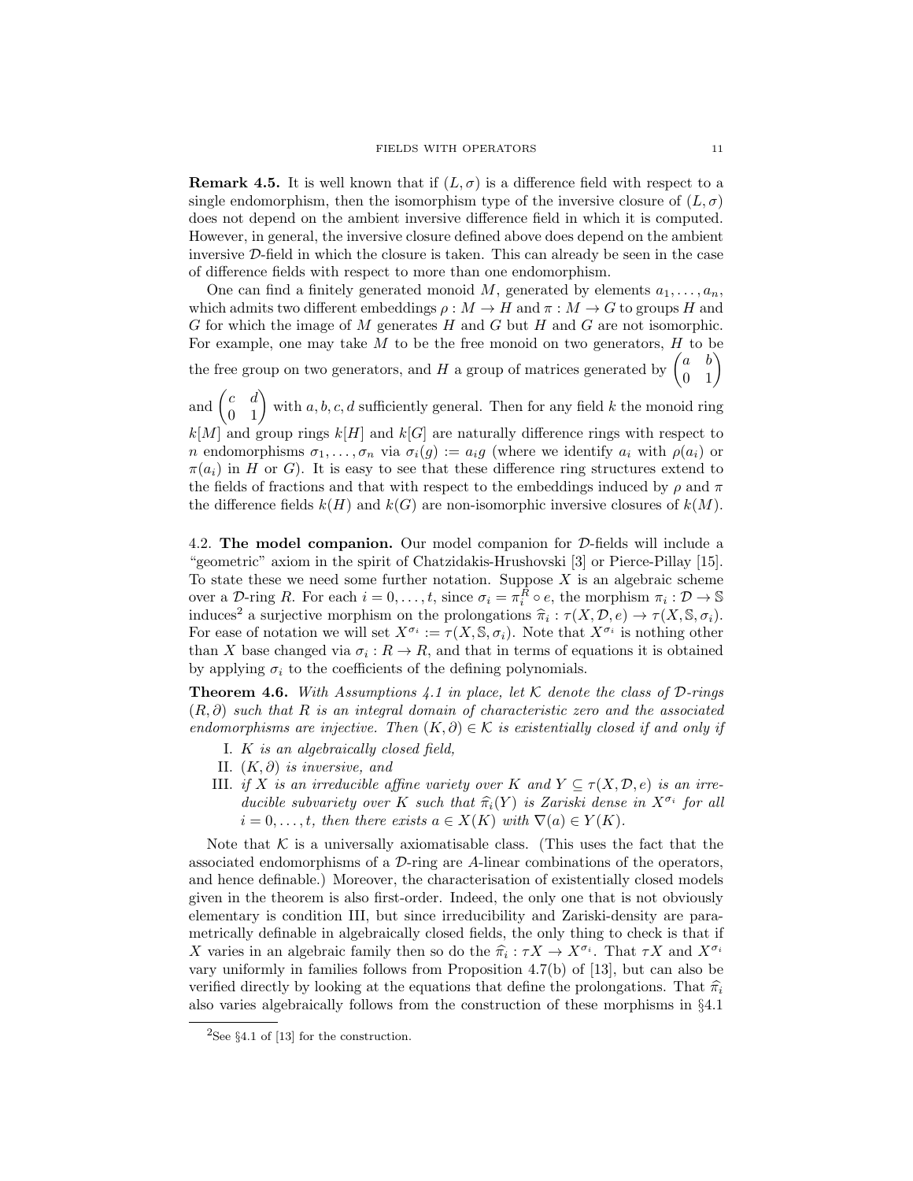**Remark 4.5.** It is well known that if $(L, \sigma)$ is a difference field with respect to a single endomorphism, then the isomorphism type of the inversive closure of $(L, \sigma)$ does not depend on the ambient inversive difference field in which it is computed. However, in general, the inversive closure defined above does depend on the ambient inversive $\mathcal{D}$-field in which the closure is taken. This can already be seen in the case of difference fields with respect to more than one endomorphism.

One can find a finitely generated monoid $M$, generated by elements $a_1, \ldots, a_n$, which admits two different embeddings $\rho : M \to H$ and $\pi : M \to G$ to groups $H$ and $G$ for which the image of $M$ generates $H$ and $G$ but $H$ and $G$ are not isomorphic. For example, one may take $M$ to be the free monoid on two generators, $H$ to be the free group on two generators, and $H$ a group of matrices generated by $\begin{pmatrix} a & b \\ 0 & 1 \end{pmatrix}$ and $\begin{pmatrix} c & d \\ 0 & 1 \end{pmatrix}$ with $a, b, c, d$ sufficiently general. Then for any field $k$ the monoid ring $k[M]$ and group rings $k[H]$ and $k[G]$ are naturally difference rings with respect to $n$ endomorphisms $\sigma_1, \ldots, \sigma_n$ via $\sigma_i(g) := a_i g$ (where we identify $a_i$ with $\rho(a_i)$ or $\pi(a_i)$ in $H$ or $G$). It is easy to see that these difference ring structures extend to the fields of fractions and that with respect to the embeddings induced by $\rho$ and $\pi$ the difference fields $k(H)$ and $k(G)$ are non-isomorphic inversive closures of $k(M)$.

4.2. **The model companion.** Our model companion for $\mathcal{D}$-fields will include a "geometric" axiom in the spirit of Chatzidakis-Hrushovski [3] or Pierce-Pillay [15]. To state these we need some further notation. Suppose $X$ is an algebraic scheme over a $\mathcal{D}$-ring $R$. For each $i = 0, \ldots, t$, since $\sigma_i = \pi_i^R \circ e$, the morphism $\pi_i : \mathcal{D} \to \mathbb{S}$ induces[2] a surjective morphism on the prolongations $\widehat{\pi}_i : \tau(X, \mathcal{D}, e) \to \tau(X, \mathbb{S}, \sigma_i)$. For ease of notation we will set $X^{\sigma_i} := \tau(X, \mathbb{S}, \sigma_i)$. Note that $X^{\sigma_i}$ is nothing other than $X$ base changed via $\sigma_i : R \to R$, and that in terms of equations it is obtained by applying $\sigma_i$ to the coefficients of the defining polynomials.

**Theorem 4.6.** *With Assumptions 4.1 in place, let $\mathcal{K}$ denote the class of $\mathcal{D}$-rings $(R, \partial)$ such that $R$ is an integral domain of characteristic zero and the associated endomorphisms are injective. Then $(K, \partial) \in \mathcal{K}$ is existentially closed if and only if*

I. *$K$ is an algebraically closed field,*
II. *$(K, \partial)$ is inversive, and*
III. *if $X$ is an irreducible affine variety over $K$ and $Y \subseteq \tau(X, \mathcal{D}, e)$ is an irreducible subvariety over $K$ such that $\widehat{\pi}_i(Y)$ is Zariski dense in $X^{\sigma_i}$ for all $i = 0, \ldots, t$, then there exists $a \in X(K)$ with $\nabla(a) \in Y(K)$.*

Note that $\mathcal{K}$ is a universally axiomatisable class. (This uses the fact that the associated endomorphisms of a $\mathcal{D}$-ring are $A$-linear combinations of the operators, and hence definable.) Moreover, the characterisation of existentially closed models given in the theorem is also first-order. Indeed, the only one that is not obviously elementary is condition III, but since irreducibility and Zariski-density are parametrically definable in algebraically closed fields, the only thing to check is that if $X$ varies in an algebraic family then so do the $\widehat{\pi}_i : \tau X \to X^{\sigma_i}$. That $\tau X$ and $X^{\sigma_i}$ vary uniformly in families follows from Proposition 4.7(b) of [13], but can also be verified directly by looking at the equations that define the prolongations. That $\widehat{\pi}_i$ also varies algebraically follows from the construction of these morphisms in §4.1

[2] See §4.1 of [13] for the construction.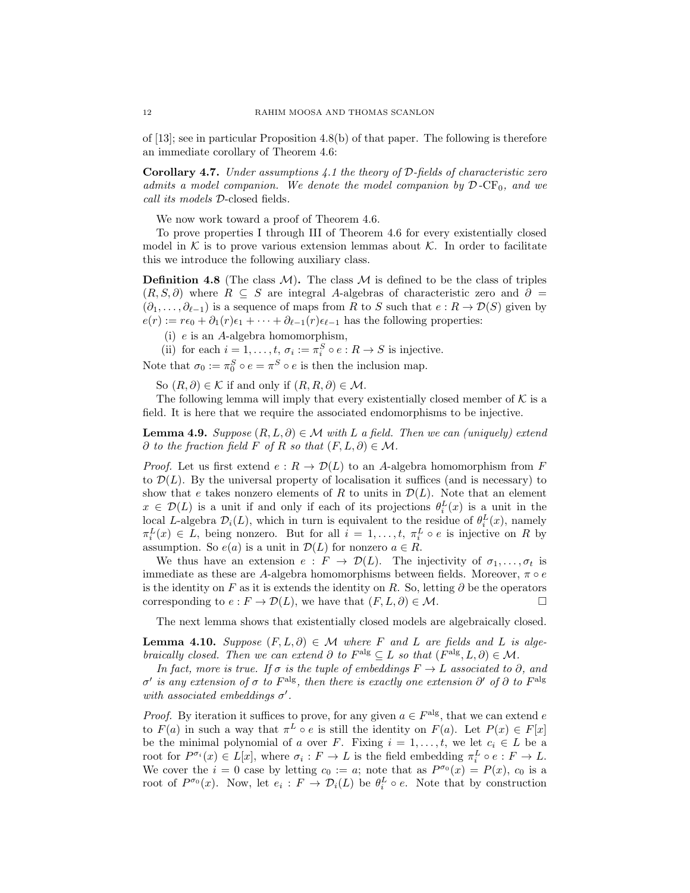of [13]; see in particular Proposition 4.8(b) of that paper. The following is therefore an immediate corollary of Theorem 4.6:

**Corollary 4.7.** *Under assumptions 4.1 the theory of $\mathcal{D}$-fields of characteristic zero admits a model companion. We denote the model companion by $\mathcal{D}$-$\mathrm{CF}_0$, and we call its models* $\mathcal{D}$-closed fields.

We now work toward a proof of Theorem 4.6.

To prove properties I through III of Theorem 4.6 for every existentially closed model in $\mathcal{K}$ is to prove various extension lemmas about $\mathcal{K}$. In order to facilitate this we introduce the following auxiliary class.

**Definition 4.8** (The class $\mathcal{M}$)**.** The class $\mathcal{M}$ is defined to be the class of triples $(R, S, \partial)$ where $R \subseteq S$ are integral $A$-algebras of characteristic zero and $\partial = (\partial_1, \ldots, \partial_{\ell-1})$ is a sequence of maps from $R$ to $S$ such that $e : R \to \mathcal{D}(S)$ given by $e(r) := r\epsilon_0 + \partial_1(r)\epsilon_1 + \cdots + \partial_{\ell-1}(r)\epsilon_{\ell-1}$ has the following properties:

(i) $e$ is an $A$-algebra homomorphism,

(ii) for each $i = 1, \ldots, t$, $\sigma_i := \pi_i^S \circ e : R \to S$ is injective.

Note that $\sigma_0 := \pi_0^S \circ e = \pi^S \circ e$ is then the inclusion map.

So $(R, \partial) \in \mathcal{K}$ if and only if $(R, R, \partial) \in \mathcal{M}$.

The following lemma will imply that every existentially closed member of $\mathcal{K}$ is a field. It is here that we require the associated endomorphisms to be injective.

**Lemma 4.9.** *Suppose $(R, L, \partial) \in \mathcal{M}$ with $L$ a field. Then we can (uniquely) extend $\partial$ to the fraction field $F$ of $R$ so that $(F, L, \partial) \in \mathcal{M}$.*

*Proof.* Let us first extend $e : R \to \mathcal{D}(L)$ to an $A$-algebra homomorphism from $F$ to $\mathcal{D}(L)$. By the universal property of localisation it suffices (and is necessary) to show that $e$ takes nonzero elements of $R$ to units in $\mathcal{D}(L)$. Note that an element $x \in \mathcal{D}(L)$ is a unit if and only if each of its projections $\theta_i^L(x)$ is a unit in the local $L$-algebra $\mathcal{D}_i(L)$, which in turn is equivalent to the residue of $\theta_i^L(x)$, namely $\pi_i^L(x) \in L$, being nonzero. But for all $i = 1, \ldots, t$, $\pi_i^L \circ e$ is injective on $R$ by assumption. So $e(a)$ is a unit in $\mathcal{D}(L)$ for nonzero $a \in R$.

We thus have an extension $e : F \to \mathcal{D}(L)$. The injectivity of $\sigma_1, \ldots, \sigma_t$ is immediate as these are $A$-algebra homomorphisms between fields. Moreover, $\pi \circ e$ is the identity on $F$ as it is extends the identity on $R$. So, letting $\partial$ be the operators corresponding to $e : F \to \mathcal{D}(L)$, we have that $(F, L, \partial) \in \mathcal{M}$. $\square$

The next lemma shows that existentially closed models are algebraically closed.

**Lemma 4.10.** *Suppose $(F, L, \partial) \in \mathcal{M}$ where $F$ and $L$ are fields and $L$ is algebraically closed. Then we can extend $\partial$ to $F^{\mathrm{alg}} \subseteq L$ so that $(F^{\mathrm{alg}}, L, \partial) \in \mathcal{M}$.*

*In fact, more is true. If $\sigma$ is the tuple of embeddings $F \to L$ associated to $\partial$, and $\sigma'$ is any extension of $\sigma$ to $F^{\mathrm{alg}}$, then there is exactly one extension $\partial'$ of $\partial$ to $F^{\mathrm{alg}}$ with associated embeddings $\sigma'$.*

*Proof.* By iteration it suffices to prove, for any given $a \in F^{\mathrm{alg}}$, that we can extend $e$ to $F(a)$ in such a way that $\pi^L \circ e$ is still the identity on $F(a)$. Let $P(x) \in F[x]$ be the minimal polynomial of $a$ over $F$. Fixing $i = 1, \ldots, t$, we let $c_i \in L$ be a root for $P^{\sigma_i}(x) \in L[x]$, where $\sigma_i : F \to L$ is the field embedding $\pi_i^L \circ e : F \to L$. We cover the $i = 0$ case by letting $c_0 := a$; note that as $P^{\sigma_0}(x) = P(x)$, $c_0$ is a root of $P^{\sigma_0}(x)$. Now, let $e_i : F \to \mathcal{D}_i(L)$ be $\theta_i^L \circ e$. Note that by construction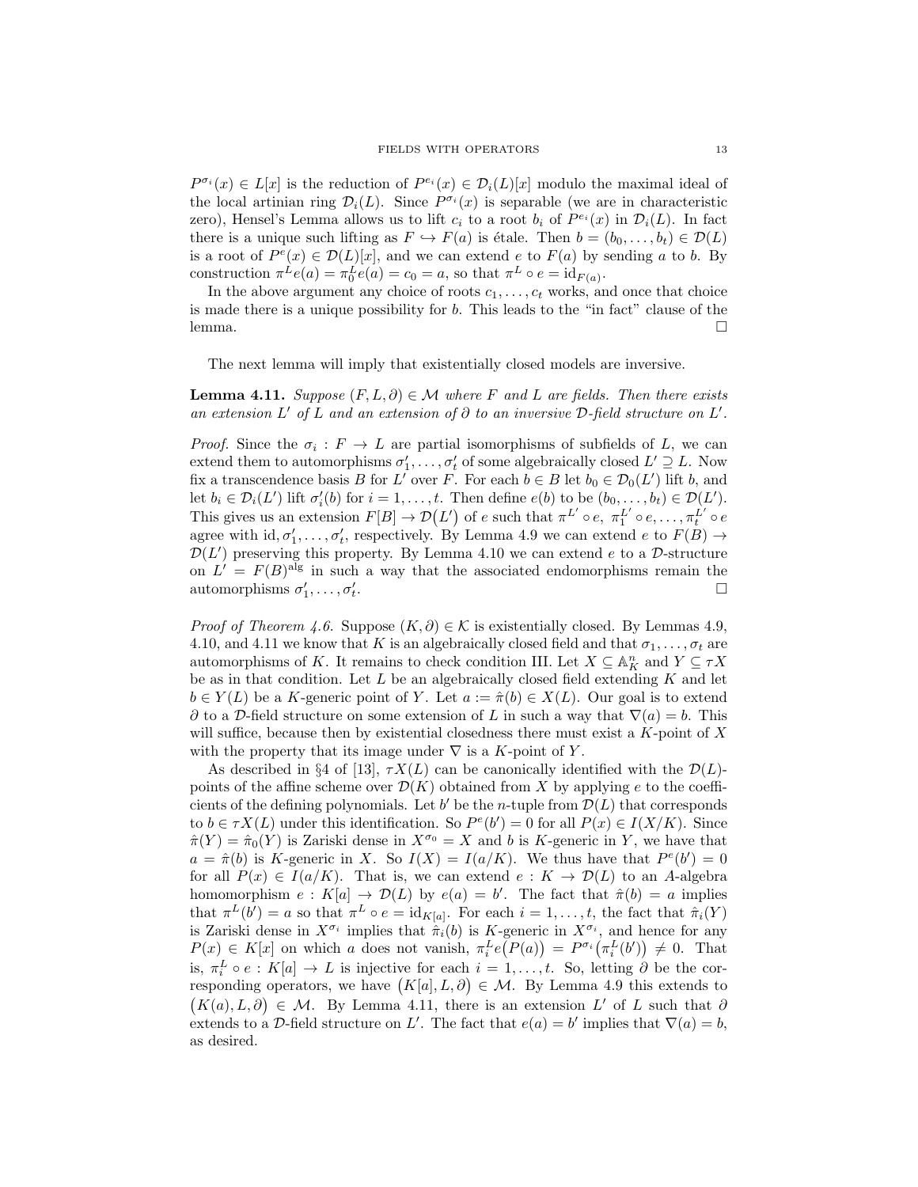$P^{\sigma_i}(x) \in L[x]$ is the reduction of $P^{e_i}(x) \in \mathcal{D}_i(L)[x]$ modulo the maximal ideal of the local artinian ring $\mathcal{D}_i(L)$. Since $P^{\sigma_i}(x)$ is separable (we are in characteristic zero), Hensel's Lemma allows us to lift $c_i$ to a root $b_i$ of $P^{e_i}(x)$ in $\mathcal{D}_i(L)$. In fact there is a unique such lifting as $F \hookrightarrow F(a)$ is étale. Then $b = (b_0, \ldots, b_t) \in \mathcal{D}(L)$ is a root of $P^e(x) \in \mathcal{D}(L)[x]$, and we can extend $e$ to $F(a)$ by sending $a$ to $b$. By construction $\pi^L e(a) = \pi_0^L e(a) = c_0 = a$, so that $\pi^L \circ e = \mathrm{id}_{F(a)}$.

In the above argument any choice of roots $c_1, \ldots, c_t$ works, and once that choice is made there is a unique possibility for $b$. This leads to the "in fact" clause of the lemma. $\square$

The next lemma will imply that existentially closed models are inversive.

**Lemma 4.11.** *Suppose $(F, L, \partial) \in \mathcal{M}$ where $F$ and $L$ are fields. Then there exists an extension $L'$ of $L$ and an extension of $\partial$ to an inversive $\mathcal{D}$-field structure on $L'$.*

*Proof.* Since the $\sigma_i : F \to L$ are partial isomorphisms of subfields of $L$, we can extend them to automorphisms $\sigma_1', \ldots, \sigma_t'$ of some algebraically closed $L' \supseteq L$. Now fix a transcendence basis $B$ for $L'$ over $F$. For each $b \in B$ let $b_0 \in \mathcal{D}_0(L')$ lift $b$, and let $b_i \in \mathcal{D}_i(L')$ lift $\sigma_i'(b)$ for $i = 1, \ldots, t$. Then define $e(b)$ to be $(b_0, \ldots, b_t) \in \mathcal{D}(L')$. This gives us an extension $F[B] \to \mathcal{D}\big(L'\big)$ of $e$ such that $\pi^{L'} \circ e,\ \pi_1^{L'} \circ e, \ldots, \pi_t^{L'} \circ e$ agree with $\mathrm{id}, \sigma_1', \ldots, \sigma_t'$, respectively. By Lemma 4.9 we can extend $e$ to $F(B) \to \mathcal{D}(L')$ preserving this property. By Lemma 4.10 we can extend $e$ to a $\mathcal{D}$-structure on $L' = F(B)^{\mathrm{alg}}$ in such a way that the associated endomorphisms remain the automorphisms $\sigma_1', \ldots, \sigma_t'$. $\square$

*Proof of Theorem 4.6.* Suppose $(K, \partial) \in \mathcal{K}$ is existentially closed. By Lemmas 4.9, 4.10, and 4.11 we know that $K$ is an algebraically closed field and that $\sigma_1, \ldots, \sigma_t$ are automorphisms of $K$. It remains to check condition III. Let $X \subseteq \mathbb{A}^n_K$ and $Y \subseteq \tau X$ be as in that condition. Let $L$ be an algebraically closed field extending $K$ and let $b \in Y(L)$ be a $K$-generic point of $Y$. Let $a := \hat{\pi}(b) \in X(L)$. Our goal is to extend $\partial$ to a $\mathcal{D}$-field structure on some extension of $L$ in such a way that $\nabla(a) = b$. This will suffice, because then by existential closedness there must exist a $K$-point of $X$ with the property that its image under $\nabla$ is a $K$-point of $Y$.

As described in §4 of [13], $\tau X(L)$ can be canonically identified with the $\mathcal{D}(L)$-points of the affine scheme over $\mathcal{D}(K)$ obtained from $X$ by applying $e$ to the coefficients of the defining polynomials. Let $b'$ be the $n$-tuple from $\mathcal{D}(L)$ that corresponds to $b \in \tau X(L)$ under this identification. So $P^e(b') = 0$ for all $P(x) \in I(X/K)$. Since $\hat{\pi}(Y) = \hat{\pi}_0(Y)$ is Zariski dense in $X^{\sigma_0} = X$ and $b$ is $K$-generic in $Y$, we have that $a = \hat{\pi}(b)$ is $K$-generic in $X$. So $I(X) = I(a/K)$. We thus have that $P^e(b') = 0$ for all $P(x) \in I(a/K)$. That is, we can extend $e : K \to \mathcal{D}(L)$ to an $A$-algebra homomorphism $e : K[a] \to \mathcal{D}(L)$ by $e(a) = b'$. The fact that $\hat{\pi}(b) = a$ implies that $\pi^L(b') = a$ so that $\pi^L \circ e = \mathrm{id}_{K[a]}$. For each $i = 1, \ldots, t$, the fact that $\hat{\pi}_i(Y)$ is Zariski dense in $X^{\sigma_i}$ implies that $\hat{\pi}_i(b)$ is $K$-generic in $X^{\sigma_i}$, and hence for any $P(x) \in K[x]$ on which $a$ does not vanish, $\pi_i^L e\big(P(a)\big) = P^{\sigma_i}\big(\pi_i^L(b')\big) \neq 0$. That is, $\pi_i^L \circ e : K[a] \to L$ is injective for each $i = 1, \ldots, t$. So, letting $\partial$ be the corresponding operators, we have $\big(K[a], L, \partial\big) \in \mathcal{M}$. By Lemma 4.9 this extends to $\big(K(a), L, \partial\big) \in \mathcal{M}$. By Lemma 4.11, there is an extension $L'$ of $L$ such that $\partial$ extends to a $\mathcal{D}$-field structure on $L'$. The fact that $e(a) = b'$ implies that $\nabla(a) = b$, as desired.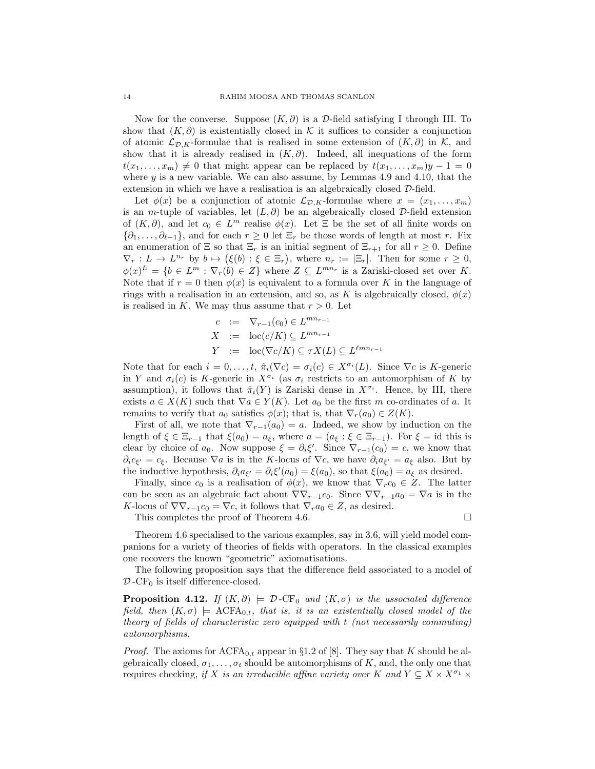Now for the converse. Suppose $(K, \partial)$ is a $\mathcal{D}$-field satisfying I through III. To show that $(K, \partial)$ is existentially closed in $\mathcal{K}$ it suffices to consider a conjunction of atomic $\mathcal{L}_{\mathcal{D},K}$-formulae that is realised in some extension of $(K, \partial)$ in $\mathcal{K}$, and show that it is already realised in $(K, \partial)$. Indeed, all inequations of the form $t(x_1, \ldots, x_m) \neq 0$ that might appear can be replaced by $t(x_1, \ldots, x_m)y - 1 = 0$ where $y$ is a new variable. We can also assume, by Lemmas 4.9 and 4.10, that the extension in which we have a realisation is an algebraically closed $\mathcal{D}$-field.

Let $\phi(x)$ be a conjunction of atomic $\mathcal{L}_{\mathcal{D},K}$-formulae where $x = (x_1, \ldots, x_m)$ is an $m$-tuple of variables, let $(L, \partial)$ be an algebraically closed $\mathcal{D}$-field extension of $(K, \partial)$, and let $c_0 \in L^m$ realise $\phi(x)$. Let $\Xi$ be the set of all finite words on $\{\partial_1, \ldots, \partial_{\ell-1}\}$, and for each $r \geq 0$ let $\Xi_r$ be those words of length at most $r$. Fix an enumeration of $\Xi$ so that $\Xi_r$ is an initial segment of $\Xi_{r+1}$ for all $r \geq 0$. Define $\nabla_r : L \to L^{n_r}$ by $b \mapsto \big(\xi(b) : \xi \in \Xi_r\big)$, where $n_r := |\Xi_r|$. Then for some $r \geq 0$, $\phi(x)^L = \{b \in L^m : \nabla_r(b) \in Z\}$ where $Z \subseteq L^{mn_r}$ is a Zariski-closed set over $K$. Note that if $r = 0$ then $\phi(x)$ is equivalent to a formula over $K$ in the language of rings with a realisation in an extension, and so, as $K$ is algebraically closed, $\phi(x)$ is realised in $K$. We may thus assume that $r > 0$. Let

$$
\begin{aligned}
c &:= \nabla_{r-1}(c_0) \in L^{mn_{r-1}} \\
X &:= \operatorname{loc}(c/K) \subseteq L^{mn_{r-1}} \\
Y &:= \operatorname{loc}(\nabla c/K) \subseteq \tau X(L) \subseteq L^{\ell mn_{r-1}}
\end{aligned}
$$

Note that for each $i = 0, \ldots, t$, $\hat{\pi}_i(\nabla c) = \sigma_i(c) \in X^{\sigma_i}(L)$. Since $\nabla c$ is $K$-generic in $Y$ and $\sigma_i(c)$ is $K$-generic in $X^{\sigma_i}$ (as $\sigma_i$ restricts to an automorphism of $K$ by assumption), it follows that $\hat{\pi}_i(Y)$ is Zariski dense in $X^{\sigma_i}$. Hence, by III, there exists $a \in X(K)$ such that $\nabla a \in Y(K)$. Let $a_0$ be the first $m$ co-ordinates of $a$. It remains to verify that $a_0$ satisfies $\phi(x)$; that is, that $\nabla_r(a_0) \in Z(K)$.

First of all, we note that $\nabla_{r-1}(a_0) = a$. Indeed, we show by induction on the length of $\xi \in \Xi_{r-1}$ that $\xi(a_0) = a_\xi$, where $a = (a_\xi : \xi \in \Xi_{r-1})$. For $\xi = \mathrm{id}$ this is clear by choice of $a_0$. Now suppose $\xi = \partial_i \xi'$. Since $\nabla_{r-1}(c_0) = c$, we know that $\partial_i c_{\xi'} = c_\xi$. Because $\nabla a$ is in the $K$-locus of $\nabla c$, we have $\partial_i a_{\xi'} = a_\xi$ also. But by the inductive hypothesis, $\partial_i a_{\xi'} = \partial_i \xi'(a_0) = \xi(a_0)$, so that $\xi(a_0) = a_\xi$ as desired.

Finally, since $c_0$ is a realisation of $\phi(x)$, we know that $\nabla_r c_0 \in Z$. The latter can be seen as an algebraic fact about $\nabla\nabla_{r-1}c_0$. Since $\nabla\nabla_{r-1}a_0 = \nabla a$ is in the $K$-locus of $\nabla\nabla_{r-1}c_0 = \nabla c$, it follows that $\nabla_r a_0 \in Z$, as desired.

This completes the proof of Theorem 4.6. $\square$

Theorem 4.6 specialised to the various examples, say in 3.6, will yield model companions for a variety of theories of fields with operators. In the classical examples one recovers the known "geometric" axiomatisations.

The following proposition says that the difference field associated to a model of $\mathcal{D}\text{-CF}_0$ is itself difference-closed.

**Proposition 4.12.** *If $(K, \partial) \models \mathcal{D}\text{-CF}_0$ and $(K, \sigma)$ is the associated difference field, then $(K, \sigma) \models \mathrm{ACFA}_{0,t}$, that is, it is an existentially closed model of the theory of fields of characteristic zero equipped with $t$ (not necessarily commuting) automorphisms.*

*Proof.* The axioms for $\mathrm{ACFA}_{0,t}$ appear in §1.2 of [8]. They say that $K$ should be algebraically closed, $\sigma_1, \ldots, \sigma_t$ should be automorphisms of $K$, and, the only one that requires checking, *if $X$ is an irreducible affine variety over $K$ and $Y \subseteq X \times X^{\sigma_1} \times$*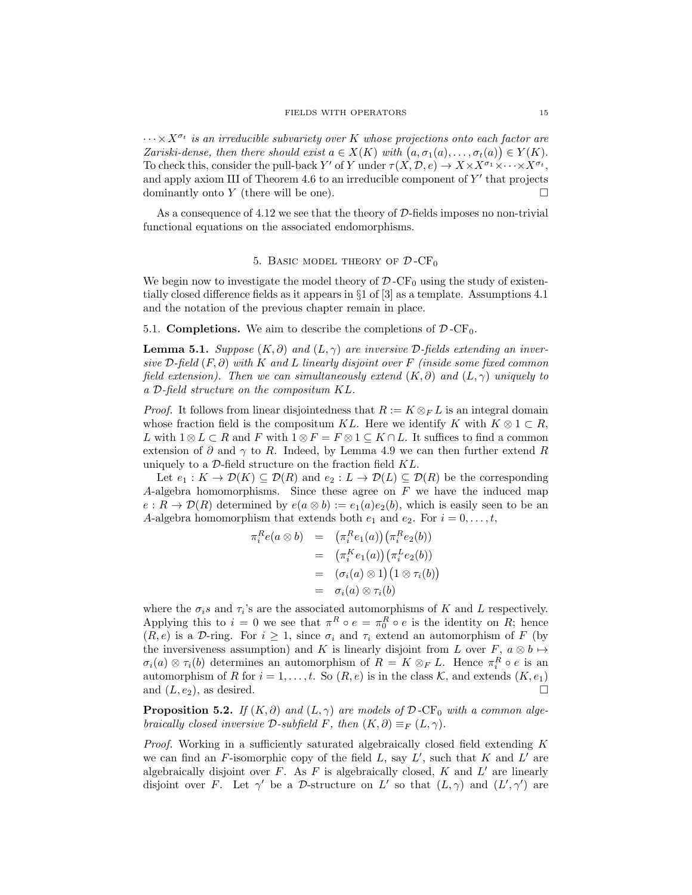$\cdots \times X^{\sigma_t}$ *is an irreducible subvariety over $K$ whose projections onto each factor are Zariski-dense, then there should exist $a \in X(K)$ with $\big(a, \sigma_1(a), \ldots, \sigma_t(a)\big) \in Y(K)$.* To check this, consider the pull-back $Y'$ of $Y$ under $\tau(X, \mathcal{D}, e) \to X \times X^{\sigma_1} \times \cdots \times X^{\sigma_t}$, and apply axiom III of Theorem 4.6 to an irreducible component of $Y'$ that projects dominantly onto $Y$ (there will be one). □

As a consequence of 4.12 we see that the theory of $\mathcal{D}$-fields imposes no non-trivial functional equations on the associated endomorphisms.

## 5. Basic model theory of $\mathcal{D}$-CF$_0$

We begin now to investigate the model theory of $\mathcal{D}$-CF$_0$ using the study of existentially closed difference fields as it appears in §1 of [3] as a template. Assumptions 4.1 and the notation of the previous chapter remain in place.

### 5.1. Completions.

We aim to describe the completions of $\mathcal{D}$-CF$_0$.

**Lemma 5.1.** *Suppose $(K, \partial)$ and $(L, \gamma)$ are inversive $\mathcal{D}$-fields extending an inversive $\mathcal{D}$-field $(F, \partial)$ with $K$ and $L$ linearly disjoint over $F$ (inside some fixed common field extension). Then we can simultaneously extend $(K, \partial)$ and $(L, \gamma)$ uniquely to a $\mathcal{D}$-field structure on the compositum $KL$.*

*Proof.* It follows from linear disjointedness that $R := K \otimes_F L$ is an integral domain whose fraction field is the compositum $KL$. Here we identify $K$ with $K \otimes 1 \subset R$, $L$ with $1 \otimes L \subset R$ and $F$ with $1 \otimes F = F \otimes 1 \subseteq K \cap L$. It suffices to find a common extension of $\partial$ and $\gamma$ to $R$. Indeed, by Lemma 4.9 we can then further extend $R$ uniquely to a $\mathcal{D}$-field structure on the fraction field $KL$.

Let $e_1 : K \to \mathcal{D}(K) \subseteq \mathcal{D}(R)$ and $e_2 : L \to \mathcal{D}(L) \subseteq \mathcal{D}(R)$ be the corresponding $A$-algebra homomorphisms. Since these agree on $F$ we have the induced map $e : R \to \mathcal{D}(R)$ determined by $e(a \otimes b) := e_1(a)e_2(b)$, which is easily seen to be an $A$-algebra homomorphism that extends both $e_1$ and $e_2$. For $i = 0, \ldots, t$,

$$
\begin{aligned}
\pi_i^R e(a \otimes b) &= \big(\pi_i^R e_1(a)\big)\big(\pi_i^R e_2(b)\big) \\
&= \big(\pi_i^K e_1(a)\big)\big(\pi_i^L e_2(b)\big) \\
&= \big(\sigma_i(a) \otimes 1\big)\big(1 \otimes \tau_i(b)\big) \\
&= \sigma_i(a) \otimes \tau_i(b)
\end{aligned}
$$

where the $\sigma_i$s and $\tau_i$'s are the associated automorphisms of $K$ and $L$ respectively. Applying this to $i = 0$ we see that $\pi^R \circ e = \pi_0^R \circ e$ is the identity on $R$; hence $(R, e)$ is a $\mathcal{D}$-ring. For $i \geq 1$, since $\sigma_i$ and $\tau_i$ extend an automorphism of $F$ (by the inversiveness assumption) and $K$ is linearly disjoint from $L$ over $F$, $a \otimes b \mapsto \sigma_i(a) \otimes \tau_i(b)$ determines an automorphism of $R = K \otimes_F L$. Hence $\pi_i^R \circ e$ is an automorphism of $R$ for $i = 1, \ldots, t$. So $(R, e)$ is in the class $\mathcal{K}$, and extends $(K, e_1)$ and $(L, e_2)$, as desired. □

**Proposition 5.2.** *If $(K, \partial)$ and $(L, \gamma)$ are models of $\mathcal{D}$-CF$_0$ with a common algebraically closed inversive $\mathcal{D}$-subfield $F$, then $(K, \partial) \equiv_F (L, \gamma)$.*

*Proof.* Working in a sufficiently saturated algebraically closed field extending $K$ we can find an $F$-isomorphic copy of the field $L$, say $L'$, such that $K$ and $L'$ are algebraically disjoint over $F$. As $F$ is algebraically closed, $K$ and $L'$ are linearly disjoint over $F$. Let $\gamma'$ be a $\mathcal{D}$-structure on $L'$ so that $(L, \gamma)$ and $(L', \gamma')$ are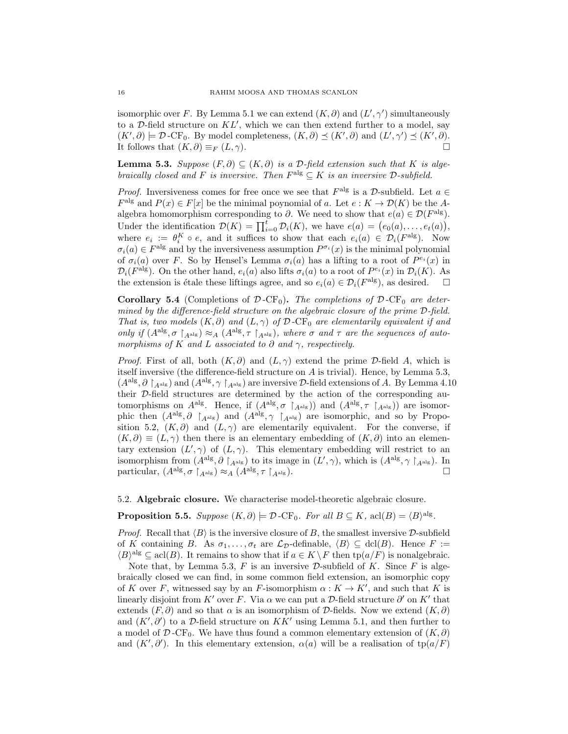isomorphic over $F$. By Lemma 5.1 we can extend $(K, \partial)$ and $(L', \gamma')$ simultaneously to a $\mathcal{D}$-field structure on $KL'$, which we can then extend further to a model, say $(K', \partial) \models \mathcal{D}\text{-CF}_0$. By model completeness, $(K, \partial) \preceq (K', \partial)$ and $(L', \gamma') \preceq (K', \partial)$. It follows that $(K, \partial) \equiv_F (L, \gamma)$. □

**Lemma 5.3.** *Suppose $(F, \partial) \subseteq (K, \partial)$ is a $\mathcal{D}$-field extension such that $K$ is algebraically closed and $F$ is inversive. Then $F^{\text{alg}} \subseteq K$ is an inversive $\mathcal{D}$-subfield.*

*Proof.* Inversiveness comes for free once we see that $F^{\text{alg}}$ is a $\mathcal{D}$-subfield. Let $a \in F^{\text{alg}}$ and $P(x) \in F[x]$ be the minimal poynomial of $a$. Let $e : K \to \mathcal{D}(K)$ be the $A$-algebra homomorphism corresponding to $\partial$. We need to show that $e(a) \in \mathcal{D}(F^{\text{alg}})$. Under the identification $\mathcal{D}(K) = \prod_{i=0}^{t} \mathcal{D}_i(K)$, we have $e(a) = \big(e_0(a), \ldots, e_t(a)\big)$, where $e_i := \theta_i^K \circ e$, and it suffices to show that each $e_i(a) \in \mathcal{D}_i(F^{\text{alg}})$. Now $\sigma_i(a) \in F^{\text{alg}}$ and by the inversiveness assumption $P^{\sigma_i}(x)$ is the minimal polynomial of $\sigma_i(a)$ over $F$. So by Hensel's Lemma $\sigma_i(a)$ has a lifting to a root of $P^{e_i}(x)$ in $\mathcal{D}_i(F^{\text{alg}})$. On the other hand, $e_i(a)$ also lifts $\sigma_i(a)$ to a root of $P^{e_i}(x)$ in $\mathcal{D}_i(K)$. As the extension is étale these liftings agree, and so $e_i(a) \in \mathcal{D}_i(F^{\text{alg}})$, as desired. □

**Corollary 5.4** (Completions of $\mathcal{D}\text{-CF}_0$). *The completions of $\mathcal{D}\text{-CF}_0$ are determined by the difference-field structure on the algebraic closure of the prime $\mathcal{D}$-field. That is, two models $(K, \partial)$ and $(L, \gamma)$ of $\mathcal{D}\text{-CF}_0$ are elementarily equivalent if and only if $(A^{\text{alg}}, \sigma \restriction_{A^{\text{alg}}}) \approx_A (A^{\text{alg}}, \tau \restriction_{A^{\text{alg}}})$, where $\sigma$ and $\tau$ are the sequences of automorphisms of $K$ and $L$ associated to $\partial$ and $\gamma$, respectively.*

*Proof.* First of all, both $(K, \partial)$ and $(L, \gamma)$ extend the prime $\mathcal{D}$-field $A$, which is itself inversive (the difference-field structure on $A$ is trivial). Hence, by Lemma 5.3, $(A^{\text{alg}}, \partial \restriction_{A^{\text{alg}}})$ and $(A^{\text{alg}}, \gamma \restriction_{A^{\text{alg}}})$ are inversive $\mathcal{D}$-field extensions of $A$. By Lemma 4.10 their $\mathcal{D}$-field structures are determined by the action of the corresponding automorphisms on $A^{\text{alg}}$. Hence, if $(A^{\text{alg}}, \sigma \restriction_{A^{\text{alg}}}))$ and $(A^{\text{alg}}, \tau \restriction_{A^{\text{alg}}}))$ are isomorphic then $(A^{\text{alg}}, \partial \restriction_{A^{\text{alg}}})$ and $(A^{\text{alg}}, \gamma \restriction_{A^{\text{alg}}})$ are isomorphic, and so by Proposition 5.2, $(K, \partial)$ and $(L, \gamma)$ are elementarily equivalent. For the converse, if $(K, \partial) \equiv (L, \gamma)$ then there is an elementary embedding of $(K, \partial)$ into an elementary extension $(L', \gamma)$ of $(L, \gamma)$. This elementary embedding will restrict to an isomorphism from $(A^{\text{alg}}, \partial \restriction_{A^{\text{alg}}})$ to its image in $(L', \gamma)$, which is $(A^{\text{alg}}, \gamma \restriction_{A^{\text{alg}}})$. In particular, $(A^{\text{alg}}, \sigma \restriction_{A^{\text{alg}}}) \approx_A (A^{\text{alg}}, \tau \restriction_{A^{\text{alg}}})$. □

### 5.2. Algebraic closure.

We characterise model-theoretic algebraic closure.

**Proposition 5.5.** *Suppose $(K, \partial) \models \mathcal{D}\text{-CF}_0$. For all $B \subseteq K$, $\operatorname{acl}(B) = \langle B \rangle^{\text{alg}}$.*

*Proof.* Recall that $\langle B \rangle$ is the inversive closure of $B$, the smallest inversive $\mathcal{D}$-subfield of $K$ containing $B$. As $\sigma_1, \ldots, \sigma_t$ are $\mathcal{L}_{\mathcal{D}}$-definable, $\langle B \rangle \subseteq \operatorname{dcl}(B)$. Hence $F := \langle B \rangle^{\text{alg}} \subseteq \operatorname{acl}(B)$. It remains to show that if $a \in K \setminus F$ then $\operatorname{tp}(a/F)$ is nonalgebraic.

Note that, by Lemma 5.3, $F$ is an inversive $\mathcal{D}$-subfield of $K$. Since $F$ is algebraically closed we can find, in some common field extension, an isomorphic copy of $K$ over $F$, witnessed say by an $F$-isomorphism $\alpha : K \to K'$, and such that $K$ is linearly disjoint from $K'$ over $F$. Via $\alpha$ we can put a $\mathcal{D}$-field structure $\partial'$ on $K'$ that extends $(F, \partial)$ and so that $\alpha$ is an isomorphism of $\mathcal{D}$-fields. Now we extend $(K, \partial)$ and $(K', \partial')$ to a $\mathcal{D}$-field structure on $KK'$ using Lemma 5.1, and then further to a model of $\mathcal{D}\text{-CF}_0$. We have thus found a common elementary extension of $(K, \partial)$ and $(K', \partial')$. In this elementary extension, $\alpha(a)$ will be a realisation of $\operatorname{tp}(a/F)$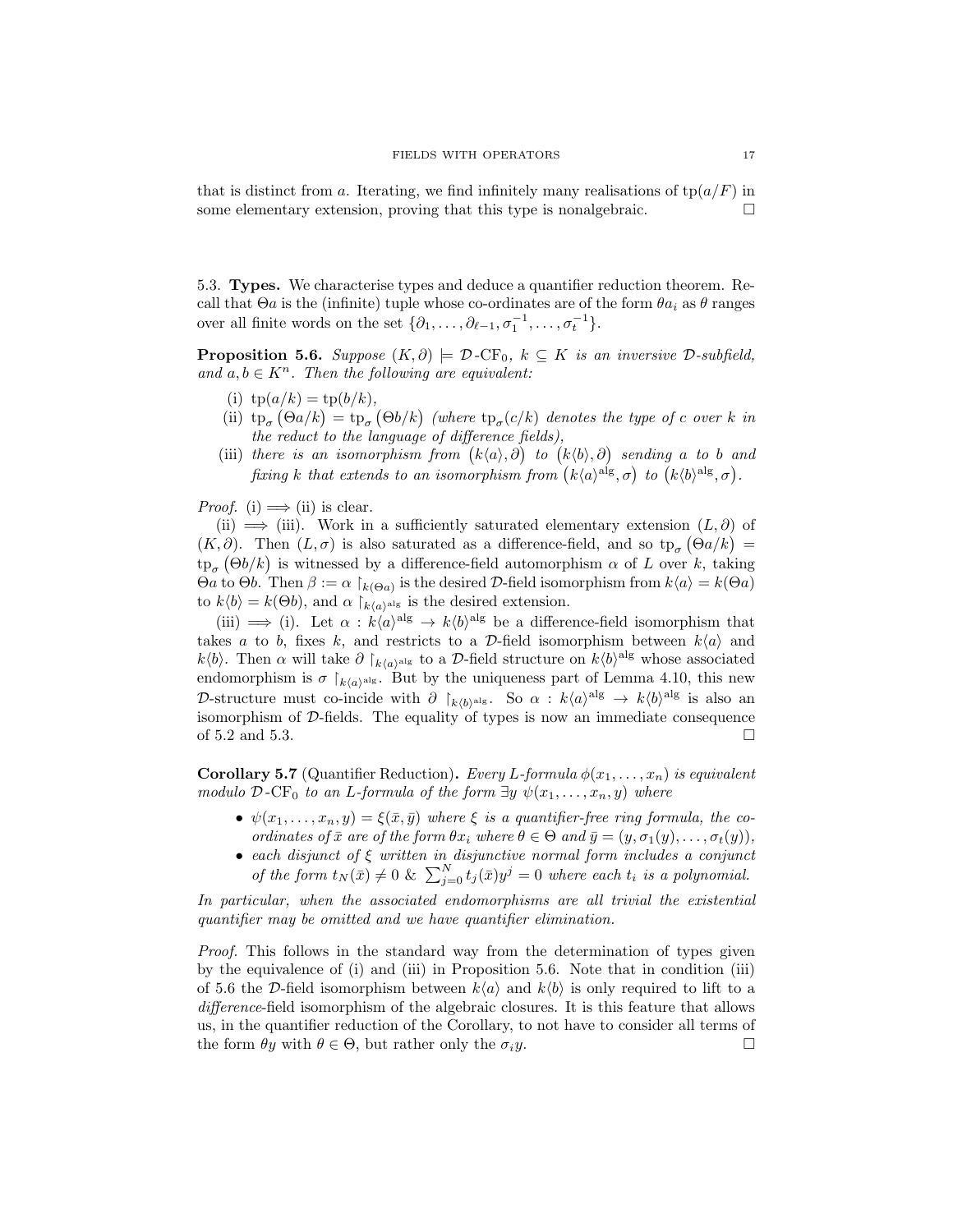that is distinct from $a$. Iterating, we find infinitely many realisations of $\operatorname{tp}(a/F)$ in some elementary extension, proving that this type is nonalgebraic. $\square$

### 5.3. Types.

We characterise types and deduce a quantifier reduction theorem. Recall that $\Theta a$ is the (infinite) tuple whose co-ordinates are of the form $\theta a_i$ as $\theta$ ranges over all finite words on the set $\{\partial_1, \ldots, \partial_{\ell-1}, \sigma_1^{-1}, \ldots, \sigma_t^{-1}\}$.

**Proposition 5.6.** *Suppose $(K, \partial) \models \mathcal{D}\text{-CF}_0$, $k \subseteq K$ is an inversive $\mathcal{D}$-subfield, and $a, b \in K^n$. Then the following are equivalent:*

(i) $\operatorname{tp}(a/k) = \operatorname{tp}(b/k)$,

(ii) $\operatorname{tp}_\sigma\big(\Theta a/k\big) = \operatorname{tp}_\sigma\big(\Theta b/k\big)$ *(where $\operatorname{tp}_\sigma(c/k)$ denotes the type of $c$ over $k$ in the reduct to the language of difference fields),*

(iii) *there is an isomorphism from $\big(k\langle a\rangle, \partial\big)$ to $\big(k\langle b\rangle, \partial\big)$ sending $a$ to $b$ and fixing $k$ that extends to an isomorphism from $\big(k\langle a\rangle^{\text{alg}}, \sigma\big)$ to $\big(k\langle b\rangle^{\text{alg}}, \sigma\big)$.*

*Proof.* (i) $\Longrightarrow$ (ii) is clear.

(ii) $\Longrightarrow$ (iii). Work in a sufficiently saturated elementary extension $(L, \partial)$ of $(K, \partial)$. Then $(L, \sigma)$ is also saturated as a difference-field, and so $\operatorname{tp}_\sigma\big(\Theta a/k\big) = \operatorname{tp}_\sigma\big(\Theta b/k\big)$ is witnessed by a difference-field automorphism $\alpha$ of $L$ over $k$, taking $\Theta a$ to $\Theta b$. Then $\beta := \alpha\restriction_{k(\Theta a)}$ is the desired $\mathcal{D}$-field isomorphism from $k\langle a\rangle = k(\Theta a)$ to $k\langle b\rangle = k(\Theta b)$, and $\alpha\restriction_{k\langle a\rangle^{\text{alg}}}$ is the desired extension.

(iii) $\Longrightarrow$ (i). Let $\alpha : k\langle a\rangle^{\text{alg}} \to k\langle b\rangle^{\text{alg}}$ be a difference-field isomorphism that takes $a$ to $b$, fixes $k$, and restricts to a $\mathcal{D}$-field isomorphism between $k\langle a\rangle$ and $k\langle b\rangle$. Then $\alpha$ will take $\partial\restriction_{k\langle a\rangle^{\text{alg}}}$ to a $\mathcal{D}$-field structure on $k\langle b\rangle^{\text{alg}}$ whose associated endomorphism is $\sigma\restriction_{k\langle a\rangle^{\text{alg}}}$. But by the uniqueness part of Lemma 4.10, this new $\mathcal{D}$-structure must co-incide with $\partial\restriction_{k\langle b\rangle^{\text{alg}}}$. So $\alpha : k\langle a\rangle^{\text{alg}} \to k\langle b\rangle^{\text{alg}}$ is also an isomorphism of $\mathcal{D}$-fields. The equality of types is now an immediate consequence of 5.2 and 5.3. $\square$

**Corollary 5.7** (Quantifier Reduction)**.** *Every $L$-formula $\phi(x_1, \ldots, x_n)$ is equivalent modulo $\mathcal{D}\text{-CF}_0$ to an $L$-formula of the form $\exists y\ \psi(x_1, \ldots, x_n, y)$ where*

- *$\psi(x_1, \ldots, x_n, y) = \xi(\bar{x}, \bar{y})$ where $\xi$ is a quantifier-free ring formula, the co-ordinates of $\bar{x}$ are of the form $\theta x_i$ where $\theta \in \Theta$ and $\bar{y} = (y, \sigma_1(y), \ldots, \sigma_t(y))$,*
- *each disjunct of $\xi$ written in disjunctive normal form includes a conjunct of the form $t_N(\bar{x}) \neq 0$ & $\sum_{j=0}^{N} t_j(\bar{x}) y^j = 0$ where each $t_i$ is a polynomial.*

*In particular, when the associated endomorphisms are all trivial the existential quantifier may be omitted and we have quantifier elimination.*

*Proof.* This follows in the standard way from the determination of types given by the equivalence of (i) and (iii) in Proposition 5.6. Note that in condition (iii) of 5.6 the $\mathcal{D}$-field isomorphism between $k\langle a\rangle$ and $k\langle b\rangle$ is only required to lift to a *difference*-field isomorphism of the algebraic closures. It is this feature that allows us, in the quantifier reduction of the Corollary, to not have to consider all terms of the form $\theta y$ with $\theta \in \Theta$, but rather only the $\sigma_i y$. $\square$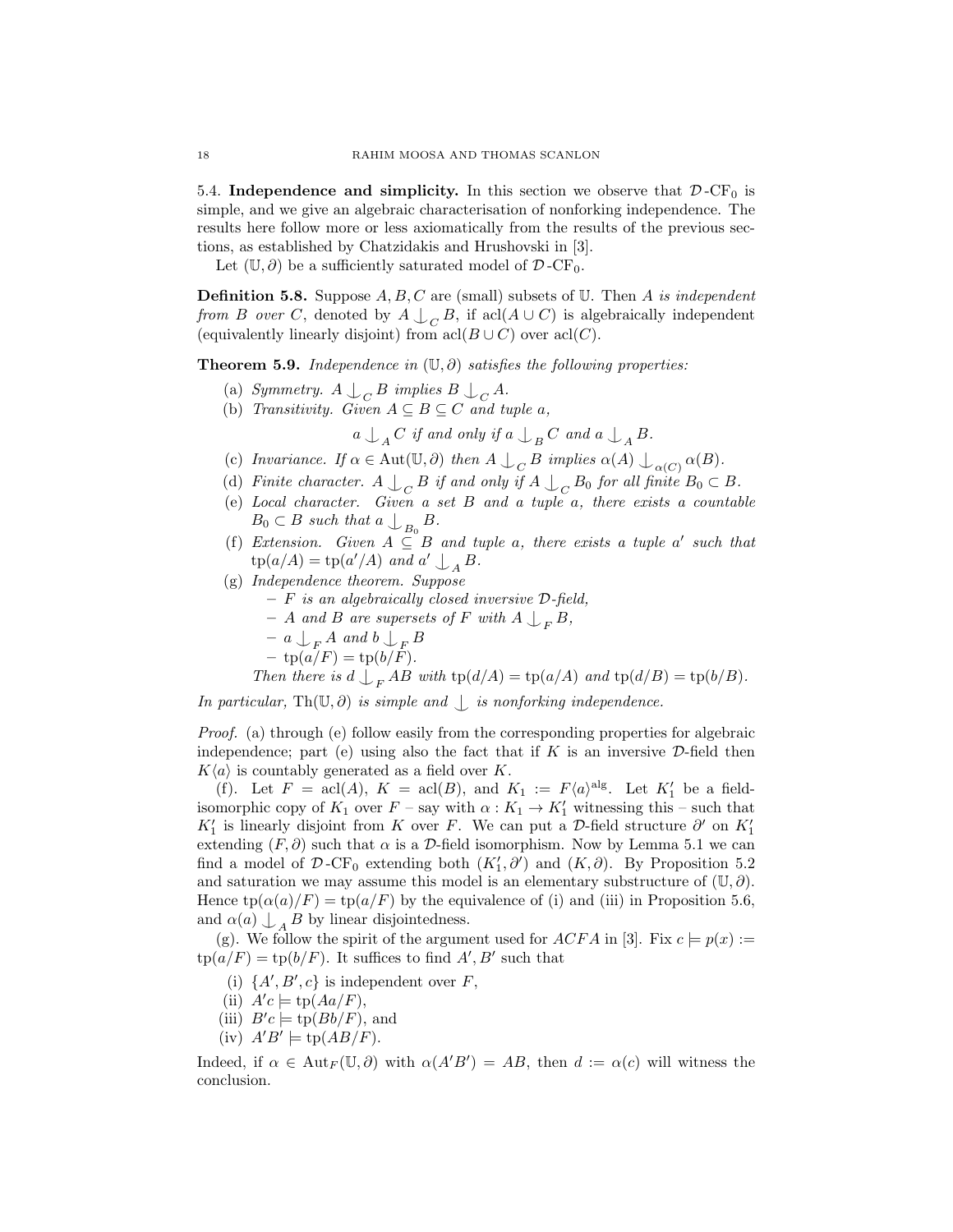5.4. **Independence and simplicity.** In this section we observe that $\mathcal{D}$-$\mathrm{CF}_0$ is simple, and we give an algebraic characterisation of nonforking independence. The results here follow more or less axiomatically from the results of the previous sections, as established by Chatzidakis and Hrushovski in [3].

Let $(\mathbb{U}, \partial)$ be a sufficiently saturated model of $\mathcal{D}$-$\mathrm{CF}_0$.

**Definition 5.8.** Suppose $A, B, C$ are (small) subsets of $\mathbb{U}$. Then $A$ *is independent from* $B$ *over* $C$, denoted by $A \mathop{\smile\!\!\!\!|}_C B$, if $\mathrm{acl}(A \cup C)$ is algebraically independent (equivalently linearly disjoint) from $\mathrm{acl}(B \cup C)$ over $\mathrm{acl}(C)$.

**Theorem 5.9.** *Independence in $(\mathbb{U}, \partial)$ satisfies the following properties:*

(a) *Symmetry.* $A \mathop{\smile\!\!\!\!|}_C B$ *implies* $B \mathop{\smile\!\!\!\!|}_C A$.

(b) *Transitivity. Given $A \subseteq B \subseteq C$ and tuple $a$,*

$$a \mathop{\smile\!\!\!\!|}_A C \text{ if and only if } a \mathop{\smile\!\!\!\!|}_B C \text{ and } a \mathop{\smile\!\!\!\!|}_A B.$$

(c) *Invariance. If $\alpha \in \mathrm{Aut}(\mathbb{U}, \partial)$ then $A \mathop{\smile\!\!\!\!|}_C B$ implies $\alpha(A) \mathop{\smile\!\!\!\!|}_{\alpha(C)} \alpha(B)$.*

(d) *Finite character. $A \mathop{\smile\!\!\!\!|}_C B$ if and only if $A \mathop{\smile\!\!\!\!|}_C B_0$ for all finite $B_0 \subset B$.*

(e) *Local character. Given a set $B$ and a tuple $a$, there exists a countable $B_0 \subset B$ such that $a \mathop{\smile\!\!\!\!|}_{B_0} B$.*

(f) *Extension. Given $A \subseteq B$ and tuple $a$, there exists a tuple $a'$ such that $\mathrm{tp}(a/A) = \mathrm{tp}(a'/A)$ and $a' \mathop{\smile\!\!\!\!|}_A B$.*

(g) *Independence theorem. Suppose*
- *$F$ is an algebraically closed inversive $\mathcal{D}$-field,*
- *$A$ and $B$ are supersets of $F$ with $A \mathop{\smile\!\!\!\!|}_F B$,*
- *$a \mathop{\smile\!\!\!\!|}_F A$ and $b \mathop{\smile\!\!\!\!|}_F B$*
- *$\mathrm{tp}(a/F) = \mathrm{tp}(b/F)$.*

*Then there is $d \mathop{\smile\!\!\!\!|}_F AB$ with $\mathrm{tp}(d/A) = \mathrm{tp}(a/A)$ and $\mathrm{tp}(d/B) = \mathrm{tp}(b/B)$.*

*In particular, $\mathrm{Th}(\mathbb{U}, \partial)$ is simple and $\mathop{\smile\!\!\!\!|}$ is nonforking independence.*

*Proof.* (a) through (e) follow easily from the corresponding properties for algebraic independence; part (e) using also the fact that if $K$ is an inversive $\mathcal{D}$-field then $K\langle a\rangle$ is countably generated as a field over $K$.

(f). Let $F = \mathrm{acl}(A)$, $K = \mathrm{acl}(B)$, and $K_1 := F\langle a\rangle^{\mathrm{alg}}$. Let $K_1'$ be a field-isomorphic copy of $K_1$ over $F$ – say with $\alpha : K_1 \to K_1'$ witnessing this – such that $K_1'$ is linearly disjoint from $K$ over $F$. We can put a $\mathcal{D}$-field structure $\partial'$ on $K_1'$ extending $(F, \partial)$ such that $\alpha$ is a $\mathcal{D}$-field isomorphism. Now by Lemma 5.1 we can find a model of $\mathcal{D}$-$\mathrm{CF}_0$ extending both $(K_1', \partial')$ and $(K, \partial)$. By Proposition 5.2 and saturation we may assume this model is an elementary substructure of $(\mathbb{U}, \partial)$. Hence $\mathrm{tp}(\alpha(a)/F) = \mathrm{tp}(a/F)$ by the equivalence of (i) and (iii) in Proposition 5.6, and $\alpha(a) \mathop{\smile\!\!\!\!|}_A B$ by linear disjointedness.

(g). We follow the spirit of the argument used for $ACFA$ in [3]. Fix $c \models p(x) := \mathrm{tp}(a/F) = \mathrm{tp}(b/F)$. It suffices to find $A', B'$ such that

(i) $\{A', B', c\}$ is independent over $F$,

(ii) $A'c \models \mathrm{tp}(Aa/F)$,

(iii) $B'c \models \mathrm{tp}(Bb/F)$, and

(iv) $A'B' \models \mathrm{tp}(AB/F)$.

Indeed, if $\alpha \in \mathrm{Aut}_F(\mathbb{U}, \partial)$ with $\alpha(A'B') = AB$, then $d := \alpha(c)$ will witness the conclusion.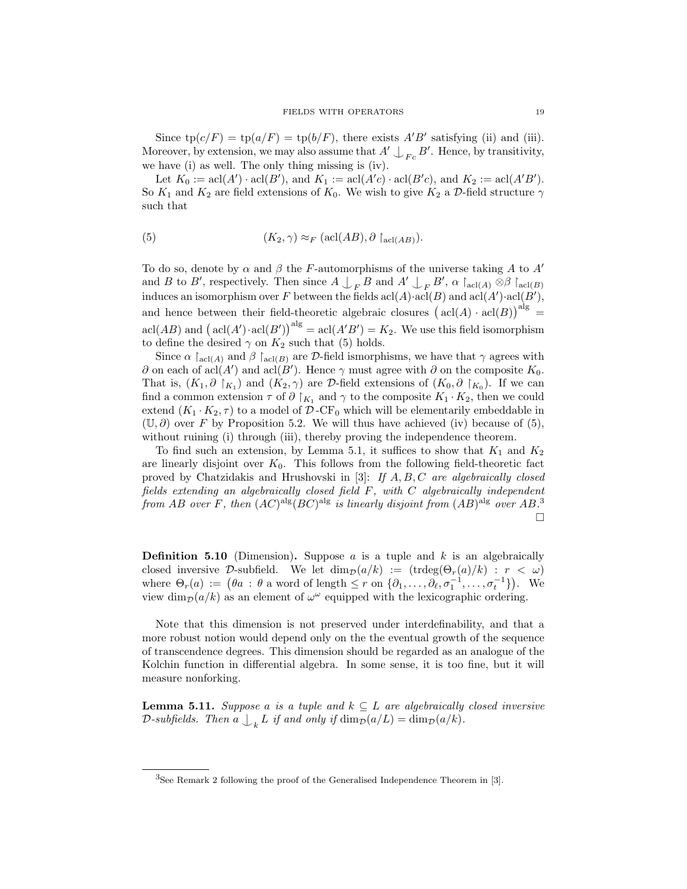Since $\operatorname{tp}(c/F) = \operatorname{tp}(a/F) = \operatorname{tp}(b/F)$, there exists $A'B'$ satisfying (ii) and (iii). Moreover, by extension, we may also assume that $A' \mathop{\smile\!\!\!\!\!\mid}_{Fc} B'$. Hence, by transitivity, we have (i) as well. The only thing missing is (iv).

Let $K_0 := \operatorname{acl}(A') \cdot \operatorname{acl}(B')$, and $K_1 := \operatorname{acl}(A'c) \cdot \operatorname{acl}(B'c)$, and $K_2 := \operatorname{acl}(A'B')$. So $K_1$ and $K_2$ are field extensions of $K_0$. We wish to give $K_2$ a $\mathcal{D}$-field structure $\gamma$ such that

$$(K_2, \gamma) \approx_F (\operatorname{acl}(AB), \partial \restriction_{\operatorname{acl}(AB)}). \tag{5}$$

To do so, denote by $\alpha$ and $\beta$ the $F$-automorphisms of the universe taking $A$ to $A'$ and $B$ to $B'$, respectively. Then since $A \mathop{\smile\!\!\!\!\!\mid}_F B$ and $A' \mathop{\smile\!\!\!\!\!\mid}_F B'$, $\alpha \restriction_{\operatorname{acl}(A)} \otimes \beta \restriction_{\operatorname{acl}(B)}$ induces an isomorphism over $F$ between the fields $\operatorname{acl}(A) \cdot \operatorname{acl}(B)$ and $\operatorname{acl}(A') \cdot \operatorname{acl}(B')$, and hence between their field-theoretic algebraic closures $\big(\operatorname{acl}(A) \cdot \operatorname{acl}(B)\big)^{\mathrm{alg}} = \operatorname{acl}(AB)$ and $\big(\operatorname{acl}(A') \cdot \operatorname{acl}(B')\big)^{\mathrm{alg}} = \operatorname{acl}(A'B') = K_2$. We use this field isomorphism to define the desired $\gamma$ on $K_2$ such that (5) holds.

Since $\alpha \restriction_{\operatorname{acl}(A)}$ and $\beta \restriction_{\operatorname{acl}(B)}$ are $\mathcal{D}$-field ismorphisms, we have that $\gamma$ agrees with $\partial$ on each of $\operatorname{acl}(A')$ and $\operatorname{acl}(B')$. Hence $\gamma$ must agree with $\partial$ on the composite $K_0$. That is, $(K_1, \partial \restriction_{K_1})$ and $(K_2, \gamma)$ are $\mathcal{D}$-field extensions of $(K_0, \partial \restriction_{K_0})$. If we can find a common extension $\tau$ of $\partial \restriction_{K_1}$ and $\gamma$ to the composite $K_1 \cdot K_2$, then we could extend $(K_1 \cdot K_2, \tau)$ to a model of $\mathcal{D}$-$\mathrm{CF}_0$ which will be elementarily embeddable in $(\mathbb{U}, \partial)$ over $F$ by Proposition 5.2. We will thus have achieved (iv) because of (5), without ruining (i) through (iii), thereby proving the independence theorem.

To find such an extension, by Lemma 5.1, it suffices to show that $K_1$ and $K_2$ are linearly disjoint over $K_0$. This follows from the following field-theoretic fact proved by Chatzidakis and Hrushovski in [3]: *If $A, B, C$ are algebraically closed fields extending an algebraically closed field $F$, with $C$ algebraically independent from $AB$ over $F$, then $(AC)^{\mathrm{alg}}(BC)^{\mathrm{alg}}$ is linearly disjoint from $(AB)^{\mathrm{alg}}$ over $AB$.*[3] $\square$

**Definition 5.10** (Dimension)**.** Suppose $a$ is a tuple and $k$ is an algebraically closed inversive $\mathcal{D}$-subfield. We let $\dim_{\mathcal{D}}(a/k) := (\operatorname{trdeg}(\Theta_r(a)/k) : r < \omega)$ where $\Theta_r(a) := \big(\theta a : \theta \text{ a word of length} \leq r \text{ on } \{\partial_1, \dots, \partial_\ell, \sigma_1^{-1}, \dots, \sigma_t^{-1}\}\big)$. We view $\dim_{\mathcal{D}}(a/k)$ as an element of $\omega^\omega$ equipped with the lexicographic ordering.

Note that this dimension is not preserved under interdefinability, and that a more robust notion would depend only on the the eventual growth of the sequence of transcendence degrees. This dimension should be regarded as an analogue of the Kolchin function in differential algebra. In some sense, it is too fine, but it will measure nonforking.

**Lemma 5.11.** *Suppose $a$ is a tuple and $k \subseteq L$ are algebraically closed inversive $\mathcal{D}$-subfields. Then $a \mathop{\smile\!\!\!\!\!\mid}_k L$ if and only if $\dim_{\mathcal{D}}(a/L) = \dim_{\mathcal{D}}(a/k)$.*

---

[3] See Remark 2 following the proof of the Generalised Independence Theorem in [3].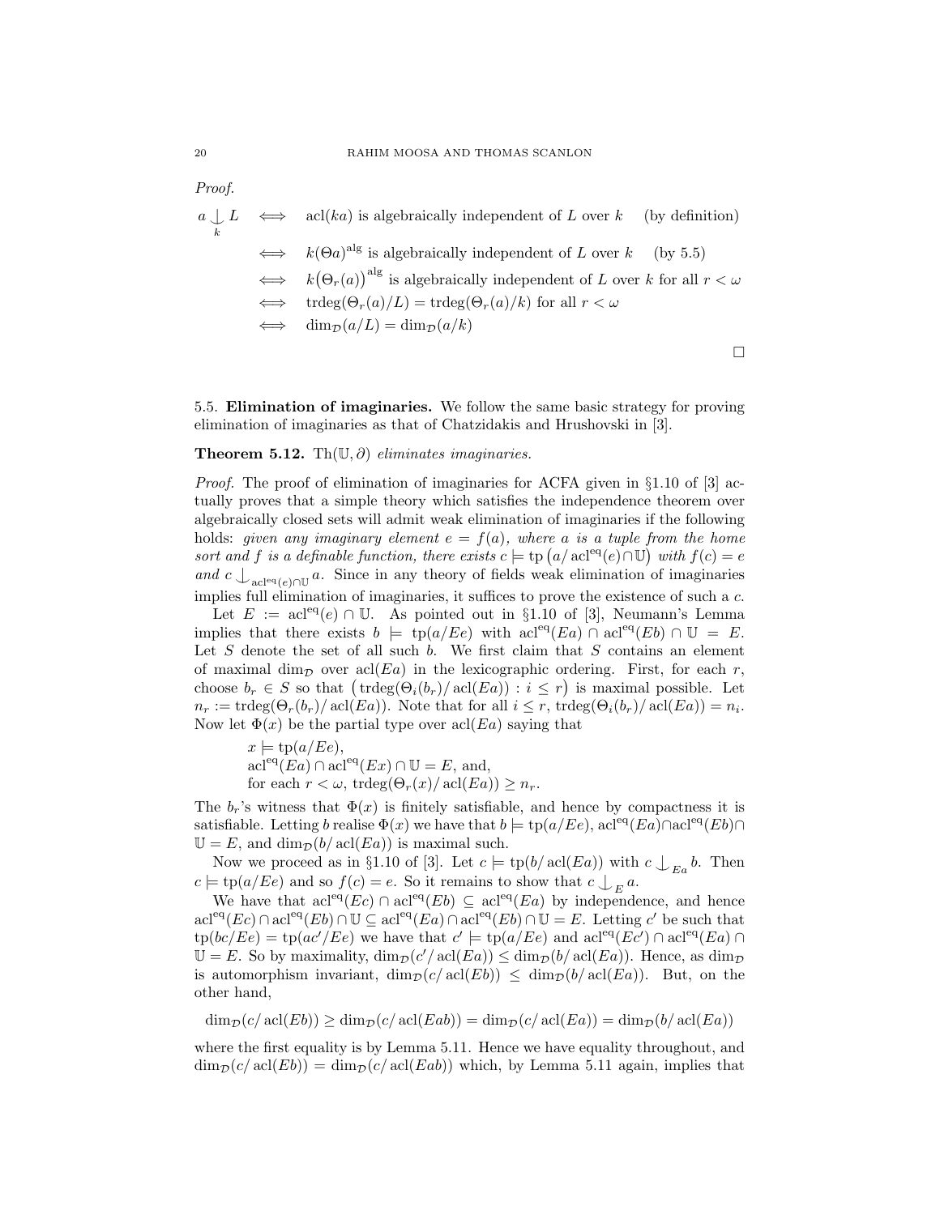*Proof.*

$$
\begin{aligned}
a \underset{k}{\downarrow} L &\iff \operatorname{acl}(ka) \text{ is algebraically independent of } L \text{ over } k \quad \text{(by definition)}\\
&\iff k(\Theta a)^{\text{alg}} \text{ is algebraically independent of } L \text{ over } k \quad \text{(by 5.5)}\\
&\iff k\big(\Theta_r(a)\big)^{\text{alg}} \text{ is algebraically independent of } L \text{ over } k \text{ for all } r<\omega\\
&\iff \operatorname{trdeg}(\Theta_r(a)/L) = \operatorname{trdeg}(\Theta_r(a)/k) \text{ for all } r<\omega\\
&\iff \dim_{\mathcal{D}}(a/L) = \dim_{\mathcal{D}}(a/k)
\end{aligned}
$$

□

## 5.5. Elimination of imaginaries.

We follow the same basic strategy for proving elimination of imaginaries as that of Chatzidakis and Hrushovski in [3].

**Theorem 5.12.** *$\operatorname{Th}(\mathbb{U},\partial)$ eliminates imaginaries.*

*Proof.* The proof of elimination of imaginaries for ACFA given in §1.10 of [3] actually proves that a simple theory which satisfies the independence theorem over algebraically closed sets will admit weak elimination of imaginaries if the following holds: *given any imaginary element $e = f(a)$, where $a$ is a tuple from the home sort and $f$ is a definable function, there exists $c \models \operatorname{tp}\big(a/\operatorname{acl}^{\text{eq}}(e)\cap\mathbb{U}\big)$ with $f(c) = e$ and $c \downarrow_{\operatorname{acl}^{\text{eq}}(e)\cap\mathbb{U}} a$.* Since in any theory of fields weak elimination of imaginaries implies full elimination of imaginaries, it suffices to prove the existence of such a $c$.

Let $E := \operatorname{acl}^{\text{eq}}(e)\cap\mathbb{U}$. As pointed out in §1.10 of [3], Neumann's Lemma implies that there exists $b \models \operatorname{tp}(a/Ee)$ with $\operatorname{acl}^{\text{eq}}(Ea)\cap\operatorname{acl}^{\text{eq}}(Eb)\cap\mathbb{U} = E$. Let $S$ denote the set of all such $b$. We first claim that $S$ contains an element of maximal $\dim_{\mathcal{D}}$ over $\operatorname{acl}(Ea)$ in the lexicographic ordering. First, for each $r$, choose $b_r \in S$ so that $\big(\operatorname{trdeg}(\Theta_i(b_r)/\operatorname{acl}(Ea)) : i \leq r\big)$ is maximal possible. Let $n_r := \operatorname{trdeg}(\Theta_r(b_r)/\operatorname{acl}(Ea))$. Note that for all $i \leq r$, $\operatorname{trdeg}(\Theta_i(b_r)/\operatorname{acl}(Ea)) = n_i$. Now let $\Phi(x)$ be the partial type over $\operatorname{acl}(Ea)$ saying that

> $x \models \operatorname{tp}(a/Ee)$,
> $\operatorname{acl}^{\text{eq}}(Ea)\cap\operatorname{acl}^{\text{eq}}(Ex)\cap\mathbb{U} = E$, and,
> for each $r<\omega$, $\operatorname{trdeg}(\Theta_r(x)/\operatorname{acl}(Ea)) \geq n_r$.

The $b_r$'s witness that $\Phi(x)$ is finitely satisfiable, and hence by compactness it is satisfiable. Letting $b$ realise $\Phi(x)$ we have that $b \models \operatorname{tp}(a/Ee)$, $\operatorname{acl}^{\text{eq}}(Ea)\cap\operatorname{acl}^{\text{eq}}(Eb)\cap\mathbb{U} = E$, and $\dim_{\mathcal{D}}(b/\operatorname{acl}(Ea))$ is maximal such.

Now we proceed as in §1.10 of [3]. Let $c \models \operatorname{tp}(b/\operatorname{acl}(Ea))$ with $c \downarrow_{Ea} b$. Then $c \models \operatorname{tp}(a/Ee)$ and so $f(c) = e$. So it remains to show that $c \downarrow_E a$.

We have that $\operatorname{acl}^{\text{eq}}(Ec)\cap\operatorname{acl}^{\text{eq}}(Eb) \subseteq \operatorname{acl}^{\text{eq}}(Ea)$ by independence, and hence $\operatorname{acl}^{\text{eq}}(Ec)\cap\operatorname{acl}^{\text{eq}}(Eb)\cap\mathbb{U} \subseteq \operatorname{acl}^{\text{eq}}(Ea)\cap\operatorname{acl}^{\text{eq}}(Eb)\cap\mathbb{U} = E$. Letting $c'$ be such that $\operatorname{tp}(bc/Ee) = \operatorname{tp}(ac'/Ee)$ we have that $c' \models \operatorname{tp}(a/Ee)$ and $\operatorname{acl}^{\text{eq}}(Ec')\cap\operatorname{acl}^{\text{eq}}(Ea)\cap\mathbb{U} = E$. So by maximality, $\dim_{\mathcal{D}}(c'/\operatorname{acl}(Ea)) \leq \dim_{\mathcal{D}}(b/\operatorname{acl}(Ea))$. Hence, as $\dim_{\mathcal{D}}$ is automorphism invariant, $\dim_{\mathcal{D}}(c/\operatorname{acl}(Eb)) \leq \dim_{\mathcal{D}}(b/\operatorname{acl}(Ea))$. But, on the other hand,

$$\dim_{\mathcal{D}}(c/\operatorname{acl}(Eb)) \geq \dim_{\mathcal{D}}(c/\operatorname{acl}(Eab)) = \dim_{\mathcal{D}}(c/\operatorname{acl}(Ea)) = \dim_{\mathcal{D}}(b/\operatorname{acl}(Ea))$$

where the first equality is by Lemma 5.11. Hence we have equality throughout, and $\dim_{\mathcal{D}}(c/\operatorname{acl}(Eb)) = \dim_{\mathcal{D}}(c/\operatorname{acl}(Eab))$ which, by Lemma 5.11 again, implies that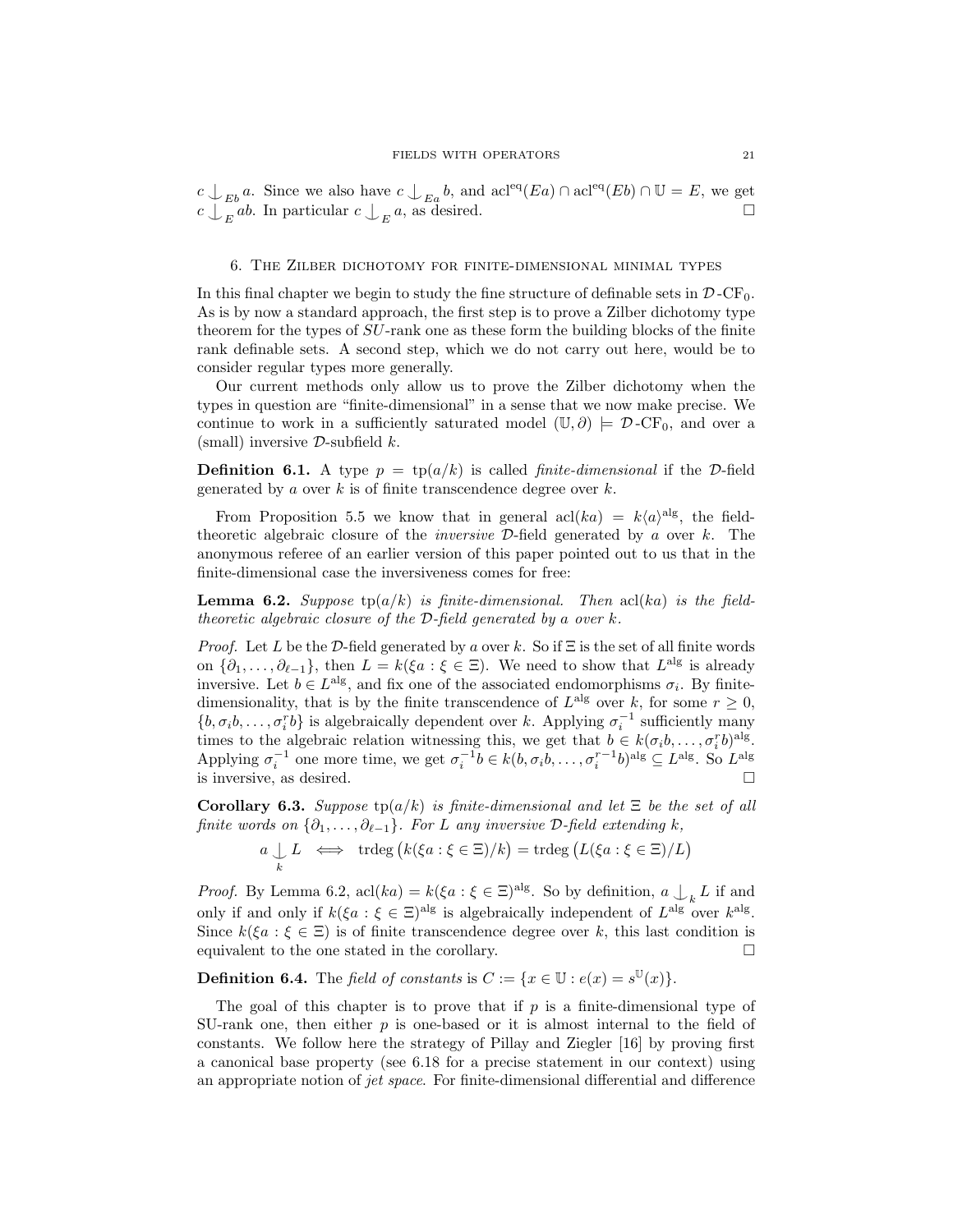$c \mathop{\smile\!\!\!\!\!\!\;|}_{Eb} a$. Since we also have $c \mathop{\smile\!\!\!\!\!\!\;|}_{Ea} b$, and $\operatorname{acl}^{\rm eq}(Ea) \cap \operatorname{acl}^{\rm eq}(Eb) \cap \mathbb{U} = E$, we get $c \mathop{\smile\!\!\!\!\!\!\;|}_{E} ab$. In particular $c \mathop{\smile\!\!\!\!\!\!\;|}_{E} a$, as desired. $\square$

## 6. The Zilber dichotomy for finite-dimensional minimal types

In this final chapter we begin to study the fine structure of definable sets in $\mathcal{D}\text{-CF}_0$. As is by now a standard approach, the first step is to prove a Zilber dichotomy type theorem for the types of $SU$-rank one as these form the building blocks of the finite rank definable sets. A second step, which we do not carry out here, would be to consider regular types more generally.

Our current methods only allow us to prove the Zilber dichotomy when the types in question are "finite-dimensional" in a sense that we now make precise. We continue to work in a sufficiently saturated model $(\mathbb{U}, \partial) \models \mathcal{D}\text{-CF}_0$, and over a (small) inversive $\mathcal{D}$-subfield $k$.

**Definition 6.1.** A type $p = \operatorname{tp}(a/k)$ is called *finite-dimensional* if the $\mathcal{D}$-field generated by $a$ over $k$ is of finite transcendence degree over $k$.

From Proposition 5.5 we know that in general $\operatorname{acl}(ka) = k\langle a\rangle^{\rm alg}$, the field-theoretic algebraic closure of the *inversive* $\mathcal{D}$-field generated by $a$ over $k$. The anonymous referee of an earlier version of this paper pointed out to us that in the finite-dimensional case the inversiveness comes for free:

**Lemma 6.2.** *Suppose* $\operatorname{tp}(a/k)$ *is finite-dimensional. Then* $\operatorname{acl}(ka)$ *is the field-theoretic algebraic closure of the $\mathcal{D}$-field generated by $a$ over $k$.*

*Proof.* Let $L$ be the $\mathcal{D}$-field generated by $a$ over $k$. So if $\Xi$ is the set of all finite words on $\{\partial_1, \ldots, \partial_{\ell-1}\}$, then $L = k(\xi a : \xi \in \Xi)$. We need to show that $L^{\rm alg}$ is already inversive. Let $b \in L^{\rm alg}$, and fix one of the associated endomorphisms $\sigma_i$. By finite-dimensionality, that is by the finite transcendence of $L^{\rm alg}$ over $k$, for some $r \geq 0$, $\{b, \sigma_i b, \ldots, \sigma_i^r b\}$ is algebraically dependent over $k$. Applying $\sigma_i^{-1}$ sufficiently many times to the algebraic relation witnessing this, we get that $b \in k(\sigma_i b, \ldots, \sigma_i^r b)^{\rm alg}$. Applying $\sigma_i^{-1}$ one more time, we get $\sigma_i^{-1} b \in k(b, \sigma_i b, \ldots, \sigma_i^{r-1} b)^{\rm alg} \subseteq L^{\rm alg}$. So $L^{\rm alg}$ is inversive, as desired. $\square$

**Corollary 6.3.** *Suppose* $\operatorname{tp}(a/k)$ *is finite-dimensional and let $\Xi$ be the set of all finite words on $\{\partial_1, \ldots, \partial_{\ell-1}\}$. For $L$ any inversive $\mathcal{D}$-field extending $k$,*

$$a \mathop{\smile\!\!\!\!\!\!\;|}_{k} L \iff \operatorname{trdeg}\big(k(\xi a : \xi \in \Xi)/k\big) = \operatorname{trdeg}\big(L(\xi a : \xi \in \Xi)/L\big)$$

*Proof.* By Lemma 6.2, $\operatorname{acl}(ka) = k(\xi a : \xi \in \Xi)^{\rm alg}$. So by definition, $a \mathop{\smile\!\!\!\!\!\!\;|}_{k} L$ if and only if and only if $k(\xi a : \xi \in \Xi)^{\rm alg}$ is algebraically independent of $L^{\rm alg}$ over $k^{\rm alg}$. Since $k(\xi a : \xi \in \Xi)$ is of finite transcendence degree over $k$, this last condition is equivalent to the one stated in the corollary. $\square$

**Definition 6.4.** The *field of constants* is $C := \{x \in \mathbb{U} : e(x) = s^{\mathbb{U}}(x)\}$.

The goal of this chapter is to prove that if $p$ is a finite-dimensional type of SU-rank one, then either $p$ is one-based or it is almost internal to the field of constants. We follow here the strategy of Pillay and Ziegler [16] by proving first a canonical base property (see 6.18 for a precise statement in our context) using an appropriate notion of *jet space*. For finite-dimensional differential and difference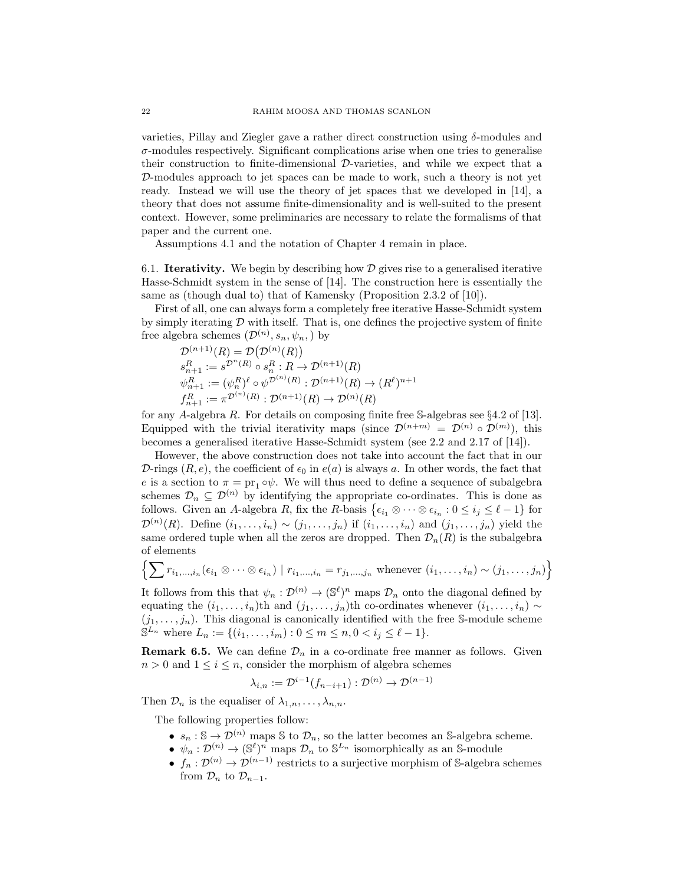varieties, Pillay and Ziegler gave a rather direct construction using $\delta$-modules and $\sigma$-modules respectively. Significant complications arise when one tries to generalise their construction to finite-dimensional $\mathcal{D}$-varieties, and while we expect that a $\mathcal{D}$-modules approach to jet spaces can be made to work, such a theory is not yet ready. Instead we will use the theory of jet spaces that we developed in [14], a theory that does not assume finite-dimensionality and is well-suited to the present context. However, some preliminaries are necessary to relate the formalisms of that paper and the current one.

Assumptions 4.1 and the notation of Chapter 4 remain in place.

6.1. **Iterativity.** We begin by describing how $\mathcal{D}$ gives rise to a generalised iterative Hasse-Schmidt system in the sense of [14]. The construction here is essentially the same as (though dual to) that of Kamensky (Proposition 2.3.2 of [10]).

First of all, one can always form a completely free iterative Hasse-Schmidt system by simply iterating $\mathcal{D}$ with itself. That is, one defines the projective system of finite free algebra schemes $(\mathcal{D}^{(n)}, s_n, \psi_n,)$ by

$$
\begin{aligned}
&\mathcal{D}^{(n+1)}(R) = \mathcal{D}\big(\mathcal{D}^{(n)}(R)\big)\\
&s^R_{n+1} := s^{\mathcal{D}^n(R)} \circ s^R_n : R \to \mathcal{D}^{(n+1)}(R)\\
&\psi^R_{n+1} := (\psi^R_n)^\ell \circ \psi^{\mathcal{D}^{(n)}(R)} : \mathcal{D}^{(n+1)}(R) \to (R^\ell)^{n+1}\\
&f^R_{n+1} := \pi^{\mathcal{D}^{(n)}(R)} : \mathcal{D}^{(n+1)}(R) \to \mathcal{D}^{(n)}(R)
\end{aligned}
$$

for any $A$-algebra $R$. For details on composing finite free $\mathbb{S}$-algebras see §4.2 of [13]. Equipped with the trivial iterativity maps (since $\mathcal{D}^{(n+m)} = \mathcal{D}^{(n)} \circ \mathcal{D}^{(m)}$), this becomes a generalised iterative Hasse-Schmidt system (see 2.2 and 2.17 of [14]).

However, the above construction does not take into account the fact that in our $\mathcal{D}$-rings $(R, e)$, the coefficient of $\epsilon_0$ in $e(a)$ is always $a$. In other words, the fact that $e$ is a section to $\pi = \mathrm{pr}_1 \circ \psi$. We will thus need to define a sequence of subalgebra schemes $\mathcal{D}_n \subseteq \mathcal{D}^{(n)}$ by identifying the appropriate co-ordinates. This is done as follows. Given an $A$-algebra $R$, fix the $R$-basis $\{\epsilon_{i_1} \otimes \cdots \otimes \epsilon_{i_n} : 0 \le i_j \le \ell - 1\}$ for $\mathcal{D}^{(n)}(R)$. Define $(i_1, \ldots, i_n) \sim (j_1, \ldots, j_n)$ if $(i_1, \ldots, i_n)$ and $(j_1, \ldots, j_n)$ yield the same ordered tuple when all the zeros are dropped. Then $\mathcal{D}_n(R)$ is the subalgebra of elements

$$
\Big\{\sum r_{i_1,\ldots,i_n}(\epsilon_{i_1} \otimes \cdots \otimes \epsilon_{i_n}) \mid r_{i_1,\ldots,i_n} = r_{j_1,\ldots,j_n} \text{ whenever } (i_1, \ldots, i_n) \sim (j_1, \ldots, j_n)\Big\}
$$

It follows from this that $\psi_n : \mathcal{D}^{(n)} \to (\mathbb{S}^\ell)^n$ maps $\mathcal{D}_n$ onto the diagonal defined by equating the $(i_1, \ldots, i_n)$th and $(j_1, \ldots, j_n)$th co-ordinates whenever $(i_1, \ldots, i_n) \sim (j_1, \ldots, j_n)$. This diagonal is canonically identified with the free $\mathbb{S}$-module scheme $\mathbb{S}^{L_n}$ where $L_n := \{(i_1, \ldots, i_m) : 0 \le m \le n, 0 < i_j \le \ell - 1\}$.

**Remark 6.5.** We can define $\mathcal{D}_n$ in a co-ordinate free manner as follows. Given $n > 0$ and $1 \le i \le n$, consider the morphism of algebra schemes

$$
\lambda_{i,n} := \mathcal{D}^{i-1}(f_{n-i+1}) : \mathcal{D}^{(n)} \to \mathcal{D}^{(n-1)}
$$

Then $\mathcal{D}_n$ is the equaliser of $\lambda_{1,n}, \ldots, \lambda_{n,n}$.

The following properties follow:

- $s_n : \mathbb{S} \to \mathcal{D}^{(n)}$ maps $\mathbb{S}$ to $\mathcal{D}_n$, so the latter becomes an $\mathbb{S}$-algebra scheme.
- $\psi_n : \mathcal{D}^{(n)} \to (\mathbb{S}^\ell)^n$ maps $\mathcal{D}_n$ to $\mathbb{S}^{L_n}$ isomorphically as an $\mathbb{S}$-module
- $f_n : \mathcal{D}^{(n)} \to \mathcal{D}^{(n-1)}$ restricts to a surjective morphism of $\mathbb{S}$-algebra schemes from $\mathcal{D}_n$ to $\mathcal{D}_{n-1}$.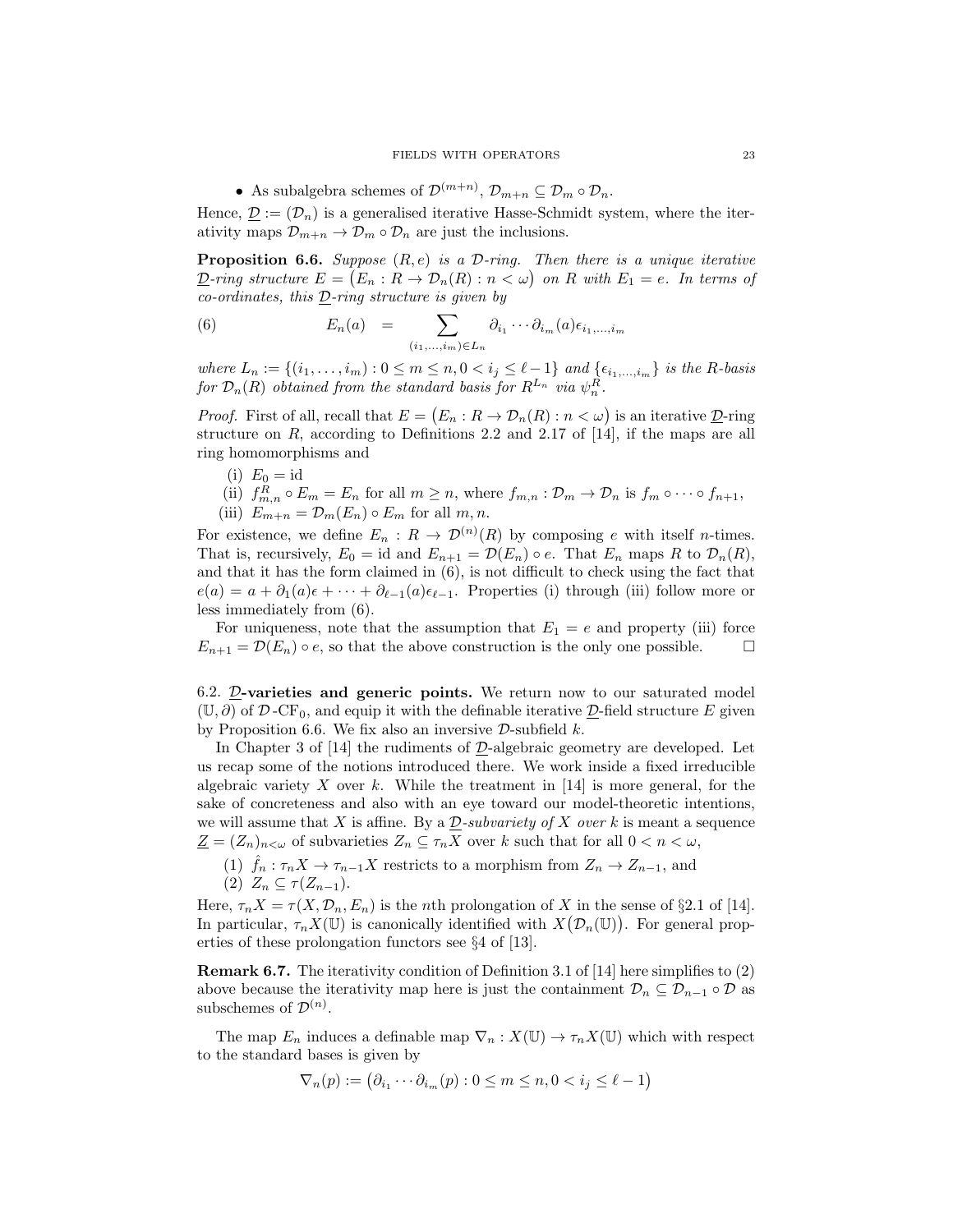- As subalgebra schemes of $\mathcal{D}^{(m+n)}$, $\mathcal{D}_{m+n} \subseteq \mathcal{D}_m \circ \mathcal{D}_n$.

Hence, $\underline{\mathcal{D}} := (\mathcal{D}_n)$ is a generalised iterative Hasse-Schmidt system, where the iterativity maps $\mathcal{D}_{m+n} \to \mathcal{D}_m \circ \mathcal{D}_n$ are just the inclusions.

**Proposition 6.6.** *Suppose $(R, e)$ is a $\mathcal{D}$-ring. Then there is a unique iterative $\underline{\mathcal{D}}$-ring structure $E = \big(E_n : R \to \mathcal{D}_n(R) : n < \omega\big)$ on $R$ with $E_1 = e$. In terms of co-ordinates, this $\underline{\mathcal{D}}$-ring structure is given by*

$$E_n(a) \quad = \sum_{(i_1,\dots,i_m)\in L_n} \partial_{i_1}\cdots\partial_{i_m}(a)\epsilon_{i_1,\dots,i_m} \tag{6}$$

*where $L_n := \{(i_1,\dots,i_m) : 0 \le m \le n, 0 < i_j \le \ell-1\}$ and $\{\epsilon_{i_1,\dots,i_m}\}$ is the $R$-basis for $\mathcal{D}_n(R)$ obtained from the standard basis for $R^{L_n}$ via $\psi_n^R$.*

*Proof.* First of all, recall that $E = \big(E_n : R \to \mathcal{D}_n(R) : n < \omega\big)$ is an iterative $\underline{\mathcal{D}}$-ring structure on $R$, according to Definitions 2.2 and 2.17 of [14], if the maps are all ring homomorphisms and

(i) $E_0 = \mathrm{id}$
(ii) $f^R_{m,n} \circ E_m = E_n$ for all $m \ge n$, where $f_{m,n} : \mathcal{D}_m \to \mathcal{D}_n$ is $f_m \circ \cdots \circ f_{n+1}$,
(iii) $E_{m+n} = \mathcal{D}_m(E_n) \circ E_m$ for all $m, n$.

For existence, we define $E_n : R \to \mathcal{D}^{(n)}(R)$ by composing $e$ with itself $n$-times. That is, recursively, $E_0 = \mathrm{id}$ and $E_{n+1} = \mathcal{D}(E_n) \circ e$. That $E_n$ maps $R$ to $\mathcal{D}_n(R)$, and that it has the form claimed in (6), is not difficult to check using the fact that $e(a) = a + \partial_1(a)\epsilon + \cdots + \partial_{\ell-1}(a)\epsilon_{\ell-1}$. Properties (i) through (iii) follow more or less immediately from (6).

For uniqueness, note that the assumption that $E_1 = e$ and property (iii) force $E_{n+1} = \mathcal{D}(E_n) \circ e$, so that the above construction is the only one possible. $\square$

### 6.2. $\underline{\mathcal{D}}$-varieties and generic points.

We return now to our saturated model $(\mathbb{U}, \partial)$ of $\mathcal{D}\text{-CF}_0$, and equip it with the definable iterative $\underline{\mathcal{D}}$-field structure $E$ given by Proposition 6.6. We fix also an inversive $\mathcal{D}$-subfield $k$.

In Chapter 3 of [14] the rudiments of $\underline{\mathcal{D}}$-algebraic geometry are developed. Let us recap some of the notions introduced there. We work inside a fixed irreducible algebraic variety $X$ over $k$. While the treatment in [14] is more general, for the sake of concreteness and also with an eye toward our model-theoretic intentions, we will assume that $X$ is affine. By a *$\underline{\mathcal{D}}$-subvariety of $X$ over $k$* is meant a sequence $\underline{Z} = (Z_n)_{n<\omega}$ of subvarieties $Z_n \subseteq \tau_n X$ over $k$ such that for all $0 < n < \omega$,

(1) $\hat{f}_n : \tau_n X \to \tau_{n-1} X$ restricts to a morphism from $Z_n \to Z_{n-1}$, and
(2) $Z_n \subseteq \tau(Z_{n-1})$.

Here, $\tau_n X = \tau(X, \mathcal{D}_n, E_n)$ is the $n$th prolongation of $X$ in the sense of §2.1 of [14]. In particular, $\tau_n X(\mathbb{U})$ is canonically identified with $X\big(\mathcal{D}_n(\mathbb{U})\big)$. For general properties of these prolongation functors see §4 of [13].

**Remark 6.7.** The iterativity condition of Definition 3.1 of [14] here simplifies to (2) above because the iterativity map here is just the containment $\mathcal{D}_n \subseteq \mathcal{D}_{n-1} \circ \mathcal{D}$ as subschemes of $\mathcal{D}^{(n)}$.

The map $E_n$ induces a definable map $\nabla_n : X(\mathbb{U}) \to \tau_n X(\mathbb{U})$ which with respect to the standard bases is given by

$$\nabla_n(p) := \big(\partial_{i_1}\cdots\partial_{i_m}(p) : 0 \le m \le n, 0 < i_j \le \ell - 1\big)$$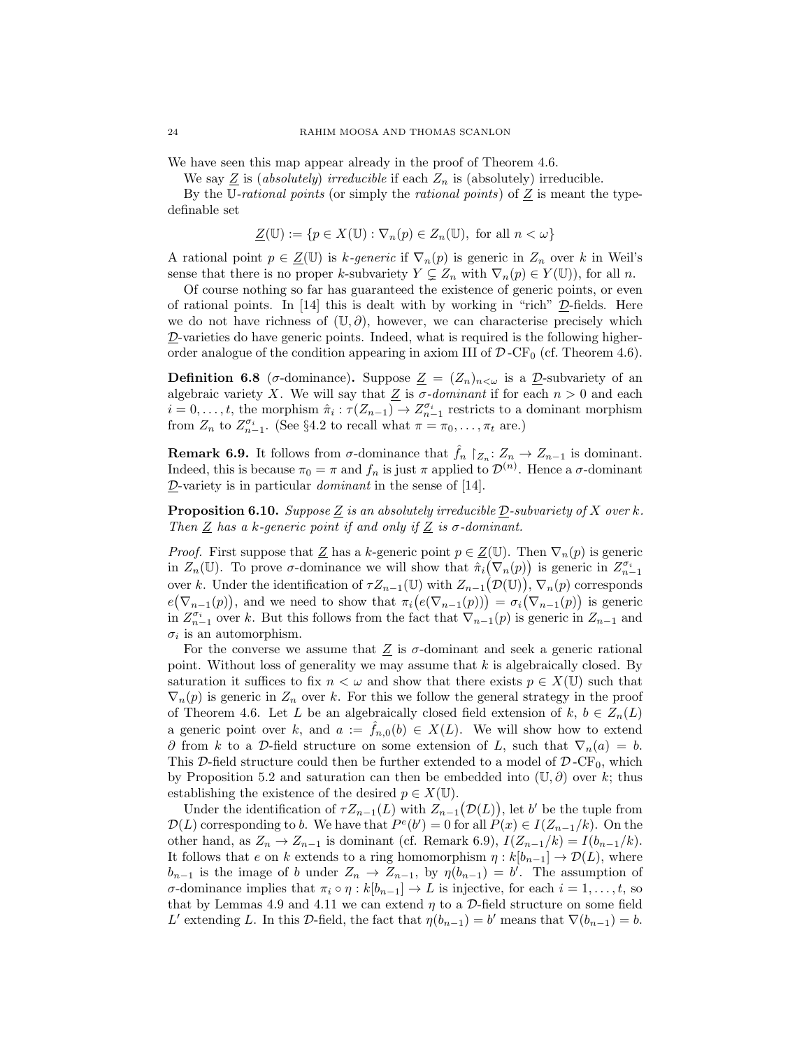We have seen this map appear already in the proof of Theorem 4.6.

We say $\underline{Z}$ is (*absolutely*) *irreducible* if each $Z_n$ is (absolutely) irreducible.

By the $\mathbb{U}$-*rational points* (or simply the *rational points*) of $\underline{Z}$ is meant the type-definable set

$$\underline{Z}(\mathbb{U}) := \{p \in X(\mathbb{U}) : \nabla_n(p) \in Z_n(\mathbb{U}), \text{ for all } n < \omega\}$$

A rational point $p \in \underline{Z}(\mathbb{U})$ is $k$-*generic* if $\nabla_n(p)$ is generic in $Z_n$ over $k$ in Weil's sense that there is no proper $k$-subvariety $Y \subsetneq Z_n$ with $\nabla_n(p) \in Y(\mathbb{U})$), for all $n$.

Of course nothing so far has guaranteed the existence of generic points, or even of rational points. In [14] this is dealt with by working in "rich" $\underline{\mathcal{D}}$-fields. Here we do not have richness of $(\mathbb{U}, \partial)$, however, we can characterise precisely which $\underline{\mathcal{D}}$-varieties do have generic points. Indeed, what is required is the following higher-order analogue of the condition appearing in axiom III of $\mathcal{D}$-$\mathrm{CF}_0$ (cf. Theorem 4.6).

**Definition 6.8** ($\sigma$-dominance)**.** Suppose $\underline{Z} = (Z_n)_{n<\omega}$ is a $\underline{\mathcal{D}}$-subvariety of an algebraic variety $X$. We will say that $\underline{Z}$ is $\sigma$-*dominant* if for each $n > 0$ and each $i = 0, \dots, t$, the morphism $\hat{\pi}_i : \tau(Z_{n-1}) \to Z_{n-1}^{\sigma_i}$ restricts to a dominant morphism from $Z_n$ to $Z_{n-1}^{\sigma_i}$. (See §4.2 to recall what $\pi = \pi_0, \dots, \pi_t$ are.)

**Remark 6.9.** It follows from $\sigma$-dominance that $\hat{f}_n \restriction_{Z_n} : Z_n \to Z_{n-1}$ is dominant. Indeed, this is because $\pi_0 = \pi$ and $f_n$ is just $\pi$ applied to $\mathcal{D}^{(n)}$. Hence a $\sigma$-dominant $\underline{\mathcal{D}}$-variety is in particular *dominant* in the sense of [14].

**Proposition 6.10.** *Suppose $\underline{Z}$ is an absolutely irreducible $\underline{\mathcal{D}}$-subvariety of $X$ over $k$. Then $\underline{Z}$ has a $k$-generic point if and only if $\underline{Z}$ is $\sigma$-dominant.*

*Proof.* First suppose that $\underline{Z}$ has a $k$-generic point $p \in \underline{Z}(\mathbb{U})$. Then $\nabla_n(p)$ is generic in $Z_n(\mathbb{U})$. To prove $\sigma$-dominance we will show that $\hat{\pi}_i\big(\nabla_n(p)\big)$ is generic in $Z_{n-1}^{\sigma_i}$ over $k$. Under the identification of $\tau Z_{n-1}(\mathbb{U})$ with $Z_{n-1}\big(\mathcal{D}(\mathbb{U})\big)$, $\nabla_n(p)$ corresponds $e\big(\nabla_{n-1}(p)\big)$, and we need to show that $\pi_i\big(e(\nabla_{n-1}(p))\big) = \sigma_i\big(\nabla_{n-1}(p)\big)$ is generic in $Z_{n-1}^{\sigma_i}$ over $k$. But this follows from the fact that $\nabla_{n-1}(p)$ is generic in $Z_{n-1}$ and $\sigma_i$ is an automorphism.

For the converse we assume that $\underline{Z}$ is $\sigma$-dominant and seek a generic rational point. Without loss of generality we may assume that $k$ is algebraically closed. By saturation it suffices to fix $n < \omega$ and show that there exists $p \in X(\mathbb{U})$ such that $\nabla_n(p)$ is generic in $Z_n$ over $k$. For this we follow the general strategy in the proof of Theorem 4.6. Let $L$ be an algebraically closed field extension of $k$, $b \in Z_n(L)$ a generic point over $k$, and $a := \hat{f}_{n,0}(b) \in X(L)$. We will show how to extend $\partial$ from $k$ to a $\mathcal{D}$-field structure on some extension of $L$, such that $\nabla_n(a) = b$. This $\mathcal{D}$-field structure could then be further extended to a model of $\mathcal{D}$-$\mathrm{CF}_0$, which by Proposition 5.2 and saturation can then be embedded into $(\mathbb{U}, \partial)$ over $k$; thus establishing the existence of the desired $p \in X(\mathbb{U})$.

Under the identification of $\tau Z_{n-1}(L)$ with $Z_{n-1}\big(\mathcal{D}(L)\big)$, let $b'$ be the tuple from $\mathcal{D}(L)$ corresponding to $b$. We have that $P^e(b') = 0$ for all $P(x) \in I(Z_{n-1}/k)$. On the other hand, as $Z_n \to Z_{n-1}$ is dominant (cf. Remark 6.9), $I(Z_{n-1}/k) = I(b_{n-1}/k)$. It follows that $e$ on $k$ extends to a ring homomorphism $\eta : k[b_{n-1}] \to \mathcal{D}(L)$, where $b_{n-1}$ is the image of $b$ under $Z_n \to Z_{n-1}$, by $\eta(b_{n-1}) = b'$. The assumption of $\sigma$-dominance implies that $\pi_i \circ \eta : k[b_{n-1}] \to L$ is injective, for each $i = 1, \dots, t$, so that by Lemmas 4.9 and 4.11 we can extend $\eta$ to a $\mathcal{D}$-field structure on some field $L'$ extending $L$. In this $\mathcal{D}$-field, the fact that $\eta(b_{n-1}) = b'$ means that $\nabla(b_{n-1}) = b$.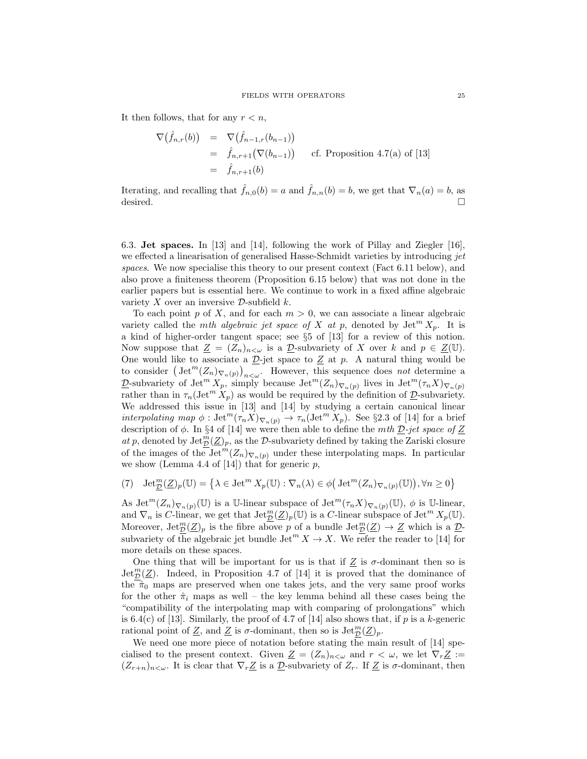It then follows, that for any $r < n$,

$$
\begin{aligned}
\nabla\big(\hat{f}_{n,r}(b)\big) &= \nabla\big(\hat{f}_{n-1,r}(b_{n-1})\big) \\
&= \hat{f}_{n,r+1}\big(\nabla(b_{n-1})\big) \qquad \text{cf. Proposition 4.7(a) of [13]} \\
&= \hat{f}_{n,r+1}(b)
\end{aligned}
$$

Iterating, and recalling that $\hat{f}_{n,0}(b) = a$ and $\hat{f}_{n,n}(b) = b$, we get that $\nabla_n(a) = b$, as desired. □

6.3. **Jet spaces.** In [13] and [14], following the work of Pillay and Ziegler [16], we effected a linearisation of generalised Hasse-Schmidt varieties by introducing *jet spaces*. We now specialise this theory to our present context (Fact 6.11 below), and also prove a finiteness theorem (Proposition 6.15 below) that was not done in the earlier papers but is essential here. We continue to work in a fixed affine algebraic variety $X$ over an inversive $\mathcal{D}$-subfield $k$.

To each point $p$ of $X$, and for each $m > 0$, we can associate a linear algebraic variety called the *mth algebraic jet space of $X$ at $p$*, denoted by $\operatorname{Jet}^m X_p$. It is a kind of higher-order tangent space; see §5 of [13] for a review of this notion. Now suppose that $\underline{Z} = (Z_n)_{n<\omega}$ is a $\underline{\mathcal{D}}$-subvariety of $X$ over $k$ and $p \in \underline{Z}(\mathbb{U})$. One would like to associate a $\underline{\mathcal{D}}$-jet space to $\underline{Z}$ at $p$. A natural thing would be to consider $\big(\operatorname{Jet}^m(Z_n)_{\nabla_n(p)}\big)_{n<\omega}$. However, this sequence does *not* determine a $\underline{\mathcal{D}}$-subvariety of $\operatorname{Jet}^m X_p$, simply because $\operatorname{Jet}^m(Z_n)_{\nabla_n(p)}$ lives in $\operatorname{Jet}^m(\tau_n X)_{\nabla_n(p)}$ rather than in $\tau_n(\operatorname{Jet}^m X_p)$ as would be required by the definition of $\underline{\mathcal{D}}$-subvariety. We addressed this issue in [13] and [14] by studying a certain canonical linear *interpolating map* $\phi : \operatorname{Jet}^m(\tau_n X)_{\nabla_n(p)} \to \tau_n(\operatorname{Jet}^m X_p)$. See §2.3 of [14] for a brief description of $\phi$. In §4 of [14] we were then able to define the *mth $\underline{\mathcal{D}}$-jet space of $\underline{Z}$ at $p$*, denoted by $\operatorname{Jet}^m_{\underline{\mathcal{D}}}(\underline{Z})_p$, as the $\mathcal{D}$-subvariety defined by taking the Zariski closure of the images of the $\operatorname{Jet}^m(Z_n)_{\nabla_n(p)}$ under these interpolating maps. In particular we show (Lemma 4.4 of [14]) that for generic $p$,

$$
(7) \quad \operatorname{Jet}^m_{\underline{\mathcal{D}}}(\underline{Z})_p(\mathbb{U}) = \big\{\lambda \in \operatorname{Jet}^m X_p(\mathbb{U}) : \nabla_n(\lambda) \in \phi\big(\operatorname{Jet}^m(Z_n)_{\nabla_n(p)}(\mathbb{U})\big), \forall n \geq 0\big\}
$$

As $\operatorname{Jet}^m(Z_n)_{\nabla_n(p)}(\mathbb{U})$ is a $\mathbb{U}$-linear subspace of $\operatorname{Jet}^m(\tau_n X)_{\nabla_n(p)}(\mathbb{U})$, $\phi$ is $\mathbb{U}$-linear, and $\nabla_n$ is $C$-linear, we get that $\operatorname{Jet}^m_{\underline{\mathcal{D}}}(\underline{Z})_p(\mathbb{U})$ is a $C$-linear subspace of $\operatorname{Jet}^m X_p(\mathbb{U})$. Moreover, $\operatorname{Jet}^m_{\underline{\mathcal{D}}}(\underline{Z})_p$ is the fibre above $p$ of a bundle $\operatorname{Jet}^m_{\underline{\mathcal{D}}}(\underline{Z}) \to \underline{Z}$ which is a $\underline{\mathcal{D}}$-subvariety of the algebraic jet bundle $\operatorname{Jet}^m X \to X$. We refer the reader to [14] for more details on these spaces.

One thing that will be important for us is that if $\underline{Z}$ is $\sigma$-dominant then so is $\operatorname{Jet}^m_{\underline{\mathcal{D}}}(\underline{Z})$. Indeed, in Proposition 4.7 of [14] it is proved that the dominance of the $\hat{\pi}_0$ maps are preserved when one takes jets, and the very same proof works for the other $\hat{\pi}_i$ maps as well – the key lemma behind all these cases being the "compatibility of the interpolating map with comparing of prolongations" which is 6.4(c) of [13]. Similarly, the proof of 4.7 of [14] also shows that, if $p$ is a $k$-generic rational point of $\underline{Z}$, and $\underline{Z}$ is $\sigma$-dominant, then so is $\operatorname{Jet}^m_{\underline{\mathcal{D}}}(\underline{Z})_p$.

We need one more piece of notation before stating the main result of [14] specialised to the present context. Given $\underline{Z} = (Z_n)_{n<\omega}$ and $r < \omega$, we let $\nabla_r \underline{Z} := (Z_{r+n})_{n<\omega}$. It is clear that $\nabla_r \underline{Z}$ is a $\underline{\mathcal{D}}$-subvariety of $Z_r$. If $\underline{Z}$ is $\sigma$-dominant, then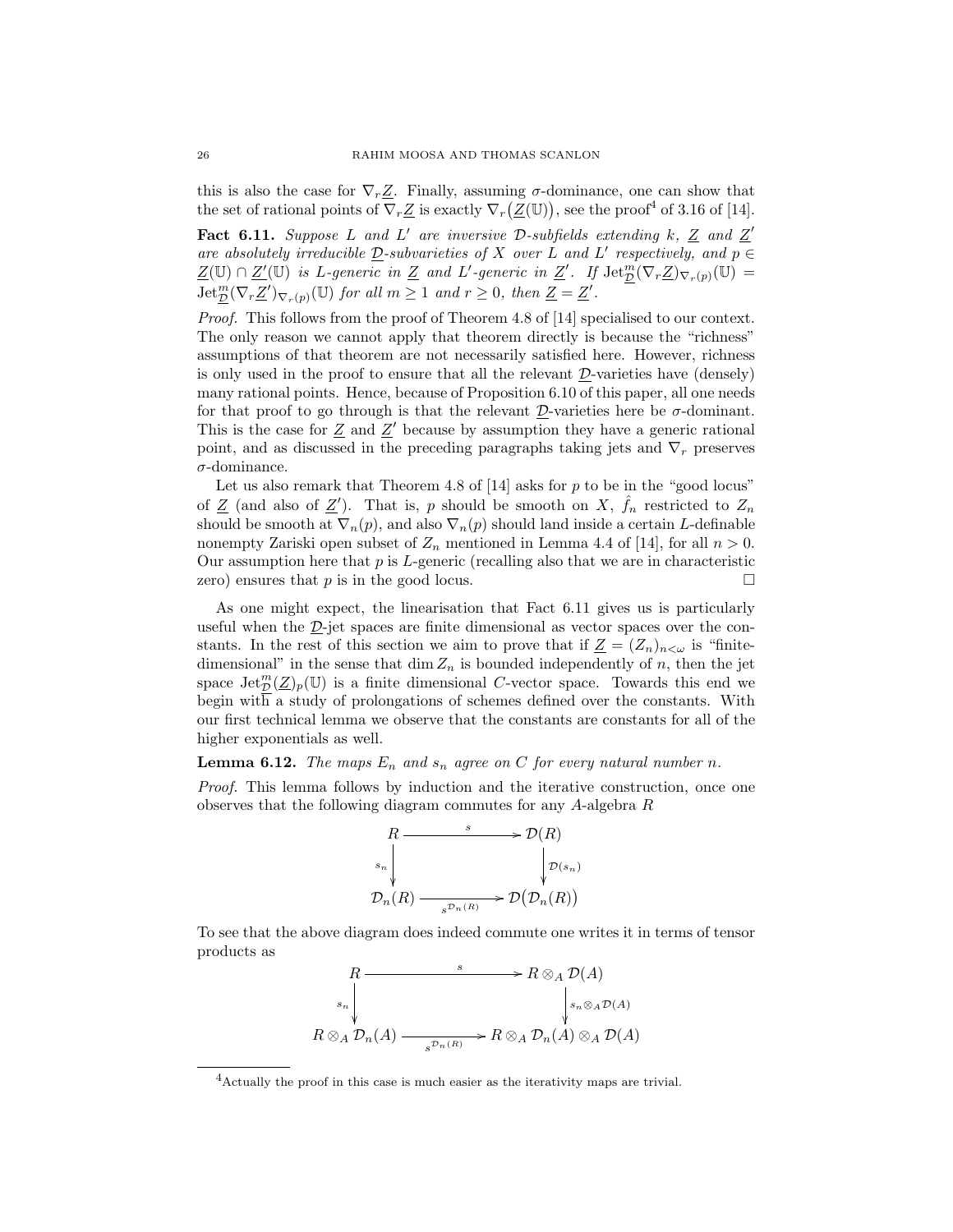this is also the case for $\nabla_r \underline{Z}$. Finally, assuming $\sigma$-dominance, one can show that the set of rational points of $\nabla_r \underline{Z}$ is exactly $\nabla_r\big(\underline{Z}(\mathbb{U})\big)$, see the proof[4] of 3.16 of [14].

**Fact 6.11.** *Suppose $L$ and $L'$ are inversive $\mathcal{D}$-subfields extending $k$, $\underline{Z}$ and $\underline{Z}'$ are absolutely irreducible $\underline{\mathcal{D}}$-subvarieties of $X$ over $L$ and $L'$ respectively, and $p \in \underline{Z}(\mathbb{U}) \cap \underline{Z}'(\mathbb{U})$ is $L$-generic in $\underline{Z}$ and $L'$-generic in $\underline{Z}'$. If $\operatorname{Jet}^m_{\underline{\mathcal{D}}}(\nabla_r \underline{Z})_{\nabla_r(p)}(\mathbb{U}) = \operatorname{Jet}^m_{\underline{\mathcal{D}}}(\nabla_r \underline{Z}')_{\nabla_r(p)}(\mathbb{U})$ for all $m \geq 1$ and $r \geq 0$, then $\underline{Z} = \underline{Z}'$.*

*Proof.* This follows from the proof of Theorem 4.8 of [14] specialised to our context. The only reason we cannot apply that theorem directly is because the "richness" assumptions of that theorem are not necessarily satisfied here. However, richness is only used in the proof to ensure that all the relevant $\underline{\mathcal{D}}$-varieties have (densely) many rational points. Hence, because of Proposition 6.10 of this paper, all one needs for that proof to go through is that the relevant $\underline{\mathcal{D}}$-varieties here be $\sigma$-dominant. This is the case for $\underline{Z}$ and $\underline{Z}'$ because by assumption they have a generic rational point, and as discussed in the preceding paragraphs taking jets and $\nabla_r$ preserves $\sigma$-dominance.

Let us also remark that Theorem 4.8 of [14] asks for $p$ to be in the "good locus" of $\underline{Z}$ (and also of $\underline{Z}'$). That is, $p$ should be smooth on $X$, $\hat{f}_n$ restricted to $Z_n$ should be smooth at $\nabla_n(p)$, and also $\nabla_n(p)$ should land inside a certain $L$-definable nonempty Zariski open subset of $Z_n$ mentioned in Lemma 4.4 of [14], for all $n > 0$. Our assumption here that $p$ is $L$-generic (recalling also that we are in characteristic zero) ensures that $p$ is in the good locus. $\square$

As one might expect, the linearisation that Fact 6.11 gives us is particularly useful when the $\underline{\mathcal{D}}$-jet spaces are finite dimensional as vector spaces over the constants. In the rest of this section we aim to prove that if $\underline{Z} = (Z_n)_{n<\omega}$ is "finite-dimensional" in the sense that $\dim Z_n$ is bounded independently of $n$, then the jet space $\operatorname{Jet}^m_{\underline{\mathcal{D}}}(\underline{Z})_p(\mathbb{U})$ is a finite dimensional $C$-vector space. Towards this end we begin with a study of prolongations of schemes defined over the constants. With our first technical lemma we observe that the constants are constants for all of the higher exponentials as well.

**Lemma 6.12.** *The maps $E_n$ and $s_n$ agree on $C$ for every natural number $n$.*

*Proof.* This lemma follows by induction and the iterative construction, once one observes that the following diagram commutes for any $A$-algebra $R$

$$\begin{array}{ccc} R & \xrightarrow{\quad s \quad} & \mathcal{D}(R) \\ {\scriptstyle s_n}\downarrow & & \downarrow{\scriptstyle \mathcal{D}(s_n)} \\ \mathcal{D}_n(R) & \xrightarrow[\; s^{\mathcal{D}_n(R)} \;]{} & \mathcal{D}\big(\mathcal{D}_n(R)\big) \end{array}$$

To see that the above diagram does indeed commute one writes it in terms of tensor products as

$$\begin{array}{ccc} R & \xrightarrow{\quad s \quad} & R \otimes_A \mathcal{D}(A) \\ {\scriptstyle s_n}\downarrow & & \downarrow{\scriptstyle s_n \otimes_A \mathcal{D}(A)} \\ R \otimes_A \mathcal{D}_n(A) & \xrightarrow[\; s^{\mathcal{D}_n(R)} \;]{} & R \otimes_A \mathcal{D}_n(A) \otimes_A \mathcal{D}(A) \end{array}$$

[4] Actually the proof in this case is much easier as the iterativity maps are trivial.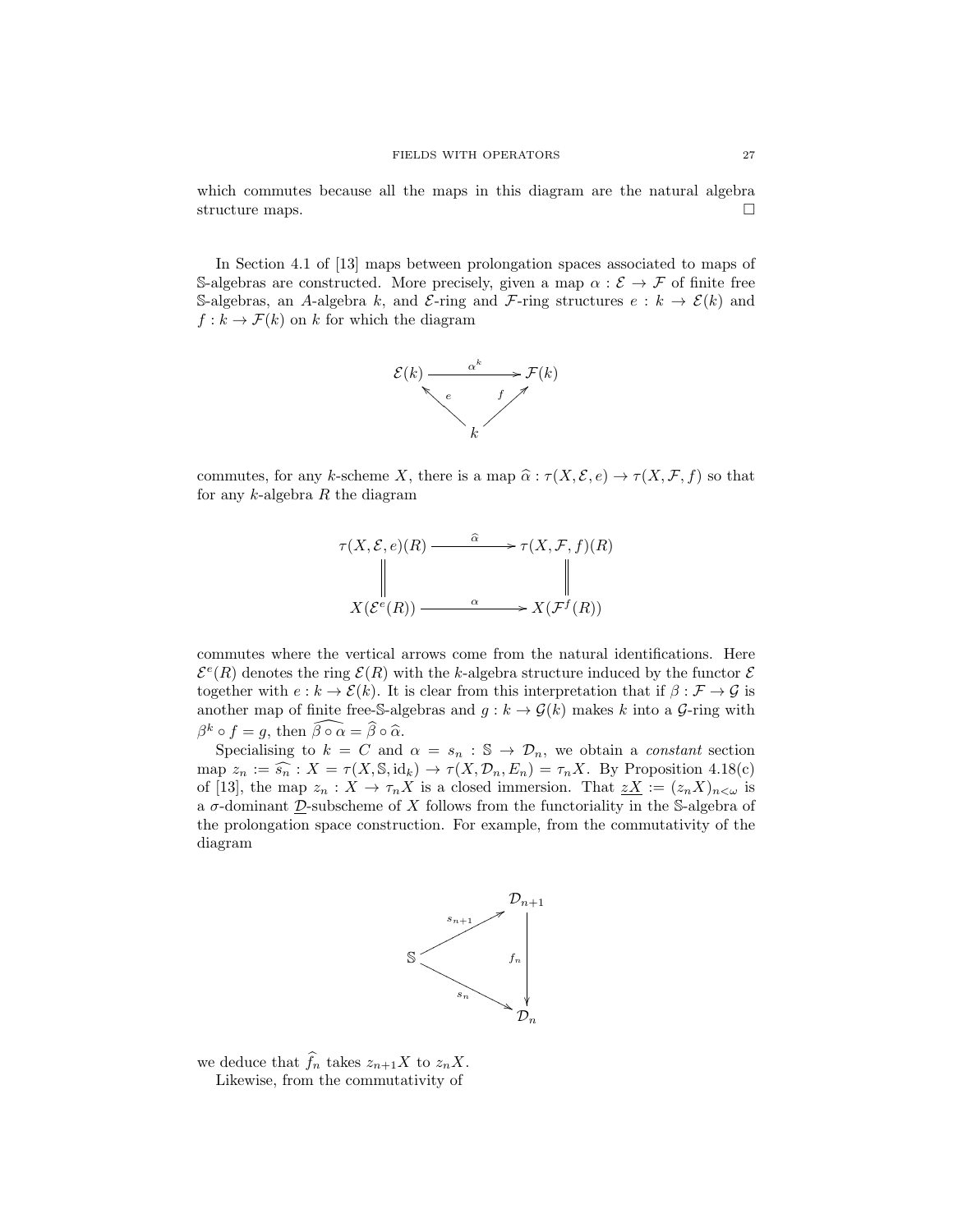which commutes because all the maps in this diagram are the natural algebra structure maps. □

In Section 4.1 of [13] maps between prolongation spaces associated to maps of $\mathbb{S}$-algebras are constructed. More precisely, given a map $\alpha : \mathcal{E} \to \mathcal{F}$ of finite free $\mathbb{S}$-algebras, an $A$-algebra $k$, and $\mathcal{E}$-ring and $\mathcal{F}$-ring structures $e : k \to \mathcal{E}(k)$ and $f : k \to \mathcal{F}(k)$ on $k$ for which the diagram

$$\begin{array}{ccc} \mathcal{E}(k) & \xrightarrow{\alpha^k} & \mathcal{F}(k) \\ & \nwarrow^{e} \quad {}^{f}\nearrow & \\ & k & \end{array}$$

commutes, for any $k$-scheme $X$, there is a map $\widehat{\alpha} : \tau(X, \mathcal{E}, e) \to \tau(X, \mathcal{F}, f)$ so that for any $k$-algebra $R$ the diagram

$$\begin{array}{ccc} \tau(X, \mathcal{E}, e)(R) & \xrightarrow{\widehat{\alpha}} & \tau(X, \mathcal{F}, f)(R) \\ \| & & \| \\ X(\mathcal{E}^e(R)) & \xrightarrow{\alpha} & X(\mathcal{F}^f(R)) \end{array}$$

commutes where the vertical arrows come from the natural identifications. Here $\mathcal{E}^e(R)$ denotes the ring $\mathcal{E}(R)$ with the $k$-algebra structure induced by the functor $\mathcal{E}$ together with $e : k \to \mathcal{E}(k)$. It is clear from this interpretation that if $\beta : \mathcal{F} \to \mathcal{G}$ is another map of finite free-$\mathbb{S}$-algebras and $g : k \to \mathcal{G}(k)$ makes $k$ into a $\mathcal{G}$-ring with $\beta^k \circ f = g$, then $\widehat{\beta \circ \alpha} = \widehat{\beta} \circ \widehat{\alpha}$.

Specialising to $k = C$ and $\alpha = s_n : \mathbb{S} \to \mathcal{D}_n$, we obtain a *constant* section map $z_n := \widehat{s_n} : X = \tau(X, \mathbb{S}, \mathrm{id}_k) \to \tau(X, \mathcal{D}_n, E_n) = \tau_n X$. By Proposition 4.18(c) of [13], the map $z_n : X \to \tau_n X$ is a closed immersion. That $\underline{zX} := (z_n X)_{n<\omega}$ is a $\sigma$-dominant $\underline{\mathcal{D}}$-subscheme of $X$ follows from the functoriality in the $\mathbb{S}$-algebra of the prolongation space construction. For example, from the commutativity of the diagram

$$\begin{array}{ccc} & & \mathcal{D}_{n+1} \\ & \nearrow^{s_{n+1}} & \\ \mathbb{S} & & \downarrow f_n \\ & \searrow_{s_n} & \\ & & \mathcal{D}_n \end{array}$$

we deduce that $\widehat{f_n}$ takes $z_{n+1}X$ to $z_n X$.

Likewise, from the commutativity of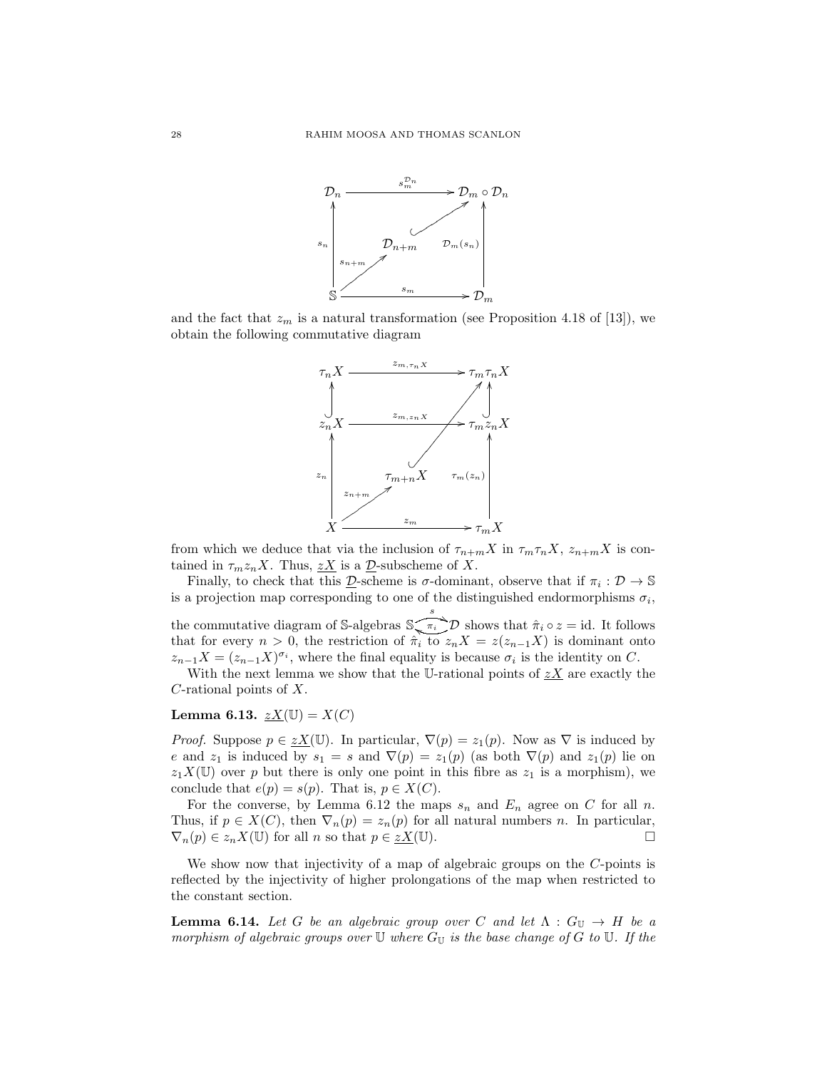$$\begin{array}{ccc}
\mathcal{D}_n & \xrightarrow{s_m^{\mathcal{D}_n}} & \mathcal{D}_m \circ \mathcal{D}_n \\
\uparrow{\scriptstyle s_n} & \mathcal{D}_{n+m} \hookrightarrow & \uparrow{\scriptstyle \mathcal{D}_m(s_n)} \\
\mathbb{S} & \xrightarrow{s_m} & \mathcal{D}_m
\end{array}$$

(with $s_{n+m} : \mathbb{S} \to \mathcal{D}_{n+m}$ and the inclusion $\mathcal{D}_{n+m} \hookrightarrow \mathcal{D}_m \circ \mathcal{D}_n$)

and the fact that $z_m$ is a natural transformation (see Proposition 4.18 of [13]), we obtain the following commutative diagram

$$\begin{array}{ccc}
\tau_n X & \xrightarrow{z_{m,\tau_n X}} & \tau_m \tau_n X \\
\uparrow & & \uparrow \\
z_n X & \xrightarrow{z_{m,z_n X}} & \tau_m z_n X \\
\uparrow{\scriptstyle z_n} & \tau_{m+n} X & \uparrow{\scriptstyle \tau_m(z_n)} \\
X & \xrightarrow{z_m} & \tau_m X
\end{array}$$

(with $z_{n+m} : X \to \tau_{m+n} X$ and the inclusion $\tau_{m+n} X \hookrightarrow \tau_m \tau_n X$)

from which we deduce that via the inclusion of $\tau_{n+m}X$ in $\tau_m\tau_nX$, $z_{n+m}X$ is contained in $\tau_m z_n X$. Thus, $\underline{zX}$ is a $\underline{\mathcal{D}}$-subscheme of $X$.

Finally, to check that this $\underline{\mathcal{D}}$-scheme is $\sigma$-dominant, observe that if $\pi_i : \mathcal{D} \to \mathbb{S}$ is a projection map corresponding to one of the distinguished endormorphisms $\sigma_i$, the commutative diagram of $\mathbb{S}$-algebras $\mathbb{S} \underset{\pi_i}{\overset{s}{\rightleftarrows}} \mathcal{D}$ shows that $\hat{\pi}_i \circ z = \mathrm{id}$. It follows that for every $n > 0$, the restriction of $\hat{\pi}_i$ to $z_n X = z(z_{n-1}X)$ is dominant onto $z_{n-1}X = (z_{n-1}X)^{\sigma_i}$, where the final equality is because $\sigma_i$ is the identity on $C$.

With the next lemma we show that the $\mathbb{U}$-rational points of $\underline{zX}$ are exactly the $C$-rational points of $X$.

**Lemma 6.13.** $\underline{zX}(\mathbb{U}) = X(C)$

*Proof.* Suppose $p \in \underline{zX}(\mathbb{U})$. In particular, $\nabla(p) = z_1(p)$. Now as $\nabla$ is induced by $e$ and $z_1$ is induced by $s_1 = s$ and $\nabla(p) = z_1(p)$ (as both $\nabla(p)$ and $z_1(p)$ lie on $z_1X(\mathbb{U})$ over $p$ but there is only one point in this fibre as $z_1$ is a morphism), we conclude that $e(p) = s(p)$. That is, $p \in X(C)$.

For the converse, by Lemma 6.12 the maps $s_n$ and $E_n$ agree on $C$ for all $n$. Thus, if $p \in X(C)$, then $\nabla_n(p) = z_n(p)$ for all natural numbers $n$. In particular, $\nabla_n(p) \in z_nX(\mathbb{U})$ for all $n$ so that $p \in \underline{zX}(\mathbb{U})$. $\square$

We show now that injectivity of a map of algebraic groups on the $C$-points is reflected by the injectivity of higher prolongations of the map when restricted to the constant section.

**Lemma 6.14.** *Let $G$ be an algebraic group over $C$ and let $\Lambda : G_{\mathbb{U}} \to H$ be a morphism of algebraic groups over $\mathbb{U}$ where $G_{\mathbb{U}}$ is the base change of $G$ to $\mathbb{U}$. If the*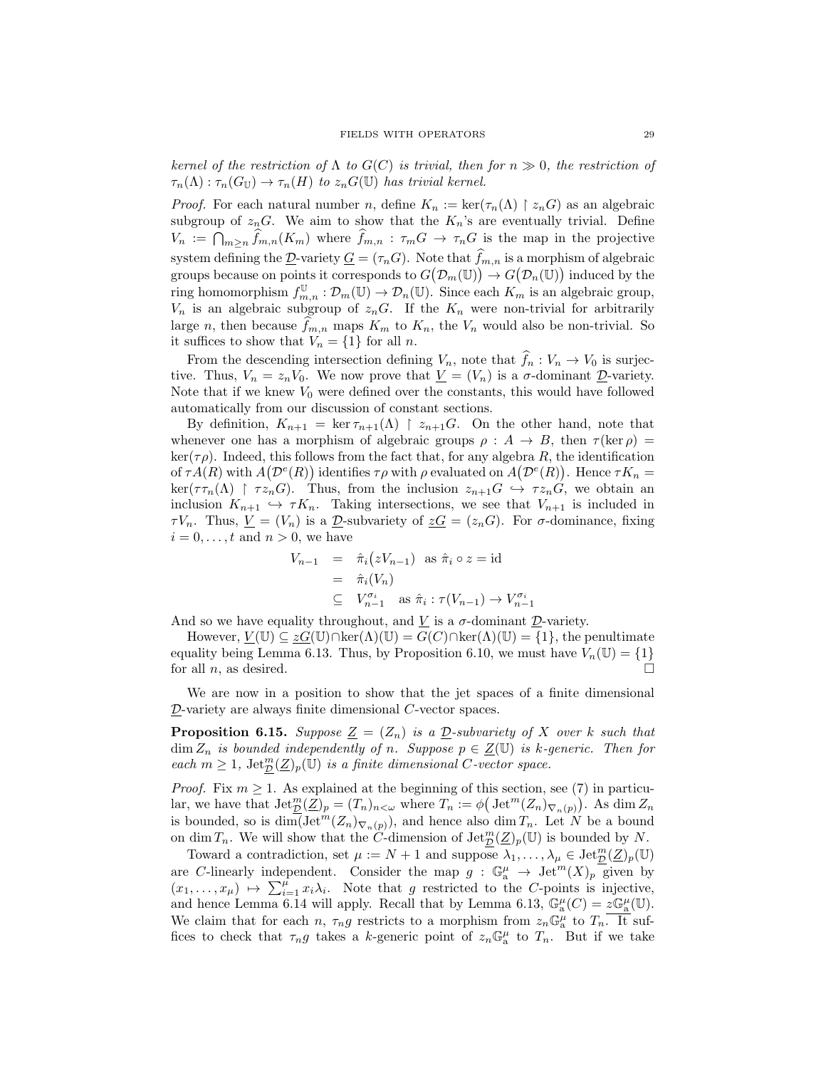*kernel of the restriction of $\Lambda$ to $G(C)$ is trivial, then for $n \gg 0$, the restriction of $\tau_n(\Lambda) : \tau_n(G_{\mathbb{U}}) \to \tau_n(H)$ to $z_n G(\mathbb{U})$ has trivial kernel.*

*Proof.* For each natural number $n$, define $K_n := \ker(\tau_n(\Lambda) \upharpoonright z_n G)$ as an algebraic subgroup of $z_n G$. We aim to show that the $K_n$'s are eventually trivial. Define $V_n := \bigcap_{m \geq n} \widehat{f}_{m,n}(K_m)$ where $\widehat{f}_{m,n} : \tau_m G \to \tau_n G$ is the map in the projective system defining the $\underline{\mathcal{D}}$-variety $\underline{G} = (\tau_n G)$. Note that $\widehat{f}_{m,n}$ is a morphism of algebraic groups because on points it corresponds to $G(\mathcal{D}_m(\mathbb{U})) \to G(\mathcal{D}_n(\mathbb{U}))$ induced by the ring homomorphism $f^{\mathbb{U}}_{m,n} : \mathcal{D}_m(\mathbb{U}) \to \mathcal{D}_n(\mathbb{U})$. Since each $K_m$ is an algebraic group, $V_n$ is an algebraic subgroup of $z_n G$. If the $K_n$ were non-trivial for arbitrarily large $n$, then because $\widehat{f}_{m,n}$ maps $K_m$ to $K_n$, the $V_n$ would also be non-trivial. So it suffices to show that $V_n = \{1\}$ for all $n$.

From the descending intersection defining $V_n$, note that $\widehat{f}_n : V_n \to V_0$ is surjective. Thus, $V_n = z_n V_0$. We now prove that $\underline{V} = (V_n)$ is a $\sigma$-dominant $\underline{\mathcal{D}}$-variety. Note that if we knew $V_0$ were defined over the constants, this would have followed automatically from our discussion of constant sections.

By definition, $K_{n+1} = \ker \tau_{n+1}(\Lambda) \upharpoonright z_{n+1} G$. On the other hand, note that whenever one has a morphism of algebraic groups $\rho : A \to B$, then $\tau(\ker \rho) = \ker(\tau\rho)$. Indeed, this follows from the fact that, for any algebra $R$, the identification of $\tau A(R)$ with $A(\mathcal{D}^e(R))$ identifies $\tau\rho$ with $\rho$ evaluated on $A(\mathcal{D}^e(R))$. Hence $\tau K_n = \ker(\tau\tau_n(\Lambda) \upharpoonright \tau z_n G)$. Thus, from the inclusion $z_{n+1} G \hookrightarrow \tau z_n G$, we obtain an inclusion $K_{n+1} \hookrightarrow \tau K_n$. Taking intersections, we see that $V_{n+1}$ is included in $\tau V_n$. Thus, $\underline{V} = (V_n)$ is a $\underline{\mathcal{D}}$-subvariety of $\underline{zG} = (z_n G)$. For $\sigma$-dominance, fixing $i = 0, \dots, t$ and $n > 0$, we have

$$
\begin{aligned}
V_{n-1} &= \hat{\pi}_i\big(z V_{n-1}\big) \quad \text{as } \hat{\pi}_i \circ z = \mathrm{id} \\
&= \hat{\pi}_i(V_n) \\
&\subseteq V_{n-1}^{\sigma_i} \quad \text{as } \hat{\pi}_i : \tau(V_{n-1}) \to V_{n-1}^{\sigma_i}
\end{aligned}
$$

And so we have equality throughout, and $\underline{V}$ is a $\sigma$-dominant $\underline{\mathcal{D}}$-variety.

However, $\underline{V}(\mathbb{U}) \subseteq \underline{zG}(\mathbb{U}) \cap \ker(\Lambda)(\mathbb{U}) = G(C) \cap \ker(\Lambda)(\mathbb{U}) = \{1\}$, the penultimate equality being Lemma 6.13. Thus, by Proposition 6.10, we must have $V_n(\mathbb{U}) = \{1\}$ for all $n$, as desired. $\square$

We are now in a position to show that the jet spaces of a finite dimensional $\underline{\mathcal{D}}$-variety are always finite dimensional $C$-vector spaces.

**Proposition 6.15.** *Suppose $\underline{Z} = (Z_n)$ is a $\underline{\mathcal{D}}$-subvariety of $X$ over $k$ such that $\dim Z_n$ is bounded independently of $n$. Suppose $p \in \underline{Z}(\mathbb{U})$ is $k$-generic. Then for each $m \geq 1$, $\mathrm{Jet}^m_{\underline{\mathcal{D}}}(\underline{Z})_p(\mathbb{U})$ is a finite dimensional $C$-vector space.*

*Proof.* Fix $m \geq 1$. As explained at the beginning of this section, see (7) in particular, we have that $\mathrm{Jet}^m_{\underline{\mathcal{D}}}(\underline{Z})_p = (T_n)_{n<\omega}$ where $T_n := \phi\big(\mathrm{Jet}^m(Z_n)_{\nabla_n(p)}\big)$. As $\dim Z_n$ is bounded, so is $\dim(\mathrm{Jet}^m(Z_n)_{\nabla_n(p)})$, and hence also $\dim T_n$. Let $N$ be a bound on $\dim T_n$. We will show that the $C$-dimension of $\mathrm{Jet}^m_{\underline{\mathcal{D}}}(\underline{Z})_p(\mathbb{U})$ is bounded by $N$.

Toward a contradiction, set $\mu := N+1$ and suppose $\lambda_1, \dots, \lambda_\mu \in \mathrm{Jet}^m_{\underline{\mathcal{D}}}(\underline{Z})_p(\mathbb{U})$ are $C$-linearly independent. Consider the map $g : \mathbb{G}_a^\mu \to \mathrm{Jet}^m(X)_p$ given by $(x_1, \dots, x_\mu) \mapsto \sum_{i=1}^{\mu} x_i \lambda_i$. Note that $g$ restricted to the $C$-points is injective, and hence Lemma 6.14 will apply. Recall that by Lemma 6.13, $\mathbb{G}_a^\mu(C) = \underline{z\mathbb{G}_a^\mu}(\mathbb{U})$. We claim that for each $n$, $\tau_n g$ restricts to a morphism from $z_n \mathbb{G}_a^\mu$ to $T_n$. It suffices to check that $\tau_n g$ takes a $k$-generic point of $z_n \mathbb{G}_a^\mu$ to $T_n$. But if we take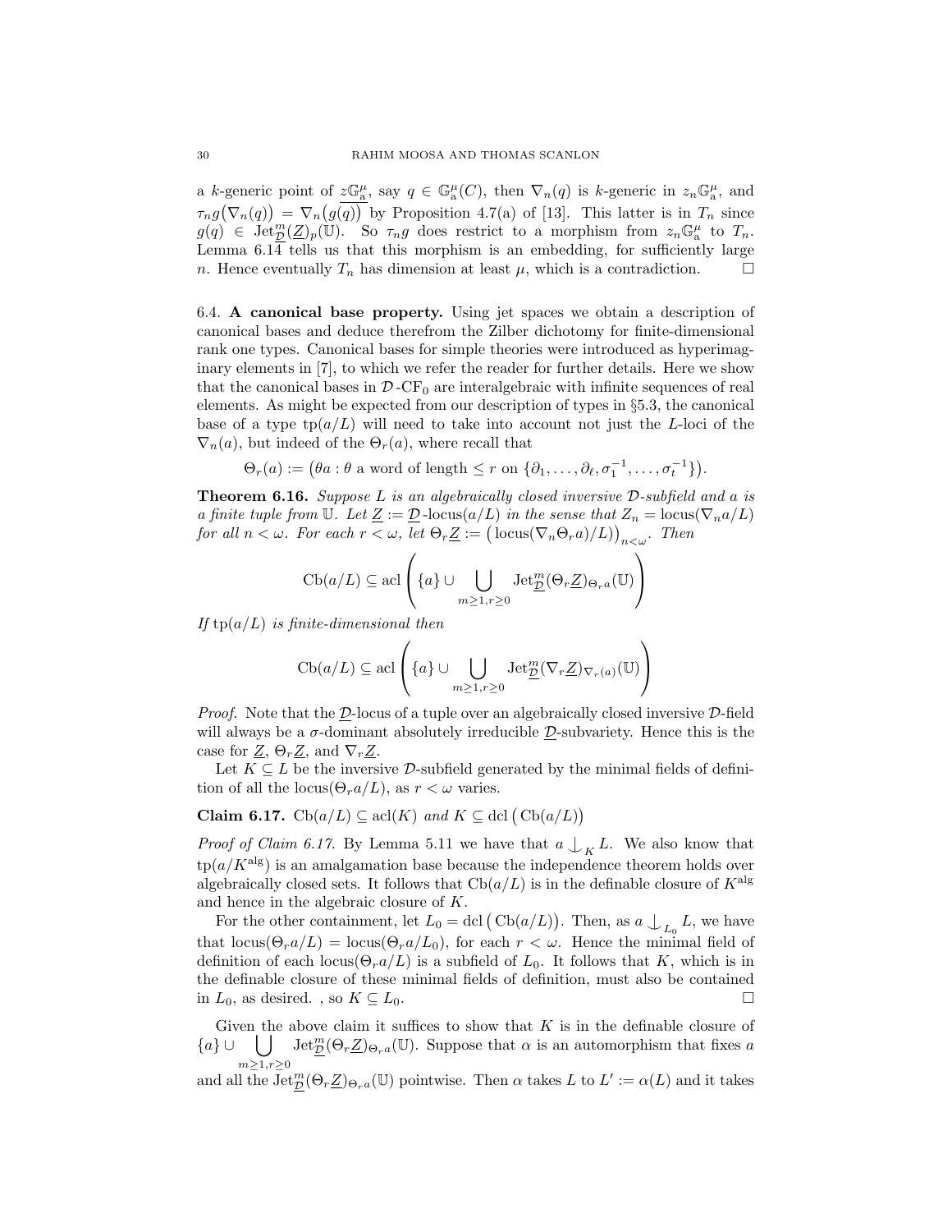a $k$-generic point of $\underline{z\mathbb{G}_{\mathrm{a}}^{\mu}}$, say $q \in \mathbb{G}_{\mathrm{a}}^{\mu}(C)$, then $\nabla_n(q)$ is $k$-generic in $z_n\mathbb{G}_{\mathrm{a}}^{\mu}$, and $\tau_n g\big(\nabla_n(q)\big) = \nabla_n\big(\overline{g(q)}\big)$ by Proposition 4.7(a) of [13]. This latter is in $T_n$ since $g(q) \in \mathrm{Jet}^m_{\underline{\mathcal{D}}}(\underline{Z})_p(\mathbb{U})$. So $\tau_n g$ does restrict to a morphism from $z_n\mathbb{G}_{\mathrm{a}}^{\mu}$ to $T_n$. Lemma 6.14 tells us that this morphism is an embedding, for sufficiently large $n$. Hence eventually $T_n$ has dimension at least $\mu$, which is a contradiction. □

6.4. **A canonical base property.** Using jet spaces we obtain a description of canonical bases and deduce therefrom the Zilber dichotomy for finite-dimensional rank one types. Canonical bases for simple theories were introduced as hyperimaginary elements in [7], to which we refer the reader for further details. Here we show that the canonical bases in $\mathcal{D}$-$\mathrm{CF}_0$ are interalgebraic with infinite sequences of real elements. As might be expected from our description of types in §5.3, the canonical base of a type $\mathrm{tp}(a/L)$ will need to take into account not just the $L$-loci of the $\nabla_n(a)$, but indeed of the $\Theta_r(a)$, where recall that

$$\Theta_r(a) := \big(\theta a : \theta \text{ a word of length} \leq r \text{ on } \{\partial_1, \ldots, \partial_\ell, \sigma_1^{-1}, \ldots, \sigma_t^{-1}\}\big).$$

**Theorem 6.16.** *Suppose $L$ is an algebraically closed inversive $\mathcal{D}$-subfield and $a$ is a finite tuple from $\mathbb{U}$. Let $\underline{Z} := \underline{\mathcal{D}}$-$\mathrm{locus}(a/L)$ in the sense that $Z_n = \mathrm{locus}(\nabla_n a/L)$ for all $n < \omega$. For each $r < \omega$, let $\Theta_r\underline{Z} := \big(\mathrm{locus}(\nabla_n\Theta_r a)/L)\big)_{n<\omega}$. Then*

$$\mathrm{Cb}(a/L) \subseteq \mathrm{acl}\left(\{a\} \cup \bigcup_{m\geq 1, r\geq 0} \mathrm{Jet}^m_{\underline{\mathcal{D}}}(\Theta_r\underline{Z})_{\Theta_r a}(\mathbb{U})\right)$$

*If $\mathrm{tp}(a/L)$ is finite-dimensional then*

$$\mathrm{Cb}(a/L) \subseteq \mathrm{acl}\left(\{a\} \cup \bigcup_{m\geq 1, r\geq 0} \mathrm{Jet}^m_{\underline{\mathcal{D}}}(\nabla_r\underline{Z})_{\nabla_r(a)}(\mathbb{U})\right)$$

*Proof.* Note that the $\underline{\mathcal{D}}$-locus of a tuple over an algebraically closed inversive $\mathcal{D}$-field will always be a $\sigma$-dominant absolutely irreducible $\underline{\mathcal{D}}$-subvariety. Hence this is the case for $\underline{Z}$, $\Theta_r\underline{Z}$, and $\nabla_r\underline{Z}$.

Let $K \subseteq L$ be the inversive $\mathcal{D}$-subfield generated by the minimal fields of definition of all the $\mathrm{locus}(\Theta_r a/L)$, as $r < \omega$ varies.

**Claim 6.17.** $\mathrm{Cb}(a/L) \subseteq \mathrm{acl}(K)$ *and* $K \subseteq \mathrm{dcl}\big(\mathrm{Cb}(a/L)\big)$

*Proof of Claim 6.17.* By Lemma 5.11 we have that $a \mathop{\smile\!\!\!\!\!\!|}_K L$. We also know that $\mathrm{tp}(a/K^{\mathrm{alg}})$ is an amalgamation base because the independence theorem holds over algebraically closed sets. It follows that $\mathrm{Cb}(a/L)$ is in the definable closure of $K^{\mathrm{alg}}$ and hence in the algebraic closure of $K$.

For the other containment, let $L_0 = \mathrm{dcl}\big(\mathrm{Cb}(a/L)\big)$. Then, as $a \mathop{\smile\!\!\!\!\!\!|}_{L_0} L$, we have that $\mathrm{locus}(\Theta_r a/L) = \mathrm{locus}(\Theta_r a/L_0)$, for each $r < \omega$. Hence the minimal field of definition of each $\mathrm{locus}(\Theta_r a/L)$ is a subfield of $L_0$. It follows that $K$, which is in the definable closure of these minimal fields of definition, must also be contained in $L_0$, as desired. , so $K \subseteq L_0$. □

Given the above claim it suffices to show that $K$ is in the definable closure of $\{a\} \cup \bigcup_{m\geq 1, r\geq 0} \mathrm{Jet}^m_{\underline{\mathcal{D}}}(\Theta_r\underline{Z})_{\Theta_r a}(\mathbb{U})$. Suppose that $\alpha$ is an automorphism that fixes $a$ and all the $\mathrm{Jet}^m_{\underline{\mathcal{D}}}(\Theta_r\underline{Z})_{\Theta_r a}(\mathbb{U})$ pointwise. Then $\alpha$ takes $L$ to $L' := \alpha(L)$ and it takes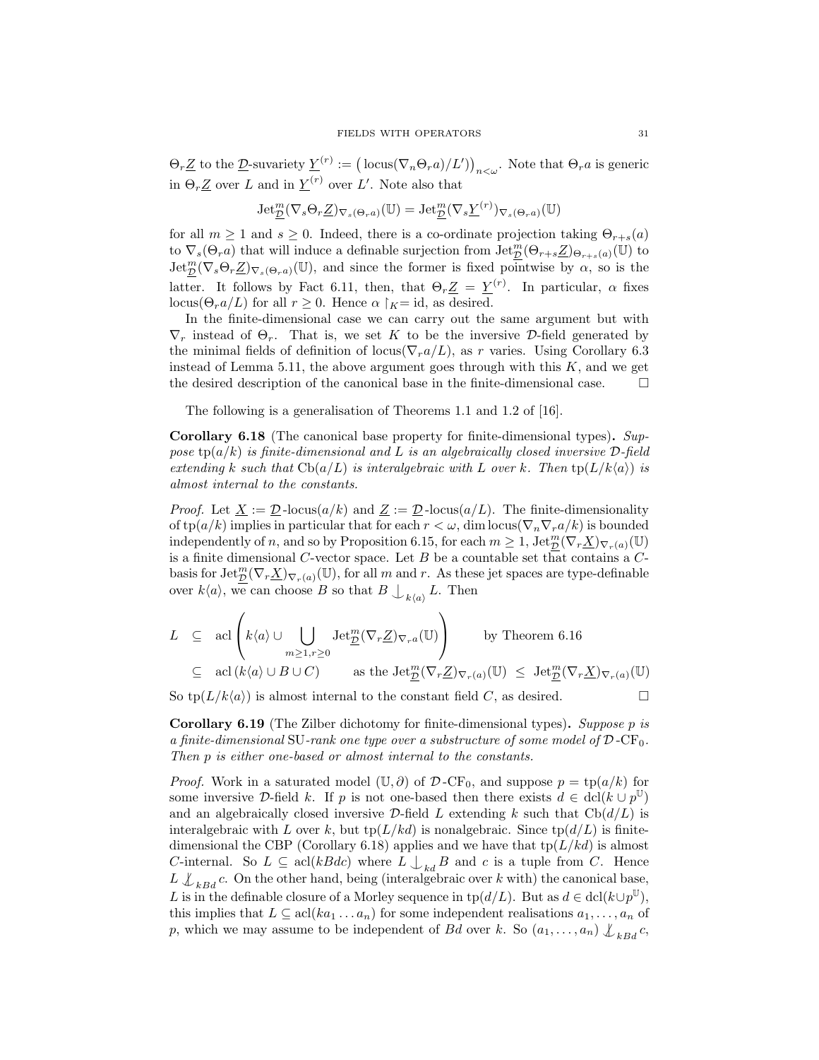$\Theta_r\underline{Z}$ to the $\underline{\mathcal{D}}$-suvariety $\underline{Y}^{(r)} := \big(\operatorname{locus}(\nabla_n\Theta_r a)/L')\big)_{n<\omega}$. Note that $\Theta_r a$ is generic in $\Theta_r\underline{Z}$ over $L$ and in $\underline{Y}^{(r)}$ over $L'$. Note also that

$$\operatorname{Jet}^m_{\underline{\mathcal{D}}}(\nabla_s\Theta_r\underline{Z})_{\nabla_s(\Theta_r a)}(\mathbb{U}) = \operatorname{Jet}^m_{\underline{\mathcal{D}}}(\nabla_s\underline{Y}^{(r)})_{\nabla_s(\Theta_r a)}(\mathbb{U})$$

for all $m \geq 1$ and $s \geq 0$. Indeed, there is a co-ordinate projection taking $\Theta_{r+s}(a)$ to $\nabla_s(\Theta_r a)$ that will induce a definable surjection from $\operatorname{Jet}^m_{\underline{\mathcal{D}}}(\Theta_{r+s}\underline{Z})_{\Theta_{r+s}(a)}(\mathbb{U})$ to $\operatorname{Jet}^m_{\underline{\mathcal{D}}}(\nabla_s\Theta_r\underline{Z})_{\nabla_s(\Theta_r a)}(\mathbb{U})$, and since the former is fixed pointwise by $\alpha$, so is the latter. It follows by Fact 6.11, then, that $\Theta_r\underline{Z} = \underline{Y}^{(r)}$. In particular, $\alpha$ fixes $\operatorname{locus}(\Theta_r a/L)$ for all $r \geq 0$. Hence $\alpha\restriction_K = \mathrm{id}$, as desired.

In the finite-dimensional case we can carry out the same argument but with $\nabla_r$ instead of $\Theta_r$. That is, we set $K$ to be the inversive $\mathcal{D}$-field generated by the minimal fields of definition of $\operatorname{locus}(\nabla_r a/L)$, as $r$ varies. Using Corollary 6.3 instead of Lemma 5.11, the above argument goes through with this $K$, and we get the desired description of the canonical base in the finite-dimensional case. $\square$

The following is a generalisation of Theorems 1.1 and 1.2 of [16].

**Corollary 6.18** (The canonical base property for finite-dimensional types)**.** *Suppose* $\operatorname{tp}(a/k)$ *is finite-dimensional and* $L$ *is an algebraically closed inversive* $\mathcal{D}$*-field extending* $k$ *such that* $\operatorname{Cb}(a/L)$ *is interalgebraic with* $L$ *over* $k$*. Then* $\operatorname{tp}(L/k\langle a\rangle)$ *is almost internal to the constants.*

*Proof.* Let $\underline{X} := \underline{\mathcal{D}}\text{-locus}(a/k)$ and $\underline{Z} := \underline{\mathcal{D}}\text{-locus}(a/L)$. The finite-dimensionality of $\operatorname{tp}(a/k)$ implies in particular that for each $r < \omega$, $\dim\operatorname{locus}(\nabla_n\nabla_r a/k)$ is bounded independently of $n$, and so by Proposition 6.15, for each $m \geq 1$, $\operatorname{Jet}^m_{\underline{\mathcal{D}}}(\nabla_r\underline{X})_{\nabla_r(a)}(\mathbb{U})$ is a finite dimensional $C$-vector space. Let $B$ be a countable set that contains a $C$-basis for $\operatorname{Jet}^m_{\underline{\mathcal{D}}}(\nabla_r\underline{X})_{\nabla_r(a)}(\mathbb{U})$, for all $m$ and $r$. As these jet spaces are type-definable over $k\langle a\rangle$, we can choose $B$ so that $B \mathop{\smile\!\!\!\!\!\mid}_{k\langle a\rangle} L$. Then

$$\begin{aligned}
L \quad &\subseteq \quad \operatorname{acl}\left(k\langle a\rangle \cup \bigcup_{m\geq 1, r\geq 0} \operatorname{Jet}^m_{\underline{\mathcal{D}}}(\nabla_r\underline{Z})_{\nabla_r a}(\mathbb{U})\right) \qquad \text{by Theorem 6.16} \\
&\subseteq \quad \operatorname{acl}\left(k\langle a\rangle \cup B \cup C\right) \qquad \text{as the } \operatorname{Jet}^m_{\underline{\mathcal{D}}}(\nabla_r\underline{Z})_{\nabla_r(a)}(\mathbb{U}) \;\leq\; \operatorname{Jet}^m_{\underline{\mathcal{D}}}(\nabla_r\underline{X})_{\nabla_r(a)}(\mathbb{U})
\end{aligned}$$

So $\operatorname{tp}(L/k\langle a\rangle)$ is almost internal to the constant field $C$, as desired. $\square$

**Corollary 6.19** (The Zilber dichotomy for finite-dimensional types)**.** *Suppose* $p$ *is a finite-dimensional* $\mathrm{SU}$*-rank one type over a substructure of some model of* $\mathcal{D}\text{-}\mathrm{CF}_0$*. Then* $p$ *is either one-based or almost internal to the constants.*

*Proof.* Work in a saturated model $(\mathbb{U}, \partial)$ of $\mathcal{D}\text{-}\mathrm{CF}_0$, and suppose $p = \operatorname{tp}(a/k)$ for some inversive $\mathcal{D}$-field $k$. If $p$ is not one-based then there exists $d \in \operatorname{dcl}(k \cup p^{\mathbb{U}})$ and an algebraically closed inversive $\mathcal{D}$-field $L$ extending $k$ such that $\operatorname{Cb}(d/L)$ is interalgebraic with $L$ over $k$, but $\operatorname{tp}(L/kd)$ is nonalgebraic. Since $\operatorname{tp}(d/L)$ is finite-dimensional the CBP (Corollary 6.18) applies and we have that $\operatorname{tp}(L/kd)$ is almost $C$-internal. So $L \subseteq \operatorname{acl}(kBdc)$ where $L \mathop{\smile\!\!\!\!\!\mid}_{kd} B$ and $c$ is a tuple from $C$. Hence $L \not\mathop{\smile\!\!\!\!\!\mid}_{kBd} c$. On the other hand, being (interalgebraic over $k$ with) the canonical base, $L$ is in the definable closure of a Morley sequence in $\operatorname{tp}(d/L)$. But as $d \in \operatorname{dcl}(k \cup p^{\mathbb{U}})$, this implies that $L \subseteq \operatorname{acl}(ka_1 \ldots a_n)$ for some independent realisations $a_1, \ldots, a_n$ of $p$, which we may assume to be independent of $Bd$ over $k$. So $(a_1, \ldots, a_n) \not\mathop{\smile\!\!\!\!\!\mid}_{kBd} c$,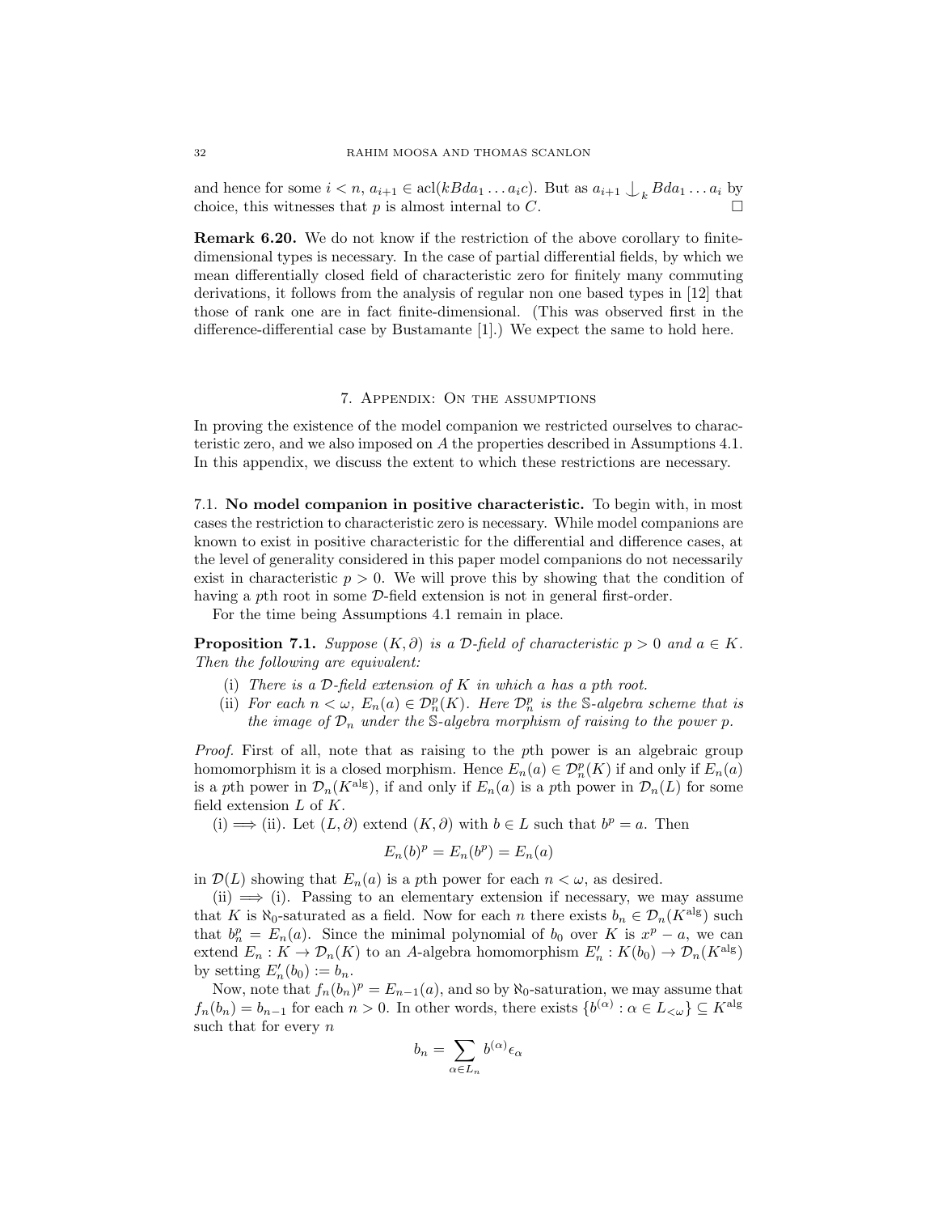and hence for some $i < n$, $a_{i+1} \in \operatorname{acl}(kBda_1 \dots a_i c)$. But as $a_{i+1} \mathop{\smile\!\!\!\!\!\!|}_k Bda_1 \dots a_i$ by choice, this witnesses that $p$ is almost internal to $C$. $\square$

**Remark 6.20.** We do not know if the restriction of the above corollary to finite-dimensional types is necessary. In the case of partial differential fields, by which we mean differentially closed field of characteristic zero for finitely many commuting derivations, it follows from the analysis of regular non one based types in [12] that those of rank one are in fact finite-dimensional. (This was observed first in the difference-differential case by Bustamante [1].) We expect the same to hold here.

## 7. Appendix: On the assumptions

In proving the existence of the model companion we restricted ourselves to characteristic zero, and we also imposed on $A$ the properties described in Assumptions 4.1. In this appendix, we discuss the extent to which these restrictions are necessary.

### 7.1. No model companion in positive characteristic.

To begin with, in most cases the restriction to characteristic zero is necessary. While model companions are known to exist in positive characteristic for the differential and difference cases, at the level of generality considered in this paper model companions do not necessarily exist in characteristic $p > 0$. We will prove this by showing that the condition of having a $p$th root in some $\mathcal{D}$-field extension is not in general first-order.

For the time being Assumptions 4.1 remain in place.

**Proposition 7.1.** *Suppose $(K, \partial)$ is a $\mathcal{D}$-field of characteristic $p > 0$ and $a \in K$. Then the following are equivalent:*

(i) *There is a $\mathcal{D}$-field extension of $K$ in which $a$ has a $p$th root.*

(ii) *For each $n < \omega$, $E_n(a) \in \mathcal{D}_n^p(K)$. Here $\mathcal{D}_n^p$ is the $\mathbb{S}$-algebra scheme that is the image of $\mathcal{D}_n$ under the $\mathbb{S}$-algebra morphism of raising to the power $p$.*

*Proof.* First of all, note that as raising to the $p$th power is an algebraic group homomorphism it is a closed morphism. Hence $E_n(a) \in \mathcal{D}_n^p(K)$ if and only if $E_n(a)$ is a $p$th power in $\mathcal{D}_n(K^{\mathrm{alg}})$, if and only if $E_n(a)$ is a $p$th power in $\mathcal{D}_n(L)$ for some field extension $L$ of $K$.

(i) $\Longrightarrow$ (ii). Let $(L, \partial)$ extend $(K, \partial)$ with $b \in L$ such that $b^p = a$. Then

$$E_n(b)^p = E_n(b^p) = E_n(a)$$

in $\mathcal{D}(L)$ showing that $E_n(a)$ is a $p$th power for each $n < \omega$, as desired.

(ii) $\Longrightarrow$ (i). Passing to an elementary extension if necessary, we may assume that $K$ is $\aleph_0$-saturated as a field. Now for each $n$ there exists $b_n \in \mathcal{D}_n(K^{\mathrm{alg}})$ such that $b_n^p = E_n(a)$. Since the minimal polynomial of $b_0$ over $K$ is $x^p - a$, we can extend $E_n : K \to \mathcal{D}_n(K)$ to an $A$-algebra homomorphism $E_n' : K(b_0) \to \mathcal{D}_n(K^{\mathrm{alg}})$ by setting $E_n'(b_0) := b_n$.

Now, note that $f_n(b_n)^p = E_{n-1}(a)$, and so by $\aleph_0$-saturation, we may assume that $f_n(b_n) = b_{n-1}$ for each $n > 0$. In other words, there exists $\{b^{(\alpha)} : \alpha \in L_{<\omega}\} \subseteq K^{\mathrm{alg}}$ such that for every $n$

$$b_n = \sum_{\alpha \in L_n} b^{(\alpha)} \epsilon_\alpha$$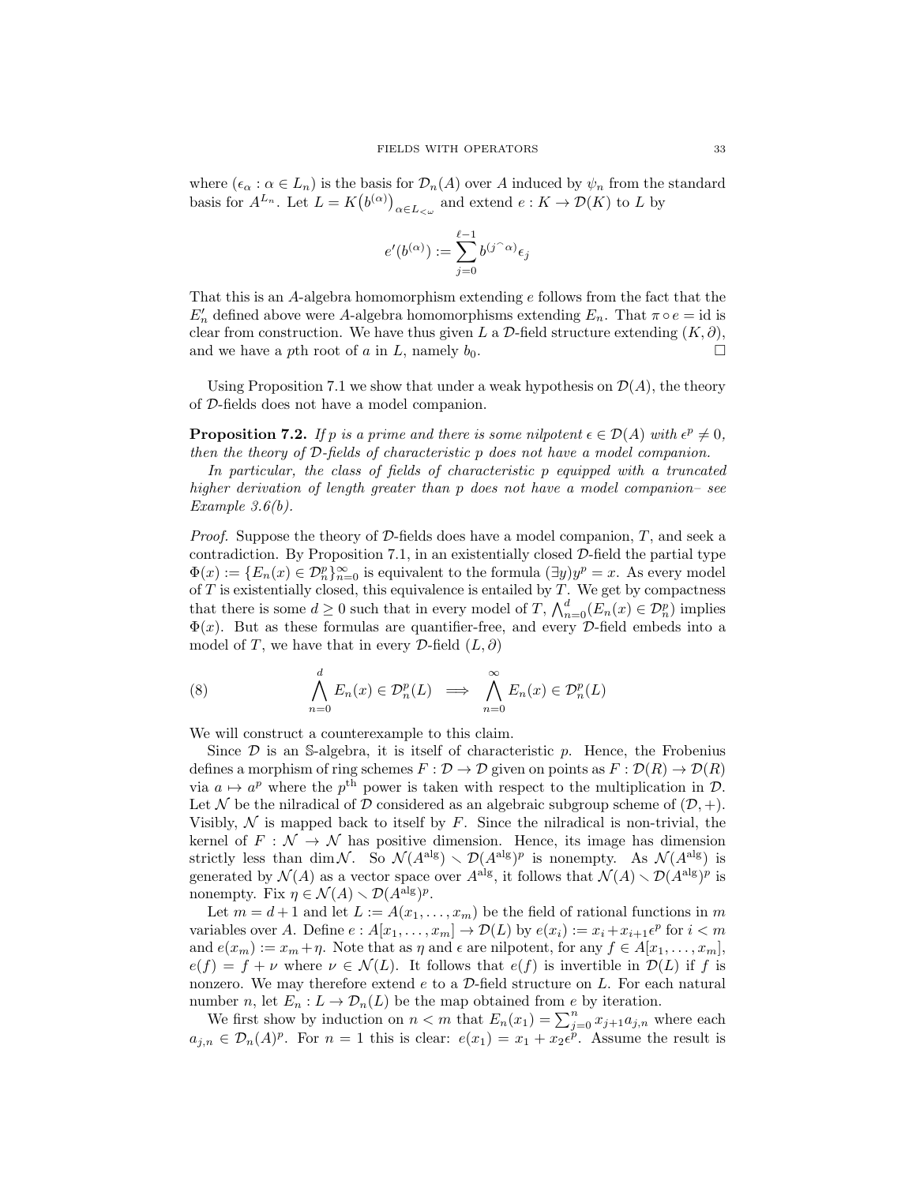where $(\epsilon_\alpha : \alpha \in L_n)$ is the basis for $\mathcal{D}_n(A)$ over $A$ induced by $\psi_n$ from the standard basis for $A^{L_n}$. Let $L = K\big(b^{(\alpha)}\big)_{\alpha \in L_{<\omega}}$ and extend $e : K \to \mathcal{D}(K)$ to $L$ by

$$e'(b^{(\alpha)}) := \sum_{j=0}^{\ell-1} b^{(j^\frown \alpha)} \epsilon_j$$

That this is an $A$-algebra homomorphism extending $e$ follows from the fact that the $E'_n$ defined above were $A$-algebra homomorphisms extending $E_n$. That $\pi \circ e = \mathrm{id}$ is clear from construction. We have thus given $L$ a $\mathcal{D}$-field structure extending $(K, \partial)$, and we have a $p$th root of $a$ in $L$, namely $b_0$. $\square$

Using Proposition 7.1 we show that under a weak hypothesis on $\mathcal{D}(A)$, the theory of $\mathcal{D}$-fields does not have a model companion.

**Proposition 7.2.** *If $p$ is a prime and there is some nilpotent $\epsilon \in \mathcal{D}(A)$ with $\epsilon^p \neq 0$, then the theory of $\mathcal{D}$-fields of characteristic $p$ does not have a model companion.*

*In particular, the class of fields of characteristic $p$ equipped with a truncated higher derivation of length greater than $p$ does not have a model companion– see Example 3.6(b).*

*Proof.* Suppose the theory of $\mathcal{D}$-fields does have a model companion, $T$, and seek a contradiction. By Proposition 7.1, in an existentially closed $\mathcal{D}$-field the partial type $\Phi(x) := \{E_n(x) \in \mathcal{D}_n^p\}_{n=0}^\infty$ is equivalent to the formula $(\exists y) y^p = x$. As every model of $T$ is existentially closed, this equivalence is entailed by $T$. We get by compactness that there is some $d \geq 0$ such that in every model of $T$, $\bigwedge_{n=0}^d (E_n(x) \in \mathcal{D}_n^p)$ implies $\Phi(x)$. But as these formulas are quantifier-free, and every $\mathcal{D}$-field embeds into a model of $T$, we have that in every $\mathcal{D}$-field $(L, \partial)$

$$\bigwedge_{n=0}^{d} E_n(x) \in \mathcal{D}_n^p(L) \implies \bigwedge_{n=0}^{\infty} E_n(x) \in \mathcal{D}_n^p(L) \tag{8}$$

We will construct a counterexample to this claim.

Since $\mathcal{D}$ is an $\mathbb{S}$-algebra, it is itself of characteristic $p$. Hence, the Frobenius defines a morphism of ring schemes $F : \mathcal{D} \to \mathcal{D}$ given on points as $F : \mathcal{D}(R) \to \mathcal{D}(R)$ via $a \mapsto a^p$ where the $p^{\text{th}}$ power is taken with respect to the multiplication in $\mathcal{D}$. Let $\mathcal{N}$ be the nilradical of $\mathcal{D}$ considered as an algebraic subgroup scheme of $(\mathcal{D}, +)$. Visibly, $\mathcal{N}$ is mapped back to itself by $F$. Since the nilradical is non-trivial, the kernel of $F : \mathcal{N} \to \mathcal{N}$ has positive dimension. Hence, its image has dimension strictly less than $\dim \mathcal{N}$. So $\mathcal{N}(A^{\text{alg}}) \smallsetminus \mathcal{D}(A^{\text{alg}})^p$ is nonempty. As $\mathcal{N}(A^{\text{alg}})$ is generated by $\mathcal{N}(A)$ as a vector space over $A^{\text{alg}}$, it follows that $\mathcal{N}(A) \smallsetminus \mathcal{D}(A^{\text{alg}})^p$ is nonempty. Fix $\eta \in \mathcal{N}(A) \smallsetminus \mathcal{D}(A^{\text{alg}})^p$.

Let $m = d+1$ and let $L := A(x_1, \ldots, x_m)$ be the field of rational functions in $m$ variables over $A$. Define $e : A[x_1, \ldots, x_m] \to \mathcal{D}(L)$ by $e(x_i) := x_i + x_{i+1}\epsilon^p$ for $i < m$ and $e(x_m) := x_m + \eta$. Note that as $\eta$ and $\epsilon$ are nilpotent, for any $f \in A[x_1, \ldots, x_m]$, $e(f) = f + \nu$ where $\nu \in \mathcal{N}(L)$. It follows that $e(f)$ is invertible in $\mathcal{D}(L)$ if $f$ is nonzero. We may therefore extend $e$ to a $\mathcal{D}$-field structure on $L$. For each natural number $n$, let $E_n : L \to \mathcal{D}_n(L)$ be the map obtained from $e$ by iteration.

We first show by induction on $n < m$ that $E_n(x_1) = \sum_{j=0}^{n} x_{j+1} a_{j,n}$ where each $a_{j,n} \in \mathcal{D}_n(A)^p$. For $n = 1$ this is clear: $e(x_1) = x_1 + x_2\epsilon^p$. Assume the result is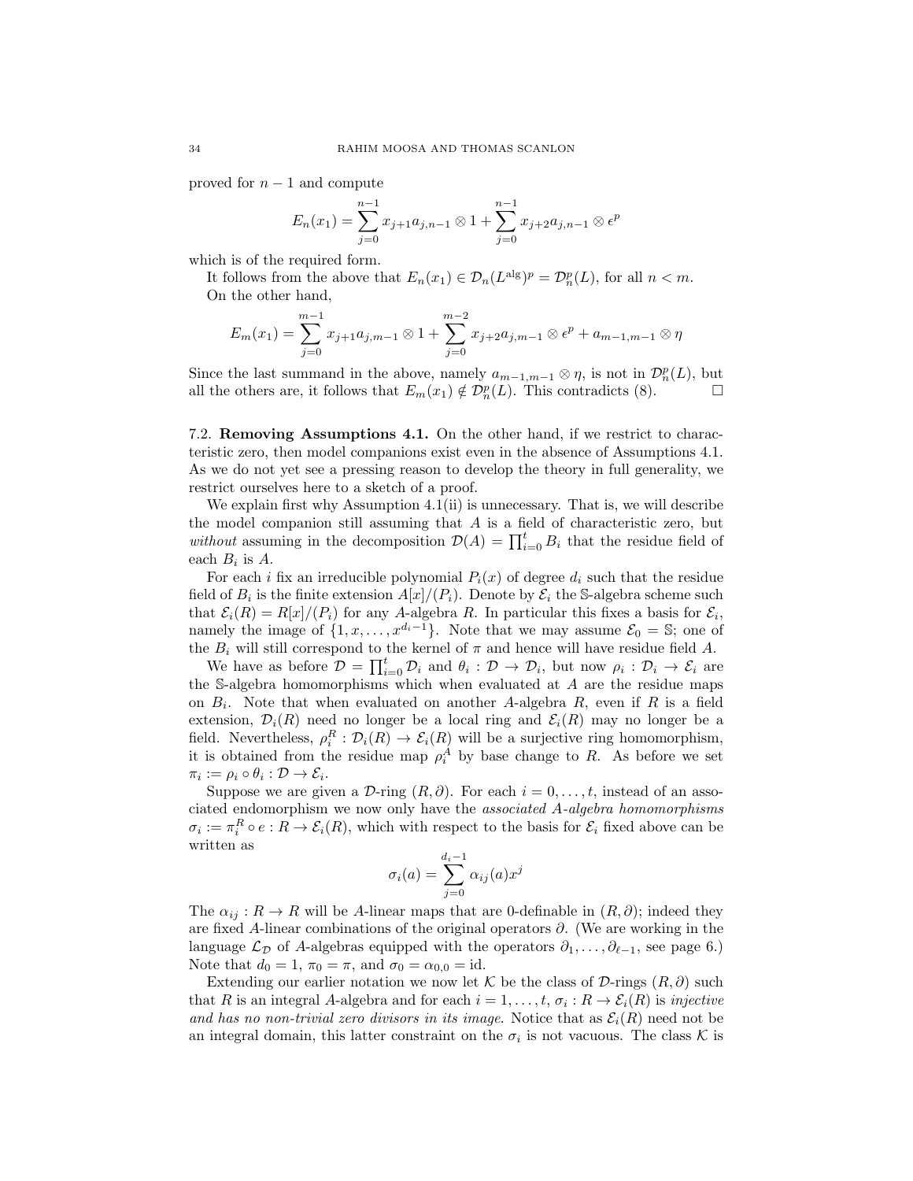proved for $n-1$ and compute

$$E_n(x_1) = \sum_{j=0}^{n-1} x_{j+1} a_{j,n-1} \otimes 1 + \sum_{j=0}^{n-1} x_{j+2} a_{j,n-1} \otimes \epsilon^p$$

which is of the required form.

It follows from the above that $E_n(x_1) \in \mathcal{D}_n(L^{\mathrm{alg}})^p = \mathcal{D}_n^p(L)$, for all $n < m$.

On the other hand,

$$E_m(x_1) = \sum_{j=0}^{m-1} x_{j+1} a_{j,m-1} \otimes 1 + \sum_{j=0}^{m-2} x_{j+2} a_{j,m-1} \otimes \epsilon^p + a_{m-1,m-1} \otimes \eta$$

Since the last summand in the above, namely $a_{m-1,m-1} \otimes \eta$, is not in $\mathcal{D}_n^p(L)$, but all the others are, it follows that $E_m(x_1) \notin \mathcal{D}_n^p(L)$. This contradicts (8). □

7.2. **Removing Assumptions 4.1.** On the other hand, if we restrict to characteristic zero, then model companions exist even in the absence of Assumptions 4.1. As we do not yet see a pressing reason to develop the theory in full generality, we restrict ourselves here to a sketch of a proof.

We explain first why Assumption 4.1(ii) is unnecessary. That is, we will describe the model companion still assuming that $A$ is a field of characteristic zero, but *without* assuming in the decomposition $\mathcal{D}(A) = \prod_{i=0}^{t} B_i$ that the residue field of each $B_i$ is $A$.

For each $i$ fix an irreducible polynomial $P_i(x)$ of degree $d_i$ such that the residue field of $B_i$ is the finite extension $A[x]/(P_i)$. Denote by $\mathcal{E}_i$ the $\mathbb{S}$-algebra scheme such that $\mathcal{E}_i(R) = R[x]/(P_i)$ for any $A$-algebra $R$. In particular this fixes a basis for $\mathcal{E}_i$, namely the image of $\{1, x, \ldots, x^{d_i - 1}\}$. Note that we may assume $\mathcal{E}_0 = \mathbb{S}$; one of the $B_i$ will still correspond to the kernel of $\pi$ and hence will have residue field $A$.

We have as before $\mathcal{D} = \prod_{i=0}^{t} \mathcal{D}_i$ and $\theta_i : \mathcal{D} \to \mathcal{D}_i$, but now $\rho_i : \mathcal{D}_i \to \mathcal{E}_i$ are the $\mathbb{S}$-algebra homomorphisms which when evaluated at $A$ are the residue maps on $B_i$. Note that when evaluated on another $A$-algebra $R$, even if $R$ is a field extension, $\mathcal{D}_i(R)$ need no longer be a local ring and $\mathcal{E}_i(R)$ may no longer be a field. Nevertheless, $\rho_i^R : \mathcal{D}_i(R) \to \mathcal{E}_i(R)$ will be a surjective ring homomorphism, it is obtained from the residue map $\rho_i^A$ by base change to $R$. As before we set $\pi_i := \rho_i \circ \theta_i : \mathcal{D} \to \mathcal{E}_i$.

Suppose we are given a $\mathcal{D}$-ring $(R, \partial)$. For each $i = 0, \ldots, t$, instead of an associated endomorphism we now only have the *associated $A$-algebra homomorphisms* $\sigma_i := \pi_i^R \circ e : R \to \mathcal{E}_i(R)$, which with respect to the basis for $\mathcal{E}_i$ fixed above can be written as

$$\sigma_i(a) = \sum_{j=0}^{d_i - 1} \alpha_{ij}(a) x^j$$

The $\alpha_{ij} : R \to R$ will be $A$-linear maps that are 0-definable in $(R, \partial)$; indeed they are fixed $A$-linear combinations of the original operators $\partial$. (We are working in the language $\mathcal{L}_{\mathcal{D}}$ of $A$-algebras equipped with the operators $\partial_1, \ldots, \partial_{\ell-1}$, see page 6.) Note that $d_0 = 1$, $\pi_0 = \pi$, and $\sigma_0 = \alpha_{0,0} = \mathrm{id}$.

Extending our earlier notation we now let $\mathcal{K}$ be the class of $\mathcal{D}$-rings $(R, \partial)$ such that $R$ is an integral $A$-algebra and for each $i = 1, \ldots, t$, $\sigma_i : R \to \mathcal{E}_i(R)$ is *injective and has no non-trivial zero divisors in its image*. Notice that as $\mathcal{E}_i(R)$ need not be an integral domain, this latter constraint on the $\sigma_i$ is not vacuous. The class $\mathcal{K}$ is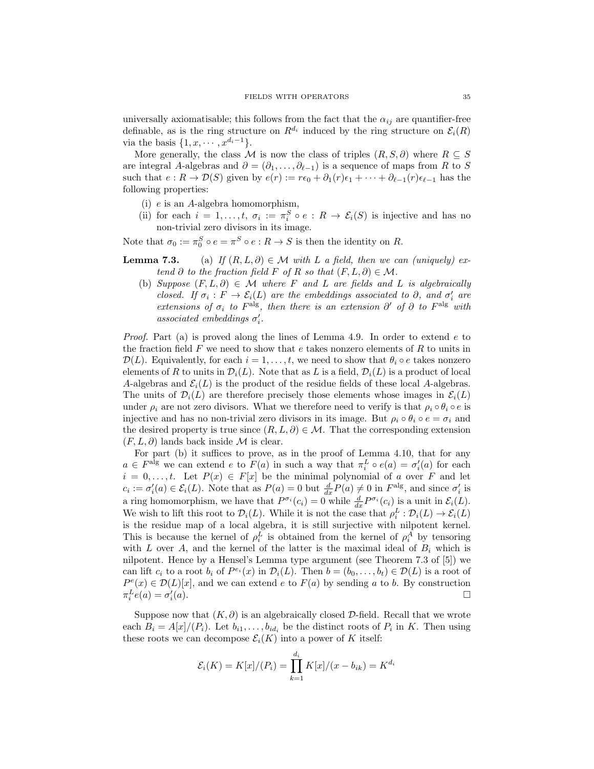universally axiomatisable; this follows from the fact that the $\alpha_{ij}$ are quantifier-free definable, as is the ring structure on $R^{d_i}$ induced by the ring structure on $\mathcal{E}_i(R)$ via the basis $\{1, x, \cdots, x^{d_i-1}\}$.

More generally, the class $\mathcal{M}$ is now the class of triples $(R, S, \partial)$ where $R \subseteq S$ are integral $A$-algebras and $\partial = (\partial_1, \ldots, \partial_{\ell-1})$ is a sequence of maps from $R$ to $S$ such that $e : R \to \mathcal{D}(S)$ given by $e(r) := r\epsilon_0 + \partial_1(r)\epsilon_1 + \cdots + \partial_{\ell-1}(r)\epsilon_{\ell-1}$ has the following properties:

(i) $e$ is an $A$-algebra homomorphism,

(ii) for each $i = 1, \ldots, t$, $\sigma_i := \pi_i^S \circ e : R \to \mathcal{E}_i(S)$ is injective and has no non-trivial zero divisors in its image.

Note that $\sigma_0 := \pi_0^S \circ e = \pi^S \circ e : R \to S$ is then the identity on $R$.

**Lemma 7.3.** (a) *If $(R, L, \partial) \in \mathcal{M}$ with $L$ a field, then we can (uniquely) extend $\partial$ to the fraction field $F$ of $R$ so that $(F, L, \partial) \in \mathcal{M}$.*

(b) *Suppose $(F, L, \partial) \in \mathcal{M}$ where $F$ and $L$ are fields and $L$ is algebraically closed. If $\sigma_i : F \to \mathcal{E}_i(L)$ are the embeddings associated to $\partial$, and $\sigma_i'$ are extensions of $\sigma_i$ to $F^{\mathrm{alg}}$, then there is an extension $\partial'$ of $\partial$ to $F^{\mathrm{alg}}$ with associated embeddings $\sigma_i'$.*

*Proof.* Part (a) is proved along the lines of Lemma 4.9. In order to extend $e$ to the fraction field $F$ we need to show that $e$ takes nonzero elements of $R$ to units in $\mathcal{D}(L)$. Equivalently, for each $i = 1, \ldots, t$, we need to show that $\theta_i \circ e$ takes nonzero elements of $R$ to units in $\mathcal{D}_i(L)$. Note that as $L$ is a field, $\mathcal{D}_i(L)$ is a product of local $A$-algebras and $\mathcal{E}_i(L)$ is the product of the residue fields of these local $A$-algebras. The units of $\mathcal{D}_i(L)$ are therefore precisely those elements whose images in $\mathcal{E}_i(L)$ under $\rho_i$ are not zero divisors. What we therefore need to verify is that $\rho_i \circ \theta_i \circ e$ is injective and has no non-trivial zero divisors in its image. But $\rho_i \circ \theta_i \circ e = \sigma_i$ and the desired property is true since $(R, L, \partial) \in \mathcal{M}$. That the corresponding extension $(F, L, \partial)$ lands back inside $\mathcal{M}$ is clear.

For part (b) it suffices to prove, as in the proof of Lemma 4.10, that for any $a \in F^{\mathrm{alg}}$ we can extend $e$ to $F(a)$ in such a way that $\pi_i^L \circ e(a) = \sigma_i'(a)$ for each $i = 0, \ldots, t$. Let $P(x) \in F[x]$ be the minimal polynomial of $a$ over $F$ and let $c_i := \sigma_i'(a) \in \mathcal{E}_i(L)$. Note that as $P(a) = 0$ but $\frac{d}{dx}P(a) \neq 0$ in $F^{\mathrm{alg}}$, and since $\sigma_i'$ is a ring homomorphism, we have that $P^{\sigma_i}(c_i) = 0$ while $\frac{d}{dx}P^{\sigma_i}(c_i)$ is a unit in $\mathcal{E}_i(L)$. We wish to lift this root to $\mathcal{D}_i(L)$. While it is not the case that $\rho_i^L : \mathcal{D}_i(L) \to \mathcal{E}_i(L)$ is the residue map of a local algebra, it is still surjective with nilpotent kernel. This is because the kernel of $\rho_i^L$ is obtained from the kernel of $\rho_i^A$ by tensoring with $L$ over $A$, and the kernel of the latter is the maximal ideal of $B_i$ which is nilpotent. Hence by a Hensel's Lemma type argument (see Theorem 7.3 of [5]) we can lift $c_i$ to a root $b_i$ of $P^{e_i}(x)$ in $\mathcal{D}_i(L)$. Then $b = (b_0, \ldots, b_t) \in \mathcal{D}(L)$ is a root of $P^e(x) \in \mathcal{D}(L)[x]$, and we can extend $e$ to $F(a)$ by sending $a$ to $b$. By construction $\pi_i^L e(a) = \sigma_i'(a)$. $\square$

Suppose now that $(K, \partial)$ is an algebraically closed $\mathcal{D}$-field. Recall that we wrote each $B_i = A[x]/(P_i)$. Let $b_{i1}, \ldots, b_{id_i}$ be the distinct roots of $P_i$ in $K$. Then using these roots we can decompose $\mathcal{E}_i(K)$ into a power of $K$ itself:

$$\mathcal{E}_i(K) = K[x]/(P_i) = \prod_{k=1}^{d_i} K[x]/(x - b_{ik}) = K^{d_i}$$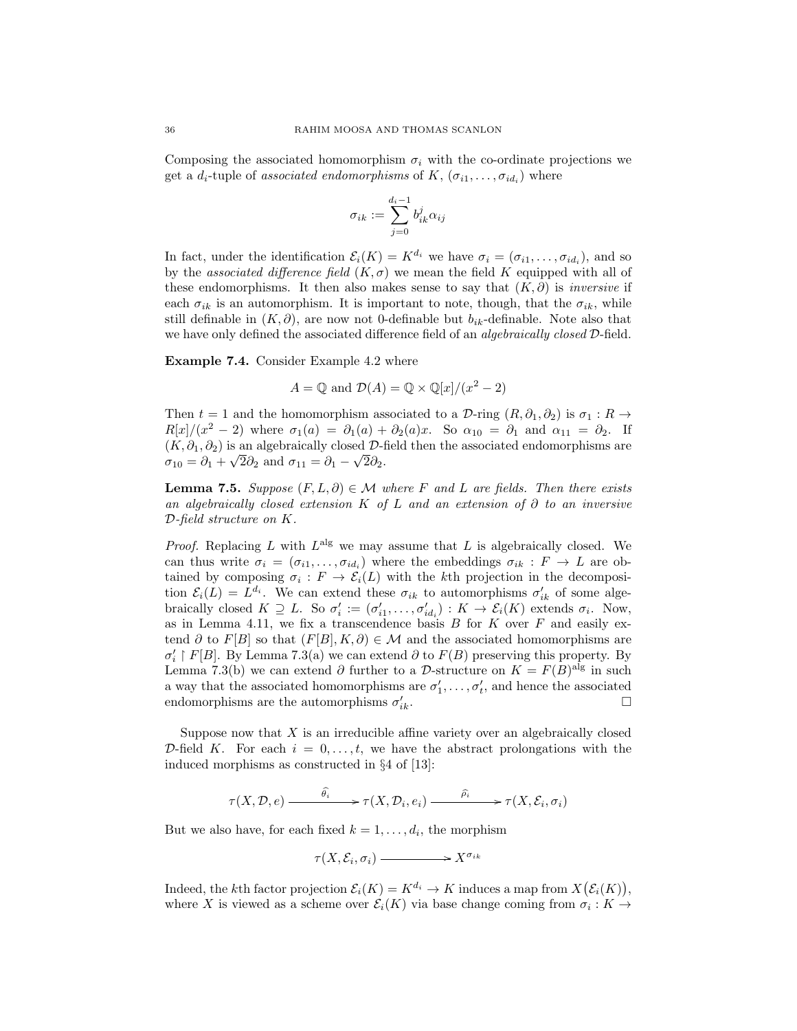Composing the associated homomorphism $\sigma_i$ with the co-ordinate projections we get a $d_i$-tuple of *associated endomorphisms* of $K$, $(\sigma_{i1}, \ldots, \sigma_{id_i})$ where

$$\sigma_{ik} := \sum_{j=0}^{d_i - 1} b_{ik}^j \alpha_{ij}$$

In fact, under the identification $\mathcal{E}_i(K) = K^{d_i}$ we have $\sigma_i = (\sigma_{i1}, \ldots, \sigma_{id_i})$, and so by the *associated difference field* $(K, \sigma)$ we mean the field $K$ equipped with all of these endomorphisms. It then also makes sense to say that $(K, \partial)$ is *inversive* if each $\sigma_{ik}$ is an automorphism. It is important to note, though, that the $\sigma_{ik}$, while still definable in $(K, \partial)$, are now not 0-definable but $b_{ik}$-definable. Note also that we have only defined the associated difference field of an *algebraically closed* $\mathcal{D}$-field.

**Example 7.4.** Consider Example 4.2 where

$$A = \mathbb{Q} \text{ and } \mathcal{D}(A) = \mathbb{Q} \times \mathbb{Q}[x]/(x^2 - 2)$$

Then $t = 1$ and the homomorphism associated to a $\mathcal{D}$-ring $(R, \partial_1, \partial_2)$ is $\sigma_1 : R \to R[x]/(x^2 - 2)$ where $\sigma_1(a) = \partial_1(a) + \partial_2(a)x$. So $\alpha_{10} = \partial_1$ and $\alpha_{11} = \partial_2$. If $(K, \partial_1, \partial_2)$ is an algebraically closed $\mathcal{D}$-field then the associated endomorphisms are $\sigma_{10} = \partial_1 + \sqrt{2}\partial_2$ and $\sigma_{11} = \partial_1 - \sqrt{2}\partial_2$.

**Lemma 7.5.** *Suppose $(F, L, \partial) \in \mathcal{M}$ where $F$ and $L$ are fields. Then there exists an algebraically closed extension $K$ of $L$ and an extension of $\partial$ to an inversive $\mathcal{D}$-field structure on $K$.*

*Proof.* Replacing $L$ with $L^{\mathrm{alg}}$ we may assume that $L$ is algebraically closed. We can thus write $\sigma_i = (\sigma_{i1}, \ldots, \sigma_{id_i})$ where the embeddings $\sigma_{ik} : F \to L$ are obtained by composing $\sigma_i : F \to \mathcal{E}_i(L)$ with the $k$th projection in the decomposition $\mathcal{E}_i(L) = L^{d_i}$. We can extend these $\sigma_{ik}$ to automorphisms $\sigma'_{ik}$ of some algebraically closed $K \supseteq L$. So $\sigma'_i := (\sigma'_{i1}, \ldots, \sigma'_{id_i}) : K \to \mathcal{E}_i(K)$ extends $\sigma_i$. Now, as in Lemma 4.11, we fix a transcendence basis $B$ for $K$ over $F$ and easily extend $\partial$ to $F[B]$ so that $(F[B], K, \partial) \in \mathcal{M}$ and the associated homomorphisms are $\sigma'_i \upharpoonright F[B]$. By Lemma 7.3(a) we can extend $\partial$ to $F(B)$ preserving this property. By Lemma 7.3(b) we can extend $\partial$ further to a $\mathcal{D}$-structure on $K = F(B)^{\mathrm{alg}}$ in such a way that the associated homomorphisms are $\sigma'_1, \ldots, \sigma'_t$, and hence the associated endomorphisms are the automorphisms $\sigma'_{ik}$. $\square$

Suppose now that $X$ is an irreducible affine variety over an algebraically closed $\mathcal{D}$-field $K$. For each $i = 0, \ldots, t$, we have the abstract prolongations with the induced morphisms as constructed in §4 of [13]:

$$\tau(X, \mathcal{D}, e) \xrightarrow{\widehat{\theta_i}} \tau(X, \mathcal{D}_i, e_i) \xrightarrow{\widehat{\rho_i}} \tau(X, \mathcal{E}_i, \sigma_i)$$

But we also have, for each fixed $k = 1, \ldots, d_i$, the morphism

$$\tau(X, \mathcal{E}_i, \sigma_i) \longrightarrow X^{\sigma_{ik}}$$

Indeed, the $k$th factor projection $\mathcal{E}_i(K) = K^{d_i} \to K$ induces a map from $X\big(\mathcal{E}_i(K)\big)$, where $X$ is viewed as a scheme over $\mathcal{E}_i(K)$ via base change coming from $\sigma_i : K \to$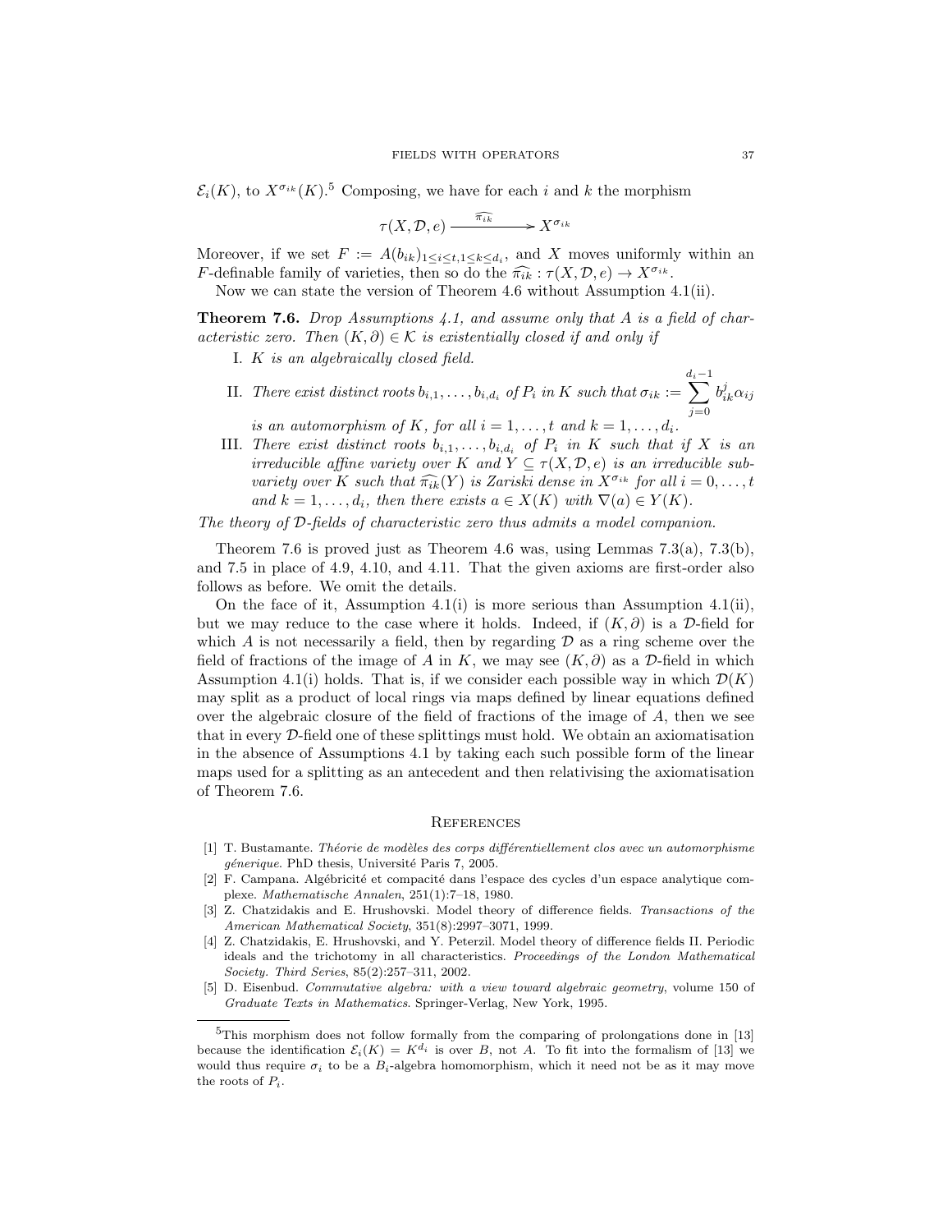$\mathcal{E}_i(K)$, to $X^{\sigma_{ik}}(K)$.[5] Composing, we have for each $i$ and $k$ the morphism

$$\tau(X, \mathcal{D}, e) \xrightarrow{\widehat{\pi_{ik}}} X^{\sigma_{ik}}$$

Moreover, if we set $F := A(b_{ik})_{1 \leq i \leq t, 1 \leq k \leq d_i}$, and $X$ moves uniformly within an $F$-definable family of varieties, then so do the $\widehat{\pi_{ik}} : \tau(X, \mathcal{D}, e) \to X^{\sigma_{ik}}$.

Now we can state the version of Theorem 4.6 without Assumption 4.1(ii).

**Theorem 7.6.** *Drop Assumptions 4.1, and assume only that $A$ is a field of characteristic zero. Then $(K, \partial) \in \mathcal{K}$ is existentially closed if and only if*

I. *$K$ is an algebraically closed field.*

II. *There exist distinct roots $b_{i,1}, \ldots, b_{i,d_i}$ of $P_i$ in $K$ such that $\sigma_{ik} := \sum_{j=0}^{d_i - 1} b_{ik}^j \alpha_{ij}$ is an automorphism of $K$, for all $i = 1, \ldots, t$ and $k = 1, \ldots, d_i$.*

III. *There exist distinct roots $b_{i,1}, \ldots, b_{i,d_i}$ of $P_i$ in $K$ such that if $X$ is an irreducible affine variety over $K$ and $Y \subseteq \tau(X, \mathcal{D}, e)$ is an irreducible subvariety over $K$ such that $\widehat{\pi_{ik}}(Y)$ is Zariski dense in $X^{\sigma_{ik}}$ for all $i = 0, \ldots, t$ and $k = 1, \ldots, d_i$, then there exists $a \in X(K)$ with $\nabla(a) \in Y(K)$.*

*The theory of $\mathcal{D}$-fields of characteristic zero thus admits a model companion.*

Theorem 7.6 is proved just as Theorem 4.6 was, using Lemmas 7.3(a), 7.3(b), and 7.5 in place of 4.9, 4.10, and 4.11. That the given axioms are first-order also follows as before. We omit the details.

On the face of it, Assumption 4.1(i) is more serious than Assumption 4.1(ii), but we may reduce to the case where it holds. Indeed, if $(K, \partial)$ is a $\mathcal{D}$-field for which $A$ is not necessarily a field, then by regarding $\mathcal{D}$ as a ring scheme over the field of fractions of the image of $A$ in $K$, we may see $(K, \partial)$ as a $\mathcal{D}$-field in which Assumption 4.1(i) holds. That is, if we consider each possible way in which $\mathcal{D}(K)$ may split as a product of local rings via maps defined by linear equations defined over the algebraic closure of the field of fractions of the image of $A$, then we see that in every $\mathcal{D}$-field one of these splittings must hold. We obtain an axiomatisation in the absence of Assumptions 4.1 by taking each such possible form of the linear maps used for a splitting as an antecedent and then relativising the axiomatisation of Theorem 7.6.

## References

[1] T. Bustamante. *Théorie de modèles des corps différentiellement clos avec un automorphisme génerique*. PhD thesis, Université Paris 7, 2005.

[2] F. Campana. Algébricité et compacité dans l'espace des cycles d'un espace analytique complexe. *Mathematische Annalen*, 251(1):7–18, 1980.

[3] Z. Chatzidakis and E. Hrushovski. Model theory of difference fields. *Transactions of the American Mathematical Society*, 351(8):2997–3071, 1999.

[4] Z. Chatzidakis, E. Hrushovski, and Y. Peterzil. Model theory of difference fields II. Periodic ideals and the trichotomy in all characteristics. *Proceedings of the London Mathematical Society. Third Series*, 85(2):257–311, 2002.

[5] D. Eisenbud. *Commutative algebra: with a view toward algebraic geometry*, volume 150 of *Graduate Texts in Mathematics*. Springer-Verlag, New York, 1995.

---

[5] This morphism does not follow formally from the comparing of prolongations done in [13] because the identification $\mathcal{E}_i(K) = K^{d_i}$ is over $B$, not $A$. To fit into the formalism of [13] we would thus require $\sigma_i$ to be a $B_i$-algebra homomorphism, which it need not be as it may move the roots of $P_i$.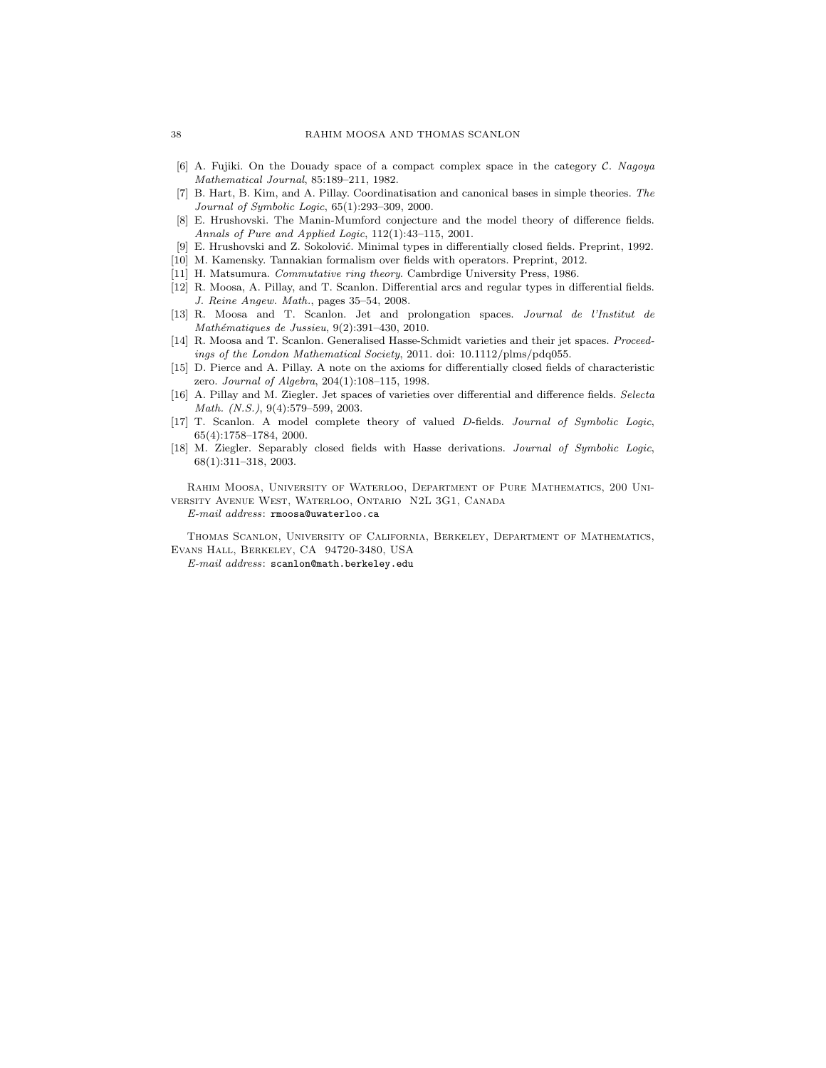[6] A. Fujiki. On the Douady space of a compact complex space in the category $\mathcal{C}$. *Nagoya Mathematical Journal*, 85:189–211, 1982.

[7] B. Hart, B. Kim, and A. Pillay. Coordinatisation and canonical bases in simple theories. *The Journal of Symbolic Logic*, 65(1):293–309, 2000.

[8] E. Hrushovski. The Manin-Mumford conjecture and the model theory of difference fields. *Annals of Pure and Applied Logic*, 112(1):43–115, 2001.

[9] E. Hrushovski and Z. Sokolović. Minimal types in differentially closed fields. Preprint, 1992.

[10] M. Kamensky. Tannakian formalism over fields with operators. Preprint, 2012.

[11] H. Matsumura. *Commutative ring theory*. Cambrdige University Press, 1986.

[12] R. Moosa, A. Pillay, and T. Scanlon. Differential arcs and regular types in differential fields. *J. Reine Angew. Math.*, pages 35–54, 2008.

[13] R. Moosa and T. Scanlon. Jet and prolongation spaces. *Journal de l'Institut de Mathématiques de Jussieu*, 9(2):391–430, 2010.

[14] R. Moosa and T. Scanlon. Generalised Hasse-Schmidt varieties and their jet spaces. *Proceedings of the London Mathematical Society*, 2011. doi: 10.1112/plms/pdq055.

[15] D. Pierce and A. Pillay. A note on the axioms for differentially closed fields of characteristic zero. *Journal of Algebra*, 204(1):108–115, 1998.

[16] A. Pillay and M. Ziegler. Jet spaces of varieties over differential and difference fields. *Selecta Math. (N.S.)*, 9(4):579–599, 2003.

[17] T. Scanlon. A model complete theory of valued $D$-fields. *Journal of Symbolic Logic*, 65(4):1758–1784, 2000.

[18] M. Ziegler. Separably closed fields with Hasse derivations. *Journal of Symbolic Logic*, 68(1):311–318, 2003.

Rahim Moosa, University of Waterloo, Department of Pure Mathematics, 200 University Avenue West, Waterloo, Ontario N2L 3G1, Canada

*E-mail address*: rmoosa@uwaterloo.ca

Thomas Scanlon, University of California, Berkeley, Department of Mathematics, Evans Hall, Berkeley, CA 94720-3480, USA

*E-mail address*: scanlon@math.berkeley.edu